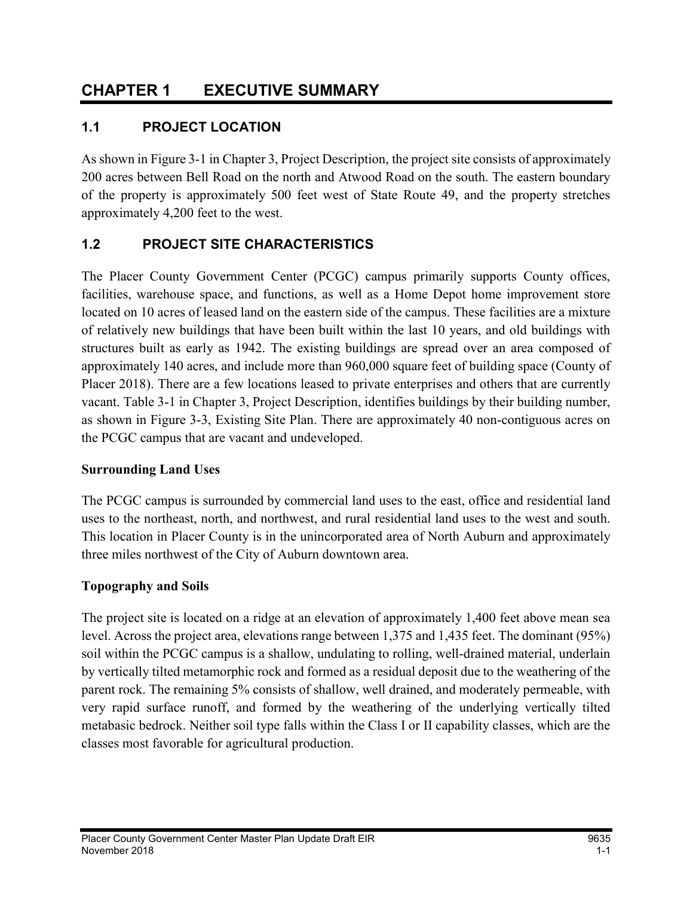# CHAPTER 1 EXECUTIVE SUMMARY

## 1.1 PROJECT LOCATION

As shown in Figure 3-1 in Chapter 3, Project Description, the project site consists of approximately 200 acres between Bell Road on the north and Atwood Road on the south. The eastern boundary of the property is approximately 500 feet west of State Route 49, and the property stretches approximately 4,200 feet to the west.

## 1.2 PROJECT SITE CHARACTERISTICS

The Placer County Government Center (PCGC) campus primarily supports County offices, facilities, warehouse space, and functions, as well as a Home Depot home improvement store located on 10 acres of leased land on the eastern side of the campus. These facilities are a mixture of relatively new buildings that have been built within the last 10 years, and old buildings with structures built as early as 1942. The existing buildings are spread over an area composed of approximately 140 acres, and include more than 960,000 square feet of building space (County of Placer 2018). There are a few locations leased to private enterprises and others that are currently vacant. Table 3-1 in Chapter 3, Project Description, identifies buildings by their building number, as shown in Figure 3-3, Existing Site Plan. There are approximately 40 non-contiguous acres on the PCGC campus that are vacant and undeveloped.

### Surrounding Land Uses

The PCGC campus is surrounded by commercial land uses to the east, office and residential land uses to the northeast, north, and northwest, and rural residential land uses to the west and south. This location in Placer County is in the unincorporated area of North Auburn and approximately three miles northwest of the City of Auburn downtown area.

### Topography and Soils

The project site is located on a ridge at an elevation of approximately 1,400 feet above mean sea level. Across the project area, elevations range between 1,375 and 1,435 feet. The dominant (95%) soil within the PCGC campus is a shallow, undulating to rolling, well-drained material, underlain by vertically tilted metamorphic rock and formed as a residual deposit due to the weathering of the parent rock. The remaining 5% consists of shallow, well drained, and moderately permeable, with very rapid surface runoff, and formed by the weathering of the underlying vertically tilted metabasic bedrock. Neither soil type falls within the Class I or II capability classes, which are the classes most favorable for agricultural production.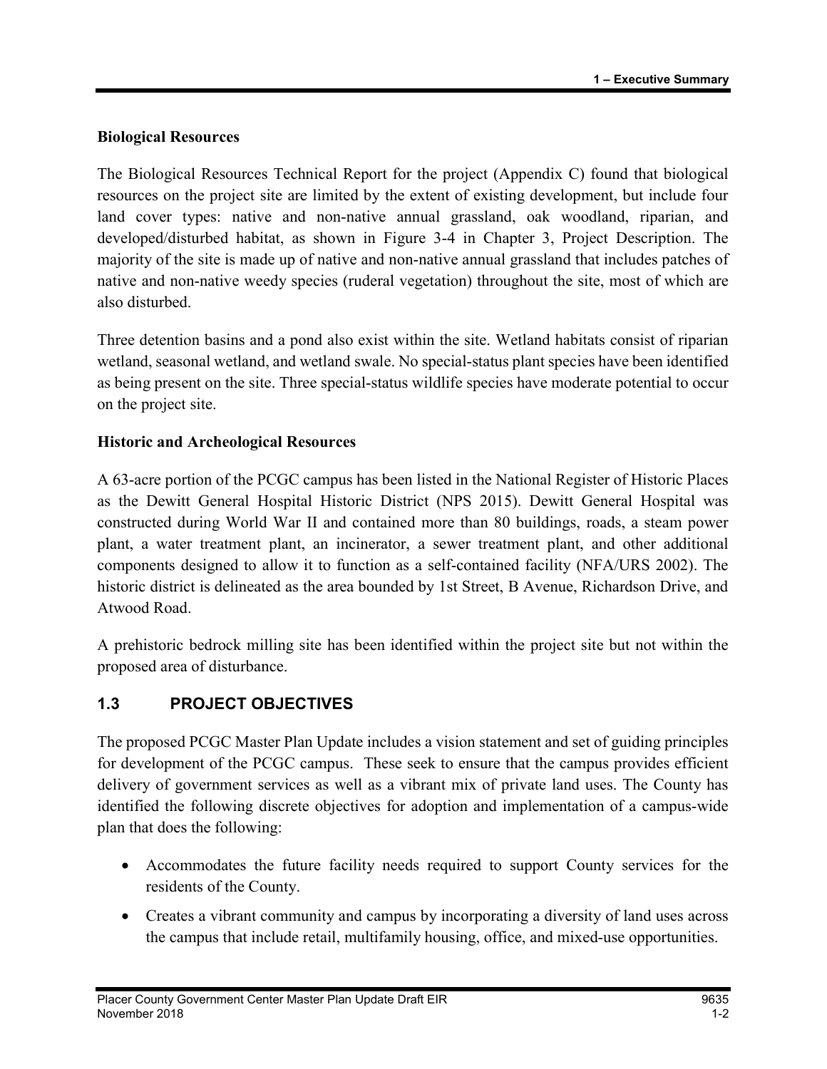**Biological Resources**

The Biological Resources Technical Report for the project (Appendix C) found that biological resources on the project site are limited by the extent of existing development, but include four land cover types: native and non-native annual grassland, oak woodland, riparian, and developed/disturbed habitat, as shown in Figure 3-4 in Chapter 3, Project Description. The majority of the site is made up of native and non-native annual grassland that includes patches of native and non-native weedy species (ruderal vegetation) throughout the site, most of which are also disturbed.

Three detention basins and a pond also exist within the site. Wetland habitats consist of riparian wetland, seasonal wetland, and wetland swale. No special-status plant species have been identified as being present on the site. Three special-status wildlife species have moderate potential to occur on the project site.

**Historic and Archeological Resources**

A 63-acre portion of the PCGC campus has been listed in the National Register of Historic Places as the Dewitt General Hospital Historic District (NPS 2015). Dewitt General Hospital was constructed during World War II and contained more than 80 buildings, roads, a steam power plant, a water treatment plant, an incinerator, a sewer treatment plant, and other additional components designed to allow it to function as a self-contained facility (NFA/URS 2002). The historic district is delineated as the area bounded by 1st Street, B Avenue, Richardson Drive, and Atwood Road.

A prehistoric bedrock milling site has been identified within the project site but not within the proposed area of disturbance.

## 1.3 PROJECT OBJECTIVES

The proposed PCGC Master Plan Update includes a vision statement and set of guiding principles for development of the PCGC campus. These seek to ensure that the campus provides efficient delivery of government services as well as a vibrant mix of private land uses. The County has identified the following discrete objectives for adoption and implementation of a campus-wide plan that does the following:

- Accommodates the future facility needs required to support County services for the residents of the County.
- Creates a vibrant community and campus by incorporating a diversity of land uses across the campus that include retail, multifamily housing, office, and mixed-use opportunities.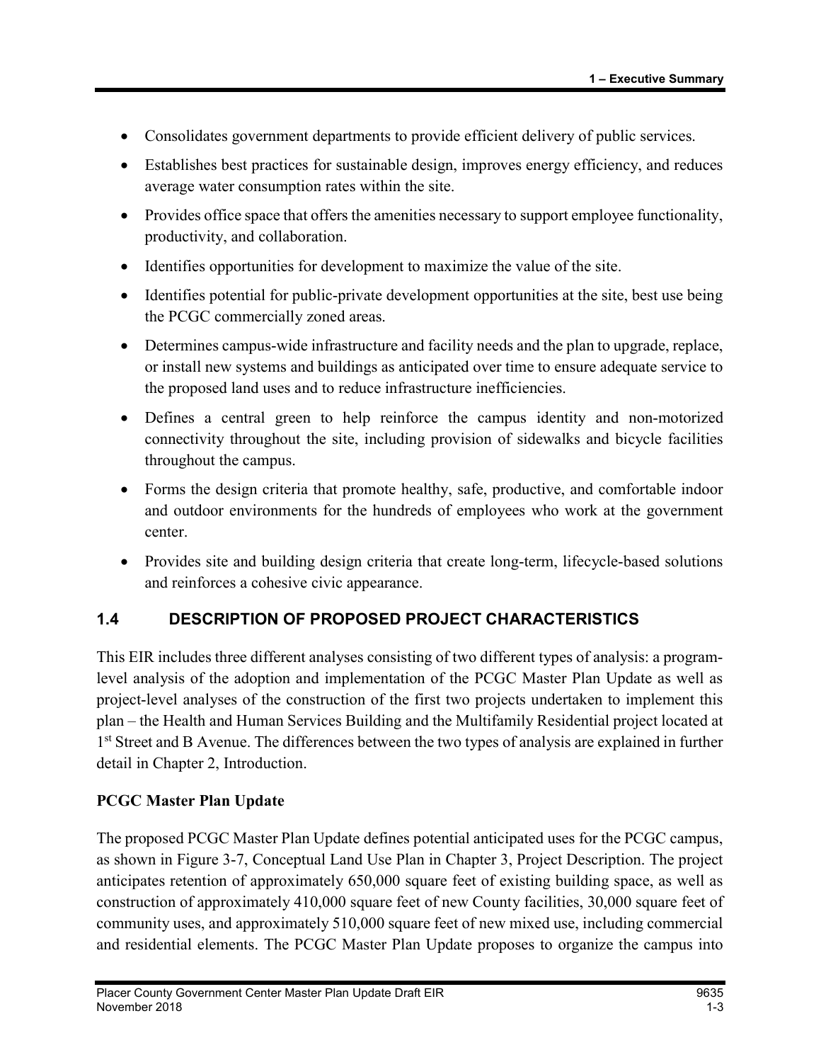- Consolidates government departments to provide efficient delivery of public services.
- Establishes best practices for sustainable design, improves energy efficiency, and reduces average water consumption rates within the site.
- Provides office space that offers the amenities necessary to support employee functionality, productivity, and collaboration.
- Identifies opportunities for development to maximize the value of the site.
- Identifies potential for public-private development opportunities at the site, best use being the PCGC commercially zoned areas.
- Determines campus-wide infrastructure and facility needs and the plan to upgrade, replace, or install new systems and buildings as anticipated over time to ensure adequate service to the proposed land uses and to reduce infrastructure inefficiencies.
- Defines a central green to help reinforce the campus identity and non-motorized connectivity throughout the site, including provision of sidewalks and bicycle facilities throughout the campus.
- Forms the design criteria that promote healthy, safe, productive, and comfortable indoor and outdoor environments for the hundreds of employees who work at the government center.
- Provides site and building design criteria that create long-term, lifecycle-based solutions and reinforces a cohesive civic appearance.

## 1.4 DESCRIPTION OF PROPOSED PROJECT CHARACTERISTICS

This EIR includes three different analyses consisting of two different types of analysis: a program-level analysis of the adoption and implementation of the PCGC Master Plan Update as well as project-level analyses of the construction of the first two projects undertaken to implement this plan – the Health and Human Services Building and the Multifamily Residential project located at 1st Street and B Avenue. The differences between the two types of analysis are explained in further detail in Chapter 2, Introduction.

**PCGC Master Plan Update**

The proposed PCGC Master Plan Update defines potential anticipated uses for the PCGC campus, as shown in Figure 3-7, Conceptual Land Use Plan in Chapter 3, Project Description. The project anticipates retention of approximately 650,000 square feet of existing building space, as well as construction of approximately 410,000 square feet of new County facilities, 30,000 square feet of community uses, and approximately 510,000 square feet of new mixed use, including commercial and residential elements. The PCGC Master Plan Update proposes to organize the campus into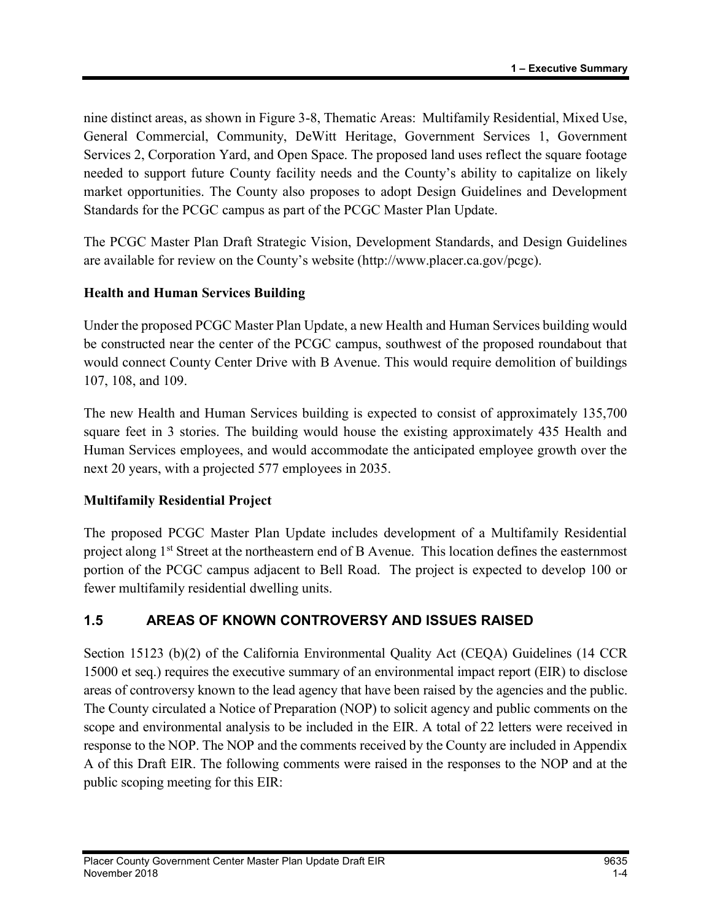nine distinct areas, as shown in Figure 3-8, Thematic Areas: Multifamily Residential, Mixed Use, General Commercial, Community, DeWitt Heritage, Government Services 1, Government Services 2, Corporation Yard, and Open Space. The proposed land uses reflect the square footage needed to support future County facility needs and the County's ability to capitalize on likely market opportunities. The County also proposes to adopt Design Guidelines and Development Standards for the PCGC campus as part of the PCGC Master Plan Update.

The PCGC Master Plan Draft Strategic Vision, Development Standards, and Design Guidelines are available for review on the County's website (http://www.placer.ca.gov/pcgc).

**Health and Human Services Building**

Under the proposed PCGC Master Plan Update, a new Health and Human Services building would be constructed near the center of the PCGC campus, southwest of the proposed roundabout that would connect County Center Drive with B Avenue. This would require demolition of buildings 107, 108, and 109.

The new Health and Human Services building is expected to consist of approximately 135,700 square feet in 3 stories. The building would house the existing approximately 435 Health and Human Services employees, and would accommodate the anticipated employee growth over the next 20 years, with a projected 577 employees in 2035.

**Multifamily Residential Project**

The proposed PCGC Master Plan Update includes development of a Multifamily Residential project along 1st Street at the northeastern end of B Avenue. This location defines the easternmost portion of the PCGC campus adjacent to Bell Road. The project is expected to develop 100 or fewer multifamily residential dwelling units.

## 1.5 AREAS OF KNOWN CONTROVERSY AND ISSUES RAISED

Section 15123 (b)(2) of the California Environmental Quality Act (CEQA) Guidelines (14 CCR 15000 et seq.) requires the executive summary of an environmental impact report (EIR) to disclose areas of controversy known to the lead agency that have been raised by the agencies and the public. The County circulated a Notice of Preparation (NOP) to solicit agency and public comments on the scope and environmental analysis to be included in the EIR. A total of 22 letters were received in response to the NOP. The NOP and the comments received by the County are included in Appendix A of this Draft EIR. The following comments were raised in the responses to the NOP and at the public scoping meeting for this EIR: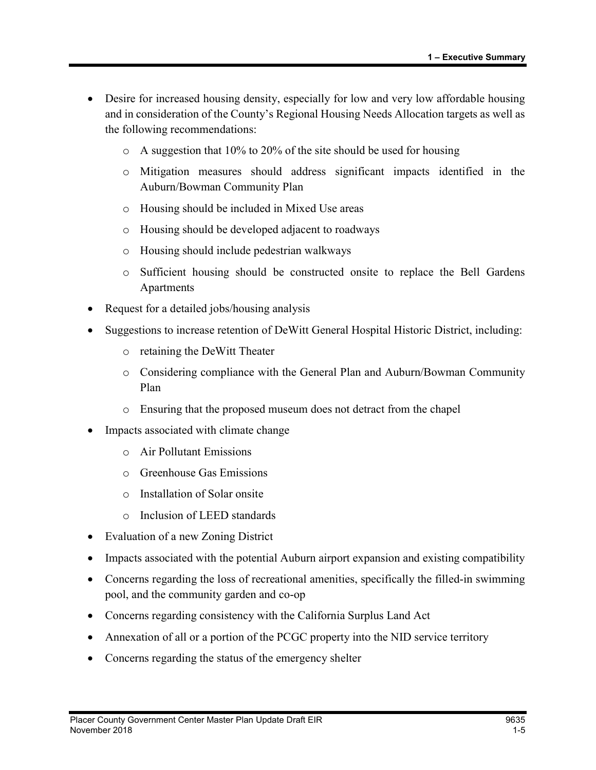- Desire for increased housing density, especially for low and very low affordable housing and in consideration of the County's Regional Housing Needs Allocation targets as well as the following recommendations:
  - A suggestion that 10% to 20% of the site should be used for housing
  - Mitigation measures should address significant impacts identified in the Auburn/Bowman Community Plan
  - Housing should be included in Mixed Use areas
  - Housing should be developed adjacent to roadways
  - Housing should include pedestrian walkways
  - Sufficient housing should be constructed onsite to replace the Bell Gardens Apartments
- Request for a detailed jobs/housing analysis
- Suggestions to increase retention of DeWitt General Hospital Historic District, including:
  - retaining the DeWitt Theater
  - Considering compliance with the General Plan and Auburn/Bowman Community Plan
  - Ensuring that the proposed museum does not detract from the chapel
- Impacts associated with climate change
  - Air Pollutant Emissions
  - Greenhouse Gas Emissions
  - Installation of Solar onsite
  - Inclusion of LEED standards
- Evaluation of a new Zoning District
- Impacts associated with the potential Auburn airport expansion and existing compatibility
- Concerns regarding the loss of recreational amenities, specifically the filled-in swimming pool, and the community garden and co-op
- Concerns regarding consistency with the California Surplus Land Act
- Annexation of all or a portion of the PCGC property into the NID service territory
- Concerns regarding the status of the emergency shelter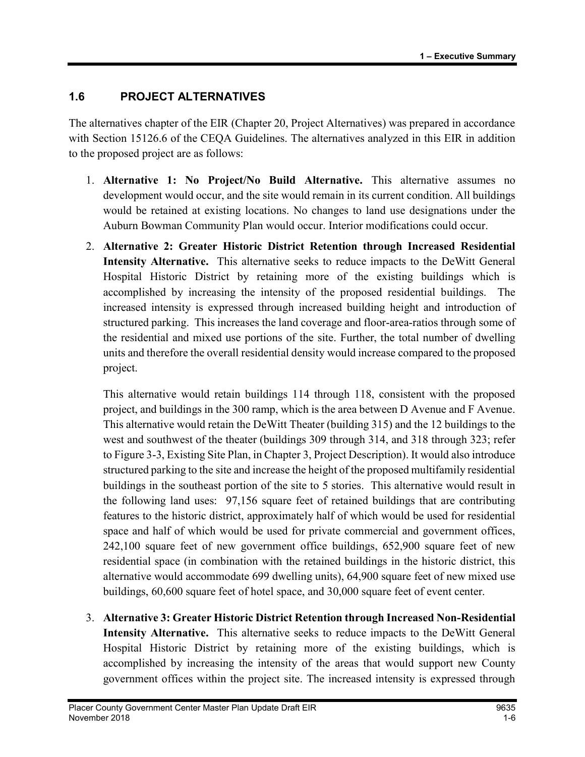## 1.6 PROJECT ALTERNATIVES

The alternatives chapter of the EIR (Chapter 20, Project Alternatives) was prepared in accordance with Section 15126.6 of the CEQA Guidelines. The alternatives analyzed in this EIR in addition to the proposed project are as follows:

1. **Alternative 1: No Project/No Build Alternative.** This alternative assumes no development would occur, and the site would remain in its current condition. All buildings would be retained at existing locations. No changes to land use designations under the Auburn Bowman Community Plan would occur. Interior modifications could occur.

2. **Alternative 2: Greater Historic District Retention through Increased Residential Intensity Alternative.** This alternative seeks to reduce impacts to the DeWitt General Hospital Historic District by retaining more of the existing buildings which is accomplished by increasing the intensity of the proposed residential buildings. The increased intensity is expressed through increased building height and introduction of structured parking. This increases the land coverage and floor-area-ratios through some of the residential and mixed use portions of the site. Further, the total number of dwelling units and therefore the overall residential density would increase compared to the proposed project.

   This alternative would retain buildings 114 through 118, consistent with the proposed project, and buildings in the 300 ramp, which is the area between D Avenue and F Avenue. This alternative would retain the DeWitt Theater (building 315) and the 12 buildings to the west and southwest of the theater (buildings 309 through 314, and 318 through 323; refer to Figure 3-3, Existing Site Plan, in Chapter 3, Project Description). It would also introduce structured parking to the site and increase the height of the proposed multifamily residential buildings in the southeast portion of the site to 5 stories. This alternative would result in the following land uses: 97,156 square feet of retained buildings that are contributing features to the historic district, approximately half of which would be used for residential space and half of which would be used for private commercial and government offices, 242,100 square feet of new government office buildings, 652,900 square feet of new residential space (in combination with the retained buildings in the historic district, this alternative would accommodate 699 dwelling units), 64,900 square feet of new mixed use buildings, 60,600 square feet of hotel space, and 30,000 square feet of event center.

3. **Alternative 3: Greater Historic District Retention through Increased Non-Residential Intensity Alternative.** This alternative seeks to reduce impacts to the DeWitt General Hospital Historic District by retaining more of the existing buildings, which is accomplished by increasing the intensity of the areas that would support new County government offices within the project site. The increased intensity is expressed through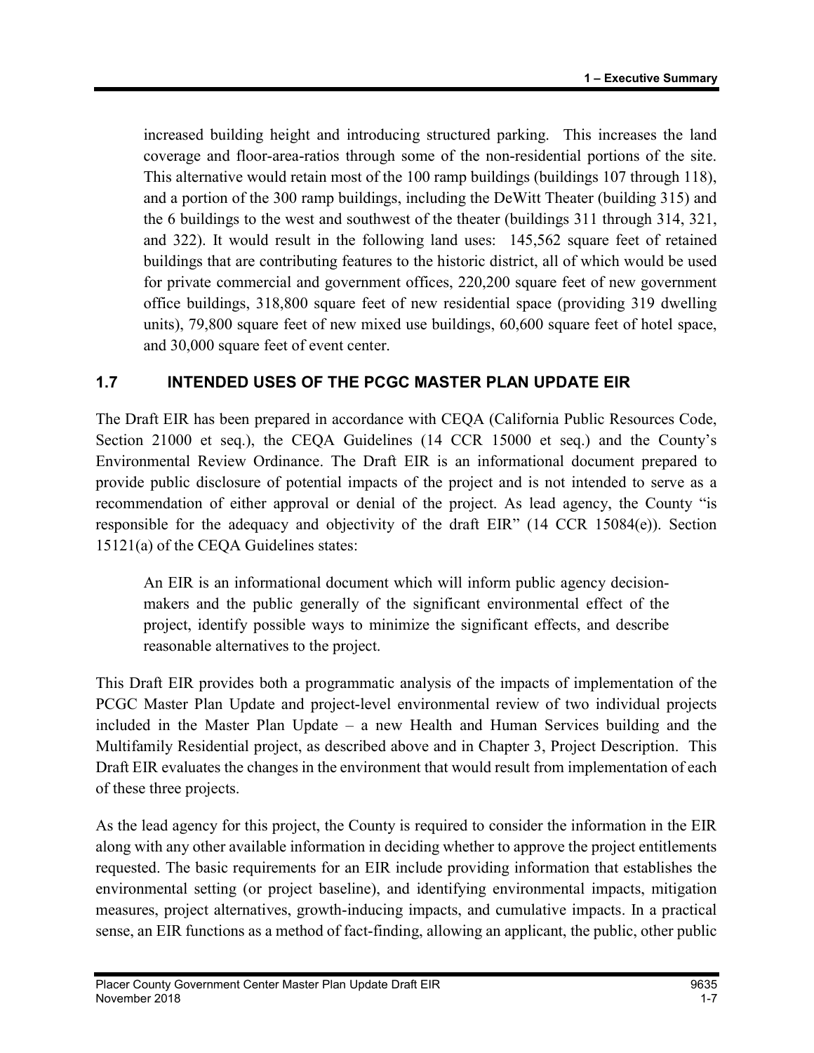increased building height and introducing structured parking. This increases the land coverage and floor-area-ratios through some of the non-residential portions of the site. This alternative would retain most of the 100 ramp buildings (buildings 107 through 118), and a portion of the 300 ramp buildings, including the DeWitt Theater (building 315) and the 6 buildings to the west and southwest of the theater (buildings 311 through 314, 321, and 322). It would result in the following land uses: 145,562 square feet of retained buildings that are contributing features to the historic district, all of which would be used for private commercial and government offices, 220,200 square feet of new government office buildings, 318,800 square feet of new residential space (providing 319 dwelling units), 79,800 square feet of new mixed use buildings, 60,600 square feet of hotel space, and 30,000 square feet of event center.

## 1.7 INTENDED USES OF THE PCGC MASTER PLAN UPDATE EIR

The Draft EIR has been prepared in accordance with CEQA (California Public Resources Code, Section 21000 et seq.), the CEQA Guidelines (14 CCR 15000 et seq.) and the County's Environmental Review Ordinance. The Draft EIR is an informational document prepared to provide public disclosure of potential impacts of the project and is not intended to serve as a recommendation of either approval or denial of the project. As lead agency, the County "is responsible for the adequacy and objectivity of the draft EIR" (14 CCR 15084(e)). Section 15121(a) of the CEQA Guidelines states:

> An EIR is an informational document which will inform public agency decision-makers and the public generally of the significant environmental effect of the project, identify possible ways to minimize the significant effects, and describe reasonable alternatives to the project.

This Draft EIR provides both a programmatic analysis of the impacts of implementation of the PCGC Master Plan Update and project-level environmental review of two individual projects included in the Master Plan Update – a new Health and Human Services building and the Multifamily Residential project, as described above and in Chapter 3, Project Description. This Draft EIR evaluates the changes in the environment that would result from implementation of each of these three projects.

As the lead agency for this project, the County is required to consider the information in the EIR along with any other available information in deciding whether to approve the project entitlements requested. The basic requirements for an EIR include providing information that establishes the environmental setting (or project baseline), and identifying environmental impacts, mitigation measures, project alternatives, growth-inducing impacts, and cumulative impacts. In a practical sense, an EIR functions as a method of fact-finding, allowing an applicant, the public, other public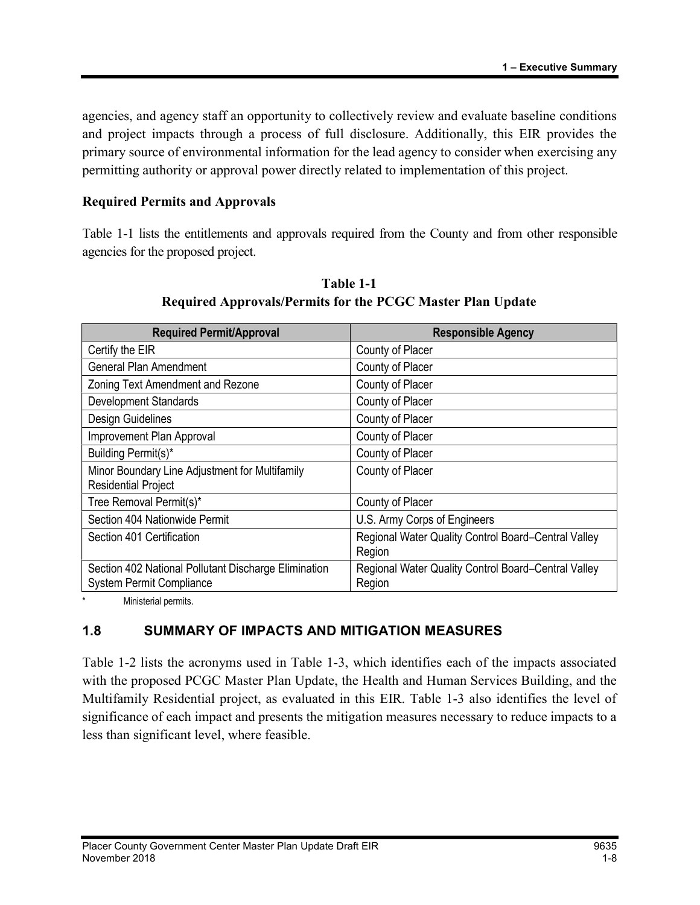agencies, and agency staff an opportunity to collectively review and evaluate baseline conditions and project impacts through a process of full disclosure. Additionally, this EIR provides the primary source of environmental information for the lead agency to consider when exercising any permitting authority or approval power directly related to implementation of this project.

**Required Permits and Approvals**

Table 1-1 lists the entitlements and approvals required from the County and from other responsible agencies for the proposed project.

**Table 1-1**
**Required Approvals/Permits for the PCGC Master Plan Update**

| Required Permit/Approval | Responsible Agency |
|---|---|
| Certify the EIR | County of Placer |
| General Plan Amendment | County of Placer |
| Zoning Text Amendment and Rezone | County of Placer |
| Development Standards | County of Placer |
| Design Guidelines | County of Placer |
| Improvement Plan Approval | County of Placer |
| Building Permit(s)* | County of Placer |
| Minor Boundary Line Adjustment for Multifamily Residential Project | County of Placer |
| Tree Removal Permit(s)* | County of Placer |
| Section 404 Nationwide Permit | U.S. Army Corps of Engineers |
| Section 401 Certification | Regional Water Quality Control Board–Central Valley Region |
| Section 402 National Pollutant Discharge Elimination System Permit Compliance | Regional Water Quality Control Board–Central Valley Region |

\* Ministerial permits.

## 1.8 SUMMARY OF IMPACTS AND MITIGATION MEASURES

Table 1-2 lists the acronyms used in Table 1-3, which identifies each of the impacts associated with the proposed PCGC Master Plan Update, the Health and Human Services Building, and the Multifamily Residential project, as evaluated in this EIR. Table 1-3 also identifies the level of significance of each impact and presents the mitigation measures necessary to reduce impacts to a less than significant level, where feasible.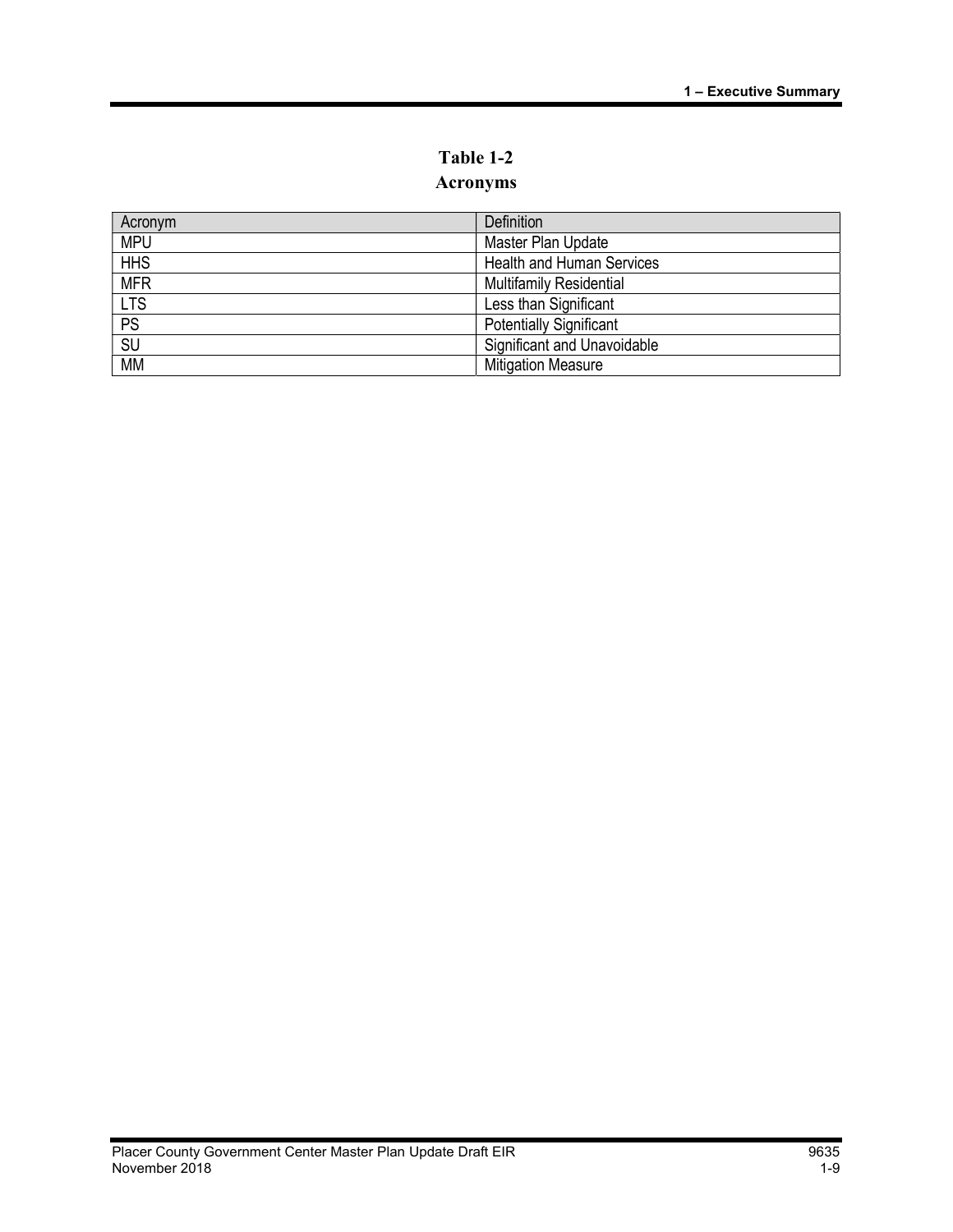## Table 1-2
## Acronyms

| Acronym | Definition |
|---|---|
| MPU | Master Plan Update |
| HHS | Health and Human Services |
| MFR | Multifamily Residential |
| LTS | Less than Significant |
| PS | Potentially Significant |
| SU | Significant and Unavoidable |
| MM | Mitigation Measure |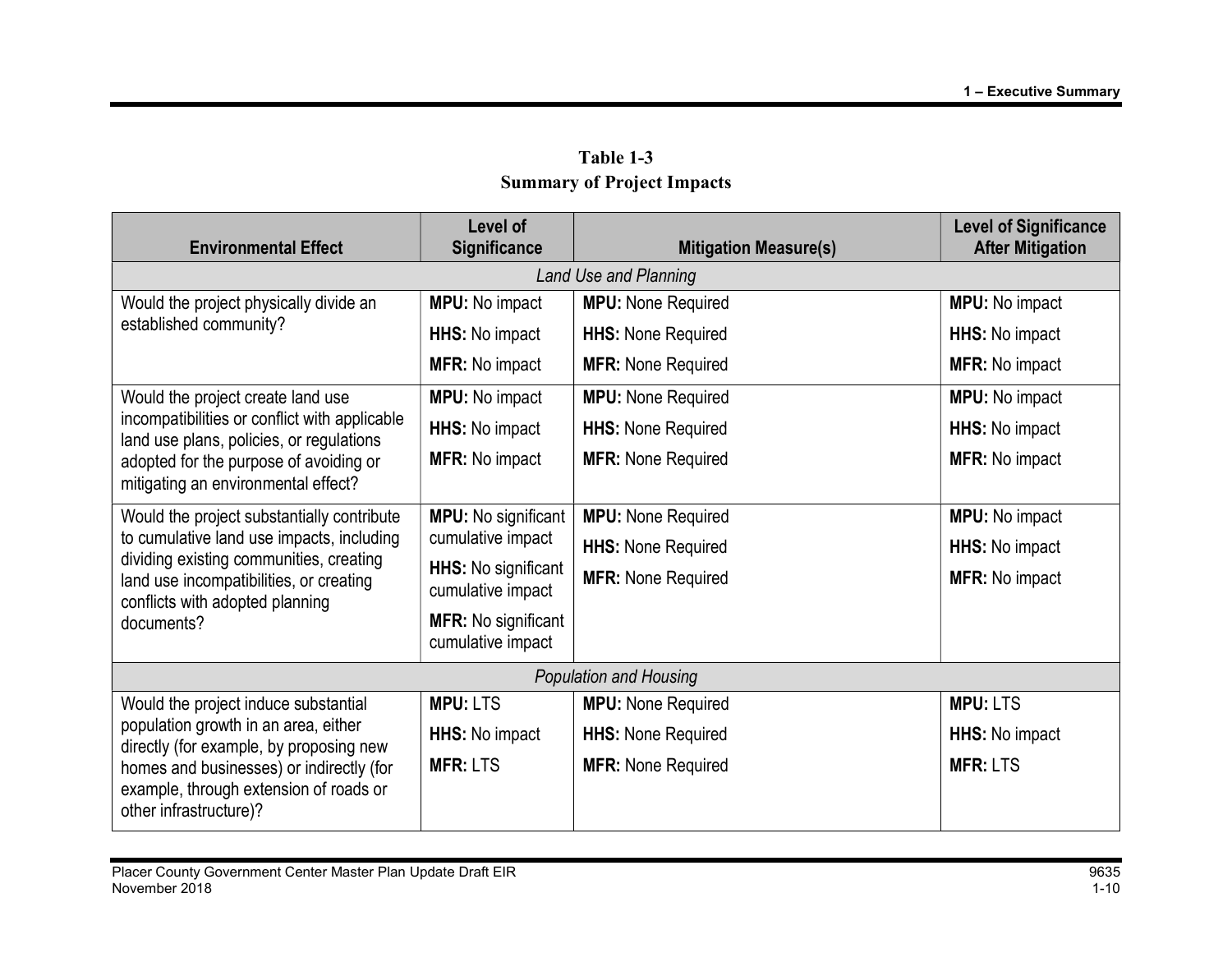**Table 1-3**
**Summary of Project Impacts**

| Environmental Effect | Level of Significance | Mitigation Measure(s) | Level of Significance After Mitigation |
|---|---|---|---|
| *Land Use and Planning* | | | |
| Would the project physically divide an established community? | **MPU:** No impact<br>**HHS:** No impact<br>**MFR:** No impact | **MPU:** None Required<br>**HHS:** None Required<br>**MFR:** None Required | **MPU:** No impact<br>**HHS:** No impact<br>**MFR:** No impact |
| Would the project create land use incompatibilities or conflict with applicable land use plans, policies, or regulations adopted for the purpose of avoiding or mitigating an environmental effect? | **MPU:** No impact<br>**HHS:** No impact<br>**MFR:** No impact | **MPU:** None Required<br>**HHS:** None Required<br>**MFR:** None Required | **MPU:** No impact<br>**HHS:** No impact<br>**MFR:** No impact |
| Would the project substantially contribute to cumulative land use impacts, including dividing existing communities, creating land use incompatibilities, or creating conflicts with adopted planning documents? | **MPU:** No significant cumulative impact<br>**HHS:** No significant cumulative impact<br>**MFR:** No significant cumulative impact | **MPU:** None Required<br>**HHS:** None Required<br>**MFR:** None Required | **MPU:** No impact<br>**HHS:** No impact<br>**MFR:** No impact |
| *Population and Housing* | | | |
| Would the project induce substantial population growth in an area, either directly (for example, by proposing new homes and businesses) or indirectly (for example, through extension of roads or other infrastructure)? | **MPU:** LTS<br>**HHS:** No impact<br>**MFR:** LTS | **MPU:** None Required<br>**HHS:** None Required<br>**MFR:** None Required | **MPU:** LTS<br>**HHS:** No impact<br>**MFR:** LTS |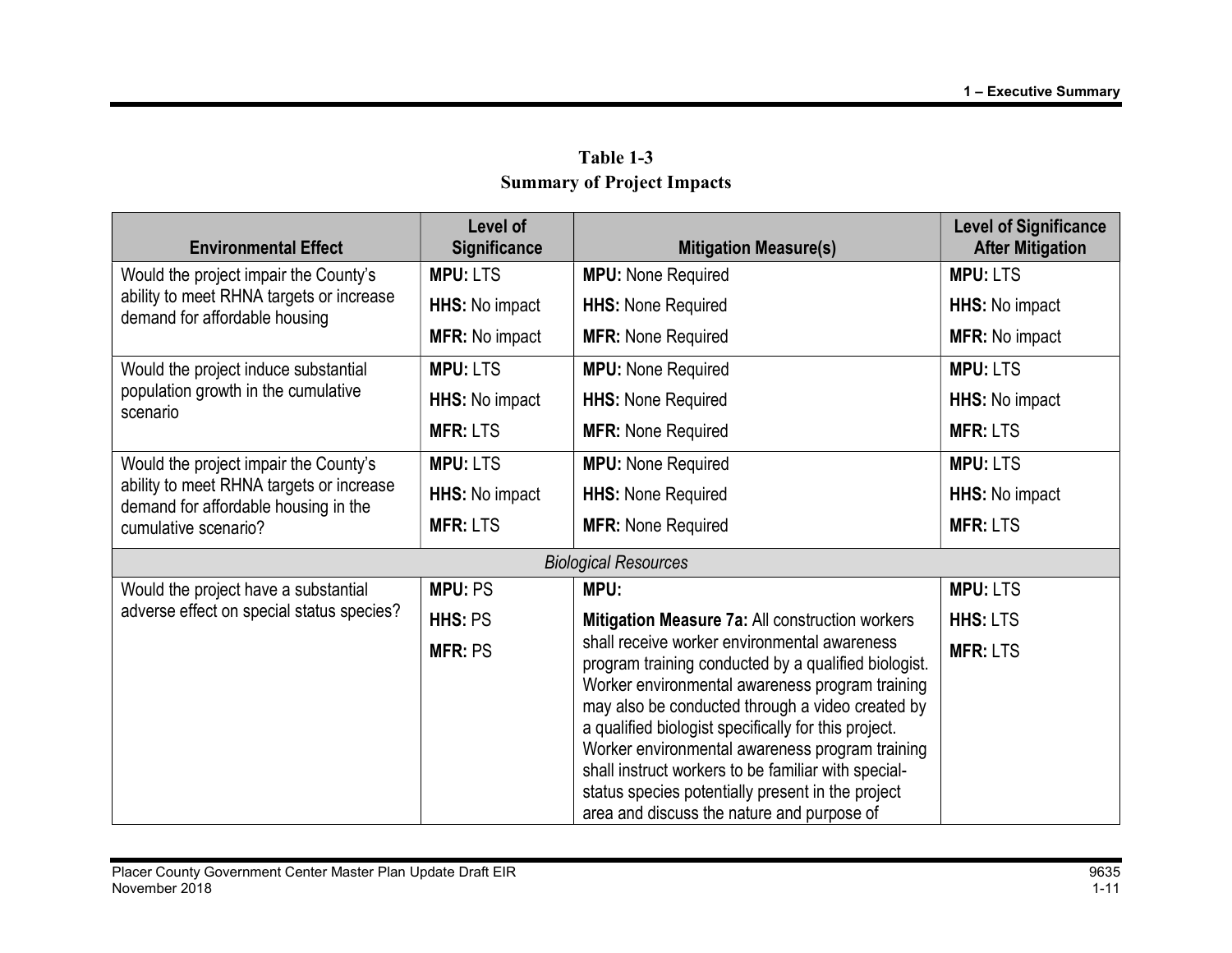**Table 1-3**
**Summary of Project Impacts**

| Environmental Effect | Level of Significance | Mitigation Measure(s) | Level of Significance After Mitigation |
|---|---|---|---|
| Would the project impair the County's ability to meet RHNA targets or increase demand for affordable housing | **MPU:** LTS<br>**HHS:** No impact<br>**MFR:** No impact | **MPU:** None Required<br>**HHS:** None Required<br>**MFR:** None Required | **MPU:** LTS<br>**HHS:** No impact<br>**MFR:** No impact |
| Would the project induce substantial population growth in the cumulative scenario | **MPU:** LTS<br>**HHS:** No impact<br>**MFR:** LTS | **MPU:** None Required<br>**HHS:** None Required<br>**MFR:** None Required | **MPU:** LTS<br>**HHS:** No impact<br>**MFR:** LTS |
| Would the project impair the County's ability to meet RHNA targets or increase demand for affordable housing in the cumulative scenario? | **MPU:** LTS<br>**HHS:** No impact<br>**MFR:** LTS | **MPU:** None Required<br>**HHS:** None Required<br>**MFR:** None Required | **MPU:** LTS<br>**HHS:** No impact<br>**MFR:** LTS |
| | | *Biological Resources* | |
| Would the project have a substantial adverse effect on special status species? | **MPU:** PS<br>**HHS:** PS<br>**MFR:** PS | **MPU:**<br>**Mitigation Measure 7a:** All construction workers shall receive worker environmental awareness program training conducted by a qualified biologist. Worker environmental awareness program training may also be conducted through a video created by a qualified biologist specifically for this project. Worker environmental awareness program training shall instruct workers to be familiar with special-status species potentially present in the project area and discuss the nature and purpose of | **MPU:** LTS<br>**HHS:** LTS<br>**MFR:** LTS |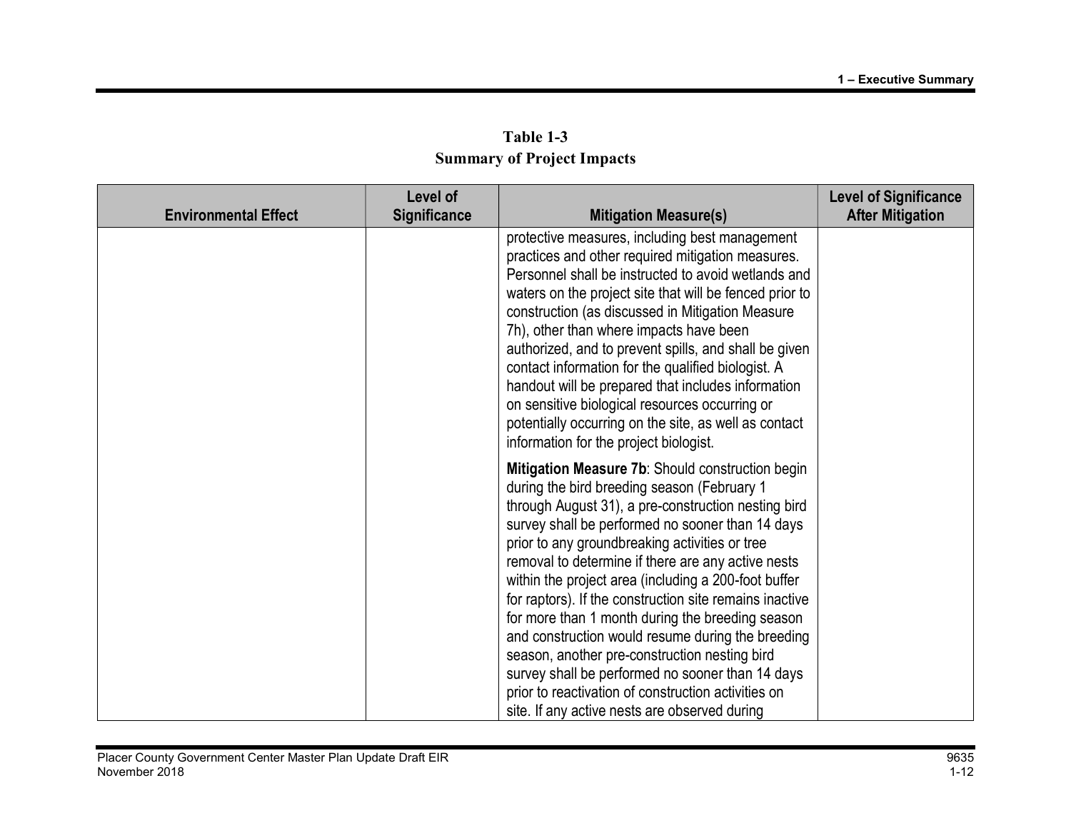**Table 1-3
Summary of Project Impacts**

| Environmental Effect | Level of Significance | Mitigation Measure(s) | Level of Significance After Mitigation |
|---|---|---|---|
| | | protective measures, including best management practices and other required mitigation measures. Personnel shall be instructed to avoid wetlands and waters on the project site that will be fenced prior to construction (as discussed in Mitigation Measure 7h), other than where impacts have been authorized, and to prevent spills, and shall be given contact information for the qualified biologist. A handout will be prepared that includes information on sensitive biological resources occurring or potentially occurring on the site, as well as contact information for the project biologist.<br><br>**Mitigation Measure 7b**: Should construction begin during the bird breeding season (February 1 through August 31), a pre-construction nesting bird survey shall be performed no sooner than 14 days prior to any groundbreaking activities or tree removal to determine if there are any active nests within the project area (including a 200-foot buffer for raptors). If the construction site remains inactive for more than 1 month during the breeding season and construction would resume during the breeding season, another pre-construction nesting bird survey shall be performed no sooner than 14 days prior to reactivation of construction activities on site. If any active nests are observed during | |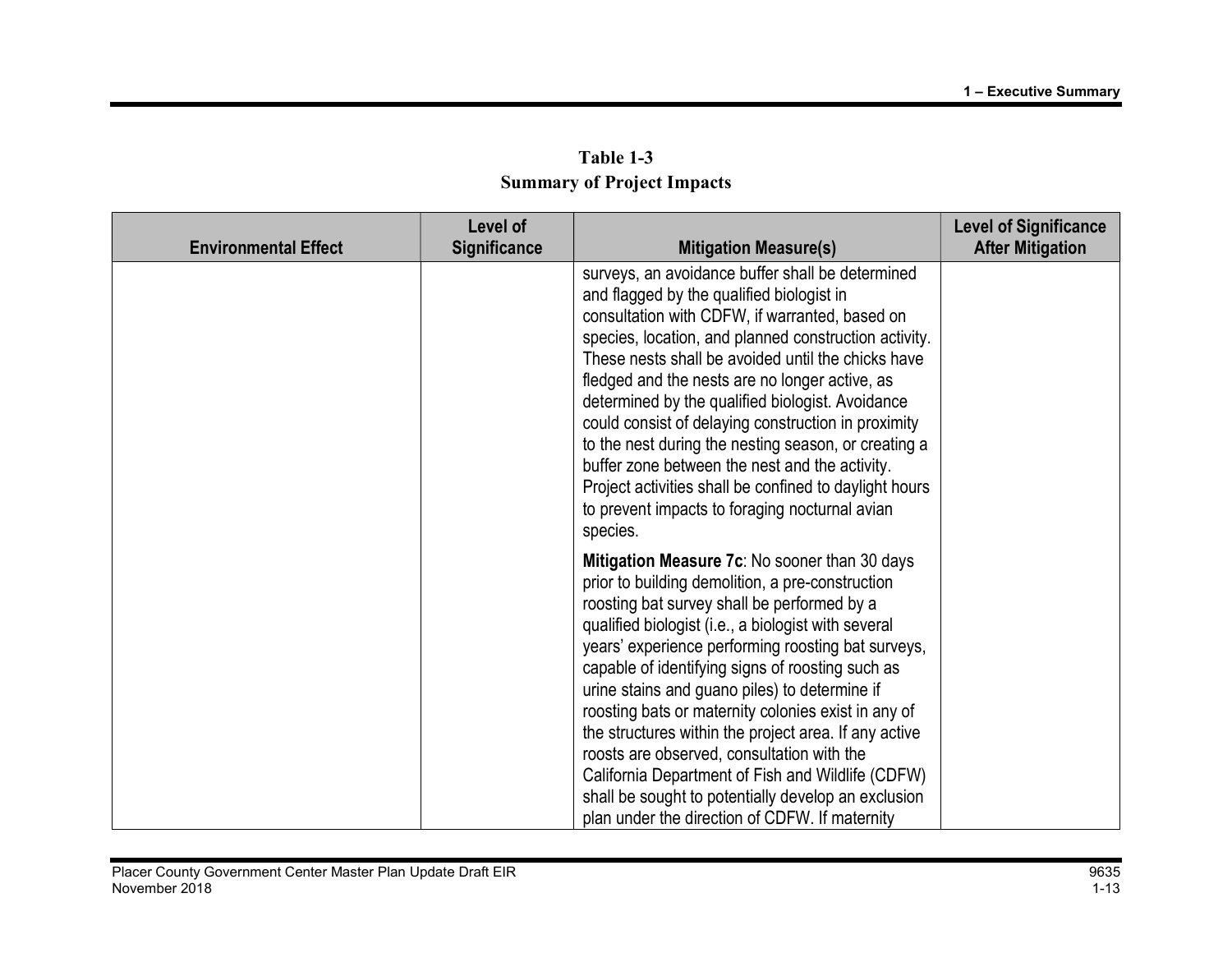**Table 1-3**
**Summary of Project Impacts**

| Environmental Effect | Level of Significance | Mitigation Measure(s) | Level of Significance After Mitigation |
|---|---|---|---|
| | | surveys, an avoidance buffer shall be determined and flagged by the qualified biologist in consultation with CDFW, if warranted, based on species, location, and planned construction activity. These nests shall be avoided until the chicks have fledged and the nests are no longer active, as determined by the qualified biologist. Avoidance could consist of delaying construction in proximity to the nest during the nesting season, or creating a buffer zone between the nest and the activity. Project activities shall be confined to daylight hours to prevent impacts to foraging nocturnal avian species.<br><br>**Mitigation Measure 7c**: No sooner than 30 days prior to building demolition, a pre-construction roosting bat survey shall be performed by a qualified biologist (i.e., a biologist with several years' experience performing roosting bat surveys, capable of identifying signs of roosting such as urine stains and guano piles) to determine if roosting bats or maternity colonies exist in any of the structures within the project area. If any active roosts are observed, consultation with the California Department of Fish and Wildlife (CDFW) shall be sought to potentially develop an exclusion plan under the direction of CDFW. If maternity | |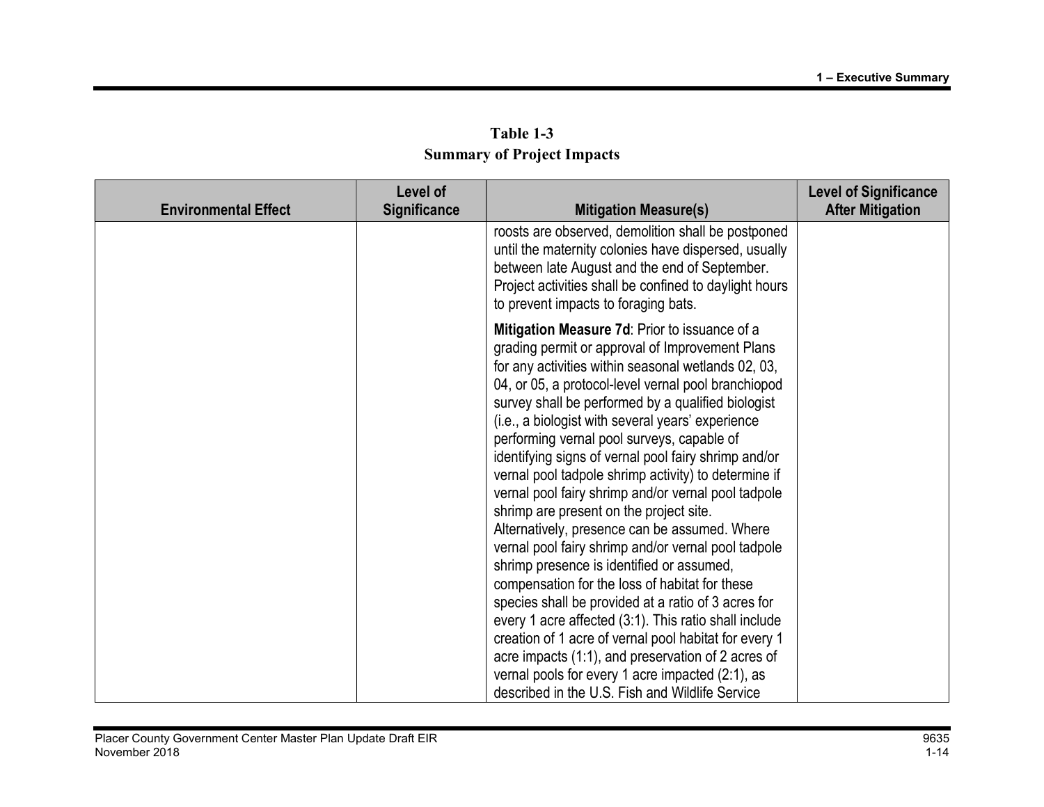**Table 1-3**
**Summary of Project Impacts**

| Environmental Effect | Level of Significance | Mitigation Measure(s) | Level of Significance After Mitigation |
|---|---|---|---|
| | | roosts are observed, demolition shall be postponed until the maternity colonies have dispersed, usually between late August and the end of September. Project activities shall be confined to daylight hours to prevent impacts to foraging bats.<br><br>**Mitigation Measure 7d**: Prior to issuance of a grading permit or approval of Improvement Plans for any activities within seasonal wetlands 02, 03, 04, or 05, a protocol-level vernal pool branchiopod survey shall be performed by a qualified biologist (i.e., a biologist with several years' experience performing vernal pool surveys, capable of identifying signs of vernal pool fairy shrimp and/or vernal pool tadpole shrimp activity) to determine if vernal pool fairy shrimp and/or vernal pool tadpole shrimp are present on the project site. Alternatively, presence can be assumed. Where vernal pool fairy shrimp and/or vernal pool tadpole shrimp presence is identified or assumed, compensation for the loss of habitat for these species shall be provided at a ratio of 3 acres for every 1 acre affected (3:1). This ratio shall include creation of 1 acre of vernal pool habitat for every 1 acre impacts (1:1), and preservation of 2 acres of vernal pools for every 1 acre impacted (2:1), as described in the U.S. Fish and Wildlife Service | |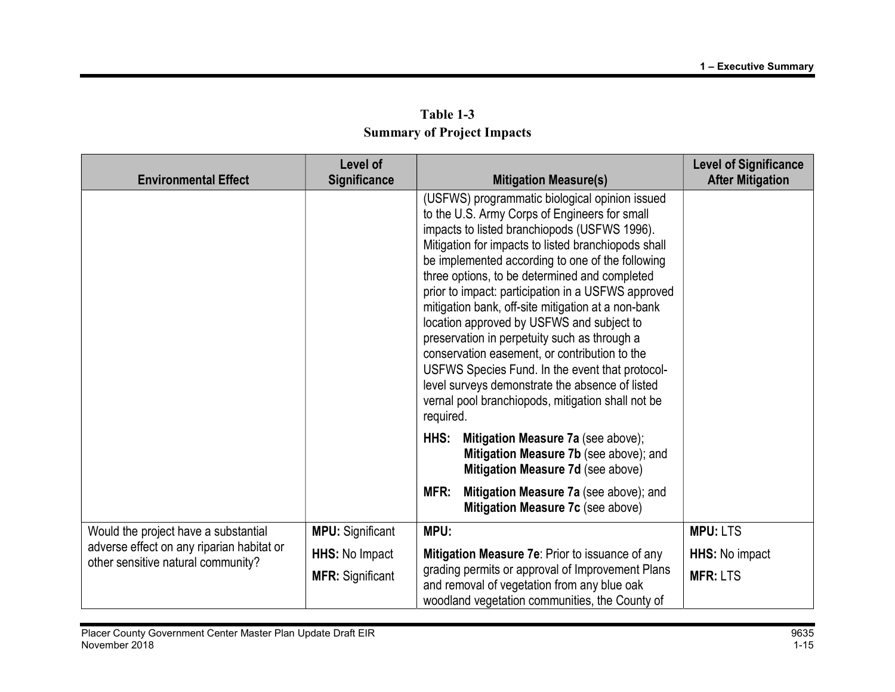**Table 1-3**
**Summary of Project Impacts**

| Environmental Effect | Level of Significance | Mitigation Measure(s) | Level of Significance After Mitigation |
|---|---|---|---|
| | | (USFWS) programmatic biological opinion issued to the U.S. Army Corps of Engineers for small impacts to listed branchiopods (USFWS 1996). Mitigation for impacts to listed branchiopods shall be implemented according to one of the following three options, to be determined and completed prior to impact: participation in a USFWS approved mitigation bank, off-site mitigation at a non-bank location approved by USFWS and subject to preservation in perpetuity such as through a conservation easement, or contribution to the USFWS Species Fund. In the event that protocol-level surveys demonstrate the absence of listed vernal pool branchiopods, mitigation shall not be required.<br><br>**HHS: Mitigation Measure 7a** (see above); **Mitigation Measure 7b** (see above); and **Mitigation Measure 7d** (see above)<br><br>**MFR: Mitigation Measure 7a** (see above); and **Mitigation Measure 7c** (see above) | |
| Would the project have a substantial adverse effect on any riparian habitat or other sensitive natural community? | **MPU:** Significant<br>**HHS:** No Impact<br>**MFR:** Significant | **MPU:**<br><br>**Mitigation Measure 7e**: Prior to issuance of any grading permits or approval of Improvement Plans and removal of vegetation from any blue oak woodland vegetation communities, the County of | **MPU:** LTS<br>**HHS:** No impact<br>**MFR:** LTS |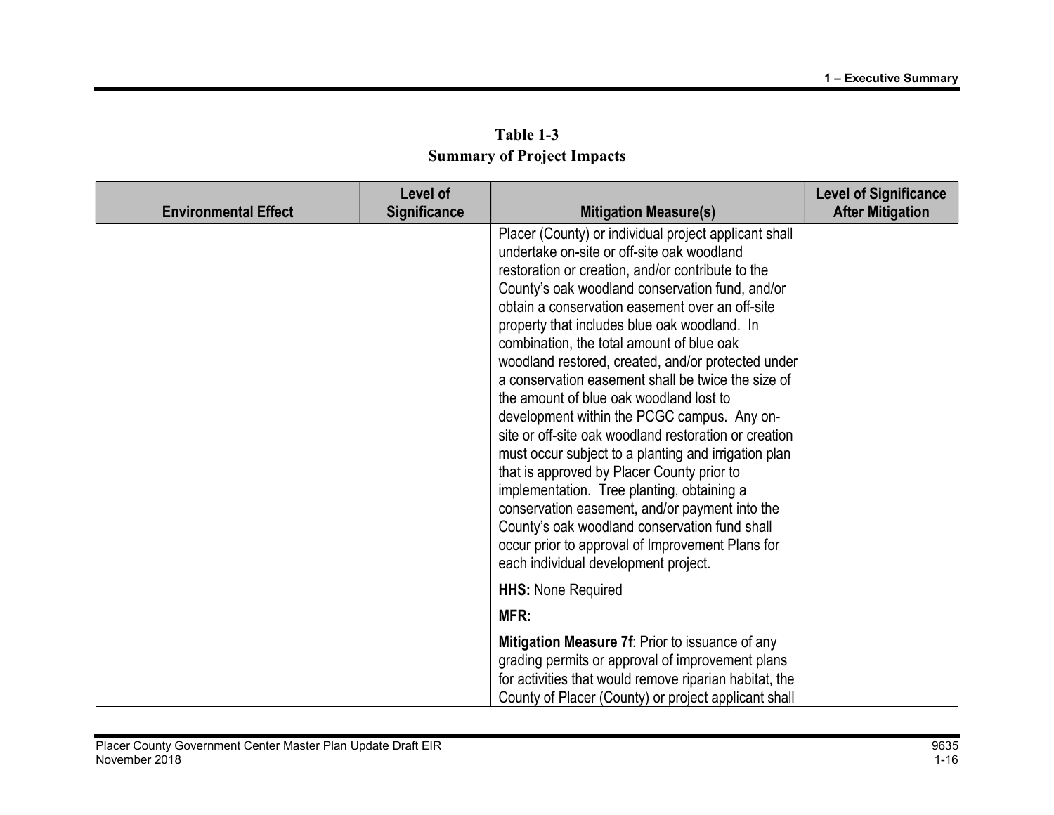**Table 1-3**
**Summary of Project Impacts**

| Environmental Effect | Level of Significance | Mitigation Measure(s) | Level of Significance After Mitigation |
|---|---|---|---|
| | | Placer (County) or individual project applicant shall undertake on-site or off-site oak woodland restoration or creation, and/or contribute to the County's oak woodland conservation fund, and/or obtain a conservation easement over an off-site property that includes blue oak woodland. In combination, the total amount of blue oak woodland restored, created, and/or protected under a conservation easement shall be twice the size of the amount of blue oak woodland lost to development within the PCGC campus. Any on-site or off-site oak woodland restoration or creation must occur subject to a planting and irrigation plan that is approved by Placer County prior to implementation. Tree planting, obtaining a conservation easement, and/or payment into the County's oak woodland conservation fund shall occur prior to approval of Improvement Plans for each individual development project.<br><br>**HHS:** None Required<br><br>**MFR:**<br><br>**Mitigation Measure 7f**: Prior to issuance of any grading permits or approval of improvement plans for activities that would remove riparian habitat, the County of Placer (County) or project applicant shall | |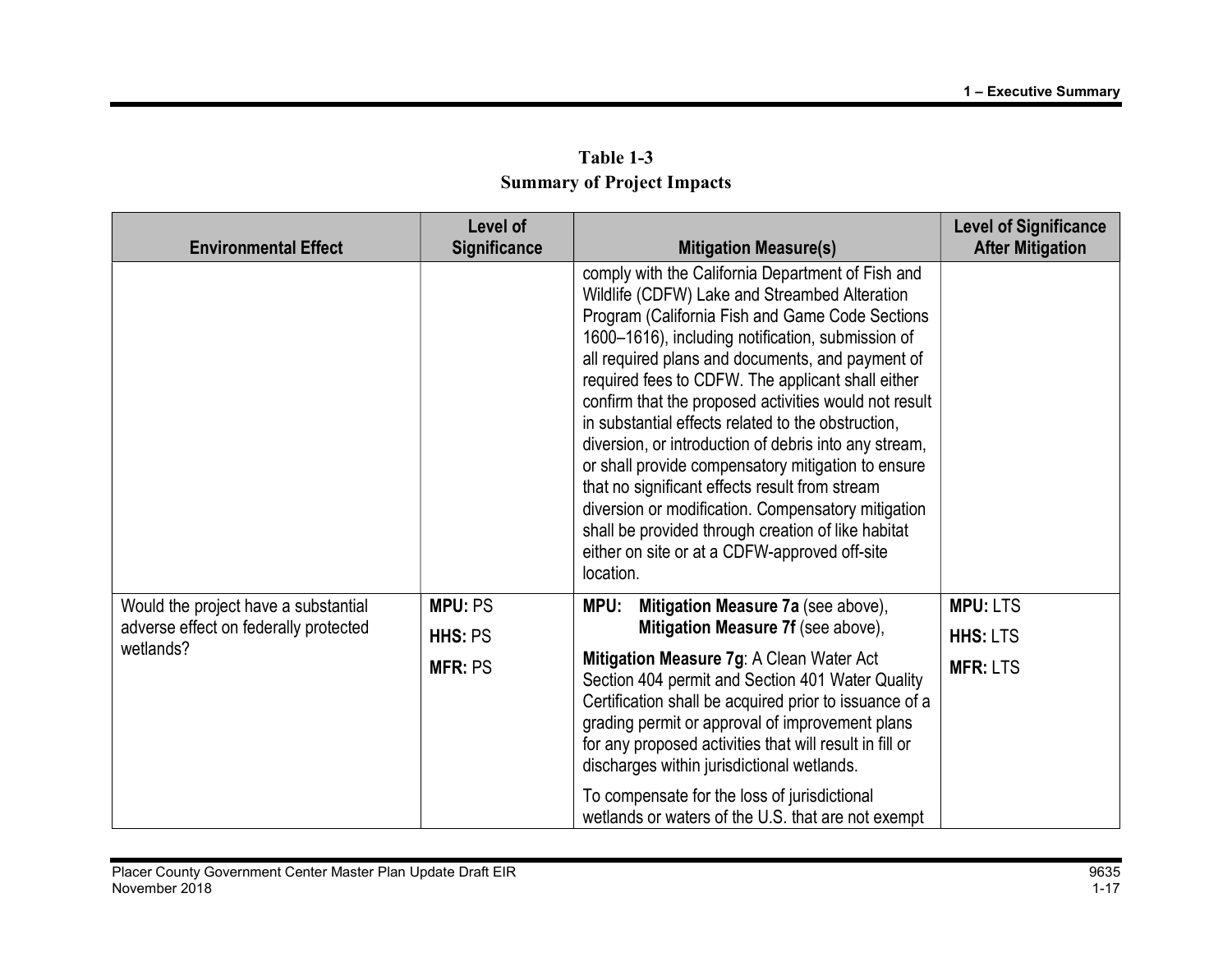**Table 1-3**
**Summary of Project Impacts**

| Environmental Effect | Level of Significance | Mitigation Measure(s) | Level of Significance After Mitigation |
|---|---|---|---|
| | | comply with the California Department of Fish and Wildlife (CDFW) Lake and Streambed Alteration Program (California Fish and Game Code Sections 1600–1616), including notification, submission of all required plans and documents, and payment of required fees to CDFW. The applicant shall either confirm that the proposed activities would not result in substantial effects related to the obstruction, diversion, or introduction of debris into any stream, or shall provide compensatory mitigation to ensure that no significant effects result from stream diversion or modification. Compensatory mitigation shall be provided through creation of like habitat either on site or at a CDFW-approved off-site location. | |
| Would the project have a substantial adverse effect on federally protected wetlands? | **MPU:** PS<br>**HHS:** PS<br>**MFR:** PS | **MPU:** **Mitigation Measure 7a** (see above), **Mitigation Measure 7f** (see above),<br><br>**Mitigation Measure 7g**: A Clean Water Act Section 404 permit and Section 401 Water Quality Certification shall be acquired prior to issuance of a grading permit or approval of improvement plans for any proposed activities that will result in fill or discharges within jurisdictional wetlands.<br><br>To compensate for the loss of jurisdictional wetlands or waters of the U.S. that are not exempt | **MPU:** LTS<br>**HHS:** LTS<br>**MFR:** LTS |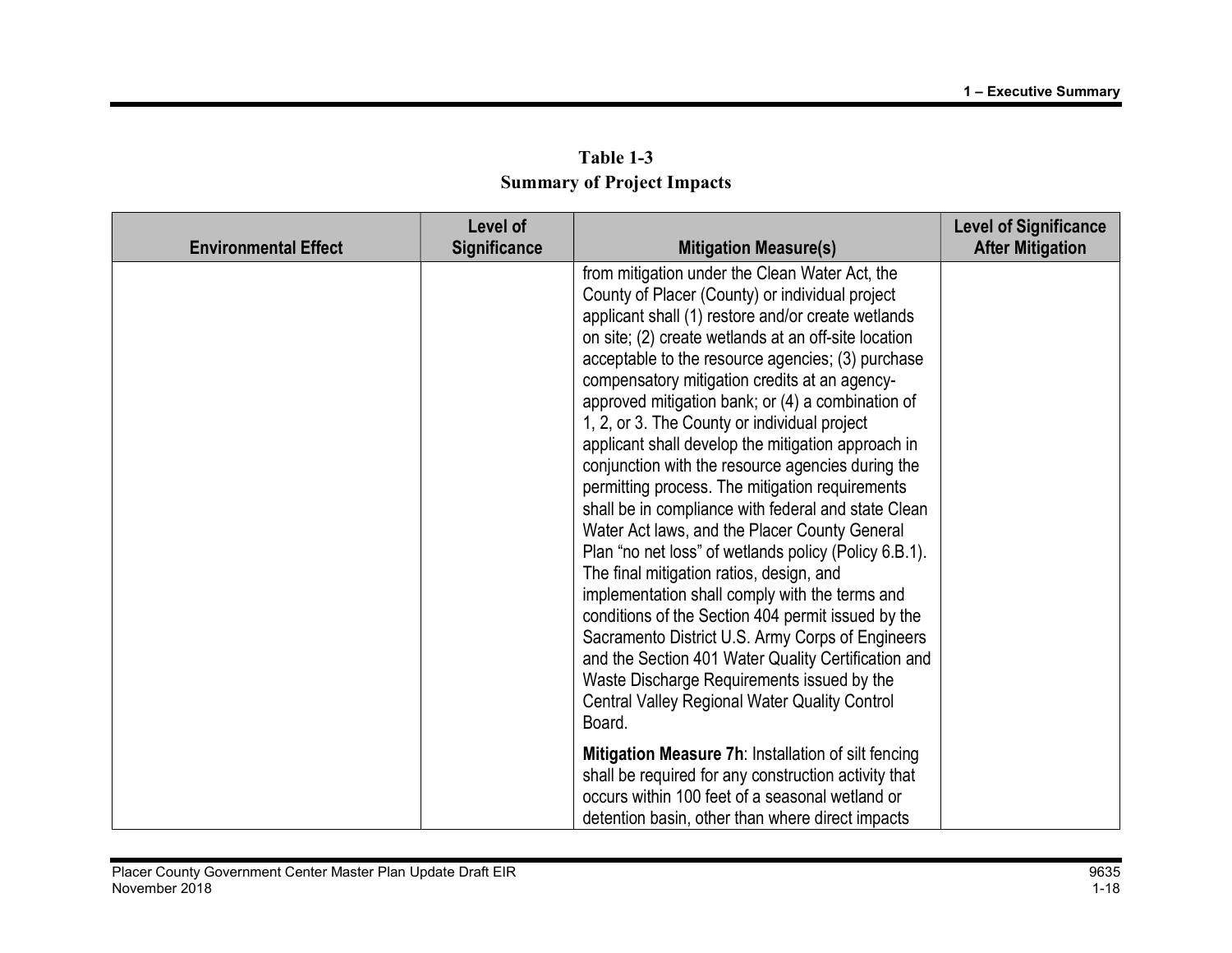**Table 1-3**
**Summary of Project Impacts**

| Environmental Effect | Level of Significance | Mitigation Measure(s) | Level of Significance After Mitigation |
|---|---|---|---|
| | | from mitigation under the Clean Water Act, the County of Placer (County) or individual project applicant shall (1) restore and/or create wetlands on site; (2) create wetlands at an off-site location acceptable to the resource agencies; (3) purchase compensatory mitigation credits at an agency-approved mitigation bank; or (4) a combination of 1, 2, or 3. The County or individual project applicant shall develop the mitigation approach in conjunction with the resource agencies during the permitting process. The mitigation requirements shall be in compliance with federal and state Clean Water Act laws, and the Placer County General Plan "no net loss" of wetlands policy (Policy 6.B.1). The final mitigation ratios, design, and implementation shall comply with the terms and conditions of the Section 404 permit issued by the Sacramento District U.S. Army Corps of Engineers and the Section 401 Water Quality Certification and Waste Discharge Requirements issued by the Central Valley Regional Water Quality Control Board.<br><br>**Mitigation Measure 7h**: Installation of silt fencing shall be required for any construction activity that occurs within 100 feet of a seasonal wetland or detention basin, other than where direct impacts | |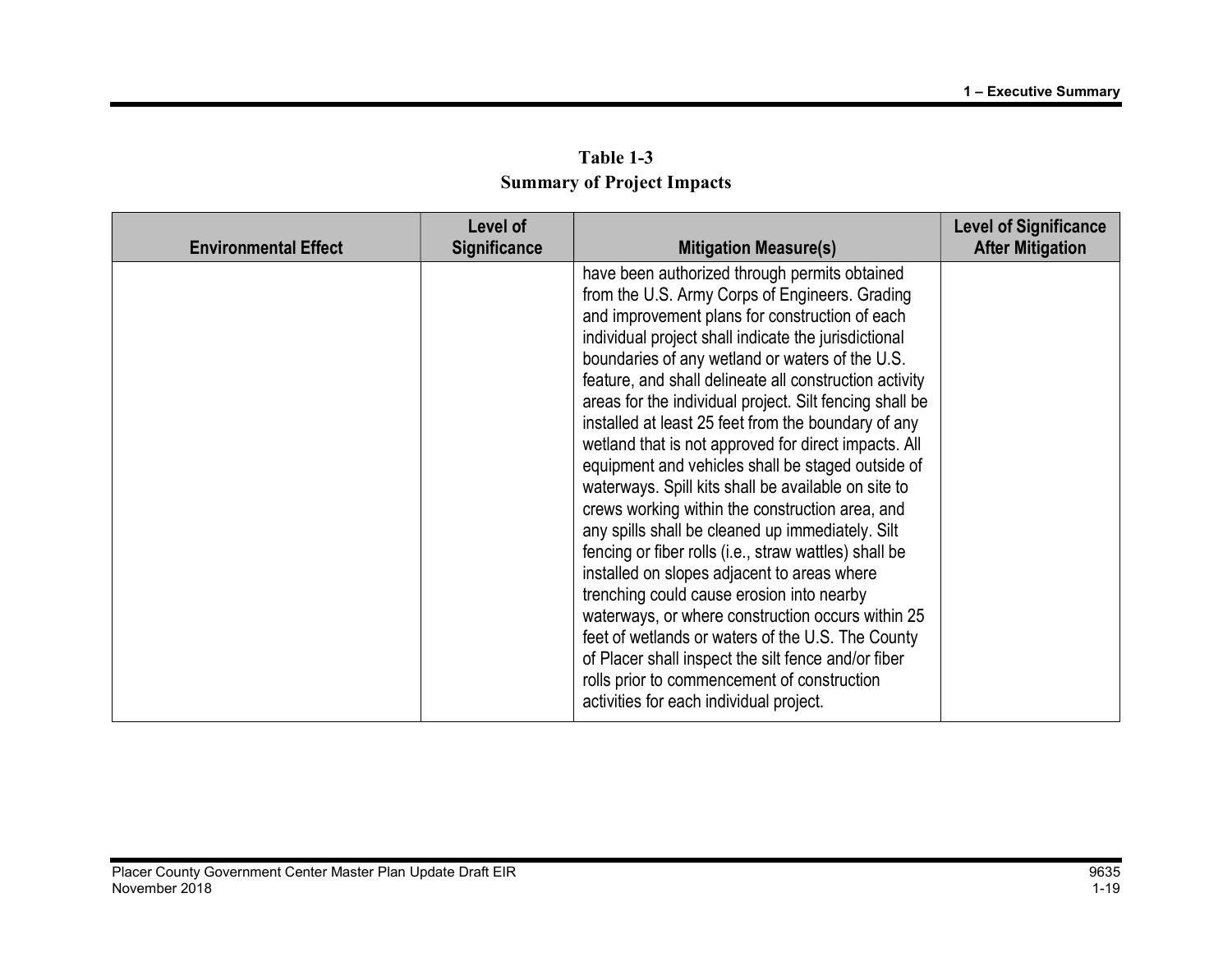**Table 1-3**
**Summary of Project Impacts**

| Environmental Effect | Level of Significance | Mitigation Measure(s) | Level of Significance After Mitigation |
|---|---|---|---|
| | | have been authorized through permits obtained from the U.S. Army Corps of Engineers. Grading and improvement plans for construction of each individual project shall indicate the jurisdictional boundaries of any wetland or waters of the U.S. feature, and shall delineate all construction activity areas for the individual project. Silt fencing shall be installed at least 25 feet from the boundary of any wetland that is not approved for direct impacts. All equipment and vehicles shall be staged outside of waterways. Spill kits shall be available on site to crews working within the construction area, and any spills shall be cleaned up immediately. Silt fencing or fiber rolls (i.e., straw wattles) shall be installed on slopes adjacent to areas where trenching could cause erosion into nearby waterways, or where construction occurs within 25 feet of wetlands or waters of the U.S. The County of Placer shall inspect the silt fence and/or fiber rolls prior to commencement of construction activities for each individual project. | |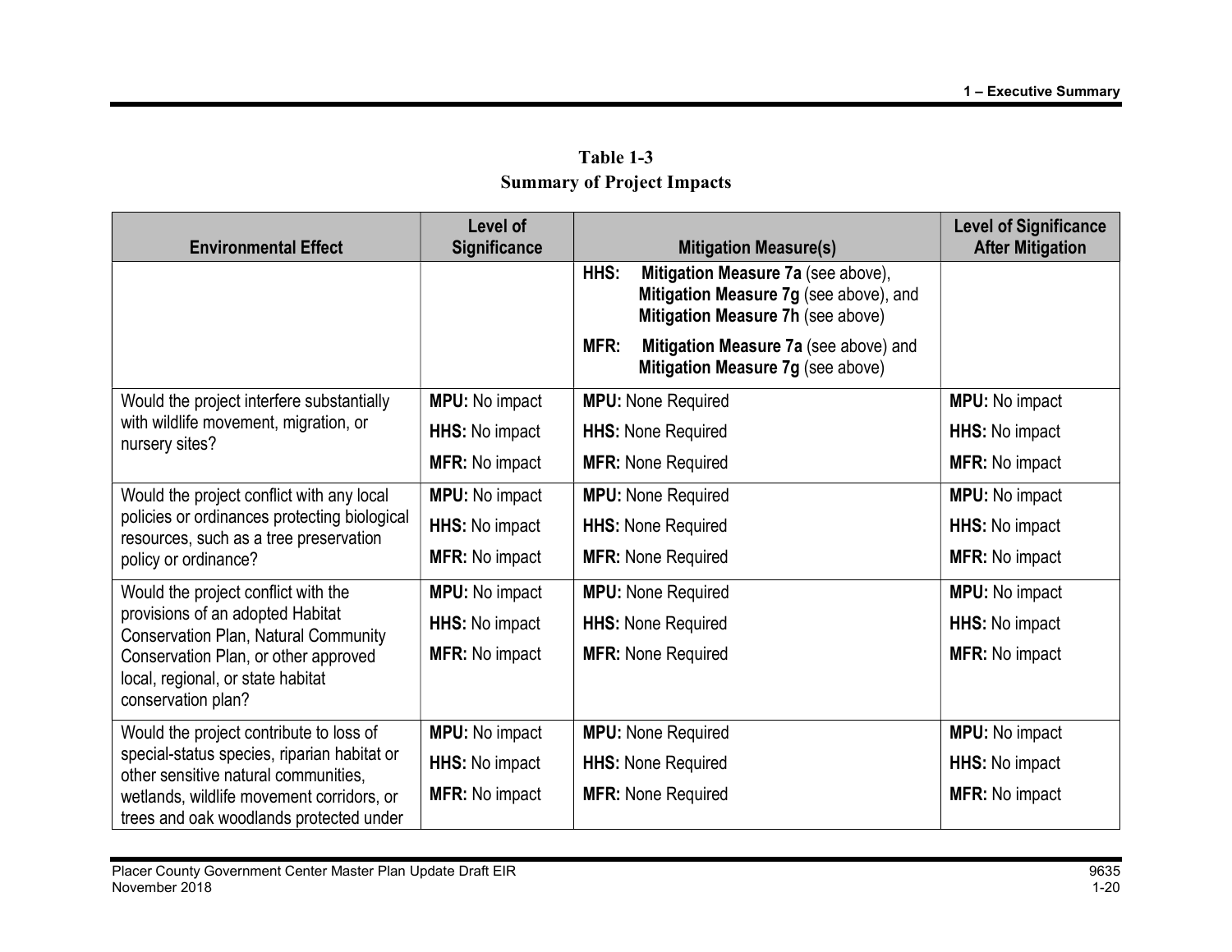**Table 1-3**
**Summary of Project Impacts**

| Environmental Effect | Level of Significance | Mitigation Measure(s) | Level of Significance After Mitigation |
|---|---|---|---|
| | | **HHS:** **Mitigation Measure 7a** (see above), **Mitigation Measure 7g** (see above), and **Mitigation Measure 7h** (see above)<br>**MFR:** **Mitigation Measure 7a** (see above) and **Mitigation Measure 7g** (see above) | |
| Would the project interfere substantially with wildlife movement, migration, or nursery sites? | **MPU:** No impact<br>**HHS:** No impact<br>**MFR:** No impact | **MPU:** None Required<br>**HHS:** None Required<br>**MFR:** None Required | **MPU:** No impact<br>**HHS:** No impact<br>**MFR:** No impact |
| Would the project conflict with any local policies or ordinances protecting biological resources, such as a tree preservation policy or ordinance? | **MPU:** No impact<br>**HHS:** No impact<br>**MFR:** No impact | **MPU:** None Required<br>**HHS:** None Required<br>**MFR:** None Required | **MPU:** No impact<br>**HHS:** No impact<br>**MFR:** No impact |
| Would the project conflict with the provisions of an adopted Habitat Conservation Plan, Natural Community Conservation Plan, or other approved local, regional, or state habitat conservation plan? | **MPU:** No impact<br>**HHS:** No impact<br>**MFR:** No impact | **MPU:** None Required<br>**HHS:** None Required<br>**MFR:** None Required | **MPU:** No impact<br>**HHS:** No impact<br>**MFR:** No impact |
| Would the project contribute to loss of special-status species, riparian habitat or other sensitive natural communities, wetlands, wildlife movement corridors, or trees and oak woodlands protected under | **MPU:** No impact<br>**HHS:** No impact<br>**MFR:** No impact | **MPU:** None Required<br>**HHS:** None Required<br>**MFR:** None Required | **MPU:** No impact<br>**HHS:** No impact<br>**MFR:** No impact |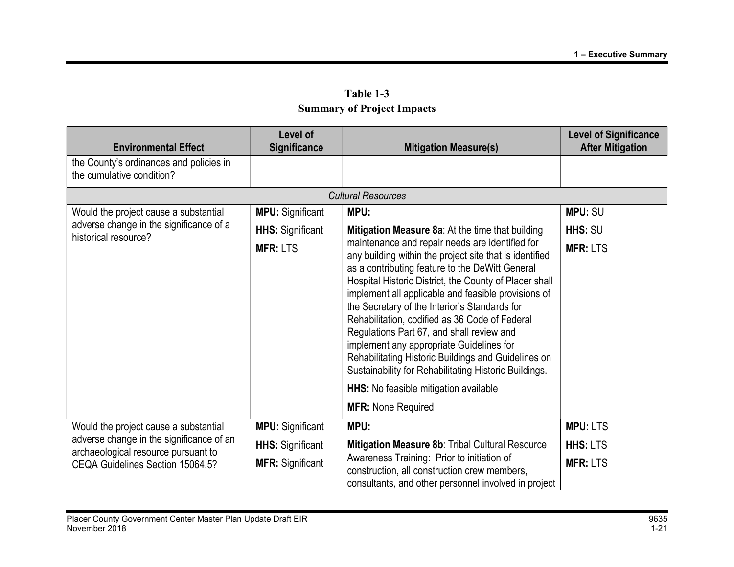**Table 1-3**
**Summary of Project Impacts**

| Environmental Effect | Level of Significance | Mitigation Measure(s) | Level of Significance After Mitigation |
|---|---|---|---|
| the County's ordinances and policies in the cumulative condition? | | | |
| | | *Cultural Resources* | |
| Would the project cause a substantial adverse change in the significance of a historical resource? | **MPU:** Significant<br>**HHS:** Significant<br>**MFR:** LTS | **MPU:**<br>**Mitigation Measure 8a**: At the time that building maintenance and repair needs are identified for any building within the project site that is identified as a contributing feature to the DeWitt General Hospital Historic District, the County of Placer shall implement all applicable and feasible provisions of the Secretary of the Interior's Standards for Rehabilitation, codified as 36 Code of Federal Regulations Part 67, and shall review and implement any appropriate Guidelines for Rehabilitating Historic Buildings and Guidelines on Sustainability for Rehabilitating Historic Buildings.<br>**HHS:** No feasible mitigation available<br>**MFR:** None Required | **MPU:** SU<br>**HHS:** SU<br>**MFR:** LTS |
| Would the project cause a substantial adverse change in the significance of an archaeological resource pursuant to CEQA Guidelines Section 15064.5? | **MPU:** Significant<br>**HHS:** Significant<br>**MFR:** Significant | **MPU:**<br>**Mitigation Measure 8b**: Tribal Cultural Resource Awareness Training: Prior to initiation of construction, all construction crew members, consultants, and other personnel involved in project | **MPU:** LTS<br>**HHS:** LTS<br>**MFR:** LTS |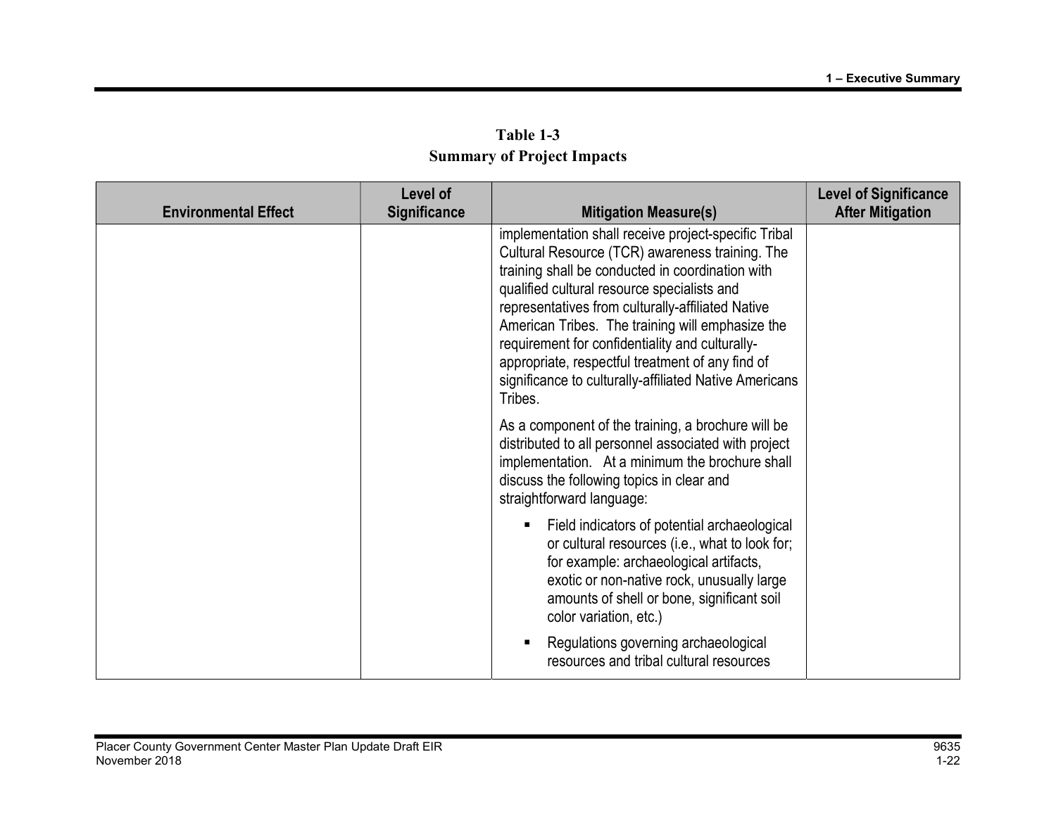**Table 1-3**
**Summary of Project Impacts**

| Environmental Effect | Level of Significance | Mitigation Measure(s) | Level of Significance After Mitigation |
|---|---|---|---|
| | | implementation shall receive project-specific Tribal Cultural Resource (TCR) awareness training. The training shall be conducted in coordination with qualified cultural resource specialists and representatives from culturally-affiliated Native American Tribes. The training will emphasize the requirement for confidentiality and culturally-appropriate, respectful treatment of any find of significance to culturally-affiliated Native Americans Tribes.<br><br>As a component of the training, a brochure will be distributed to all personnel associated with project implementation. At a minimum the brochure shall discuss the following topics in clear and straightforward language:<br><br>▪ Field indicators of potential archaeological or cultural resources (i.e., what to look for; for example: archaeological artifacts, exotic or non-native rock, unusually large amounts of shell or bone, significant soil color variation, etc.)<br><br>▪ Regulations governing archaeological resources and tribal cultural resources | |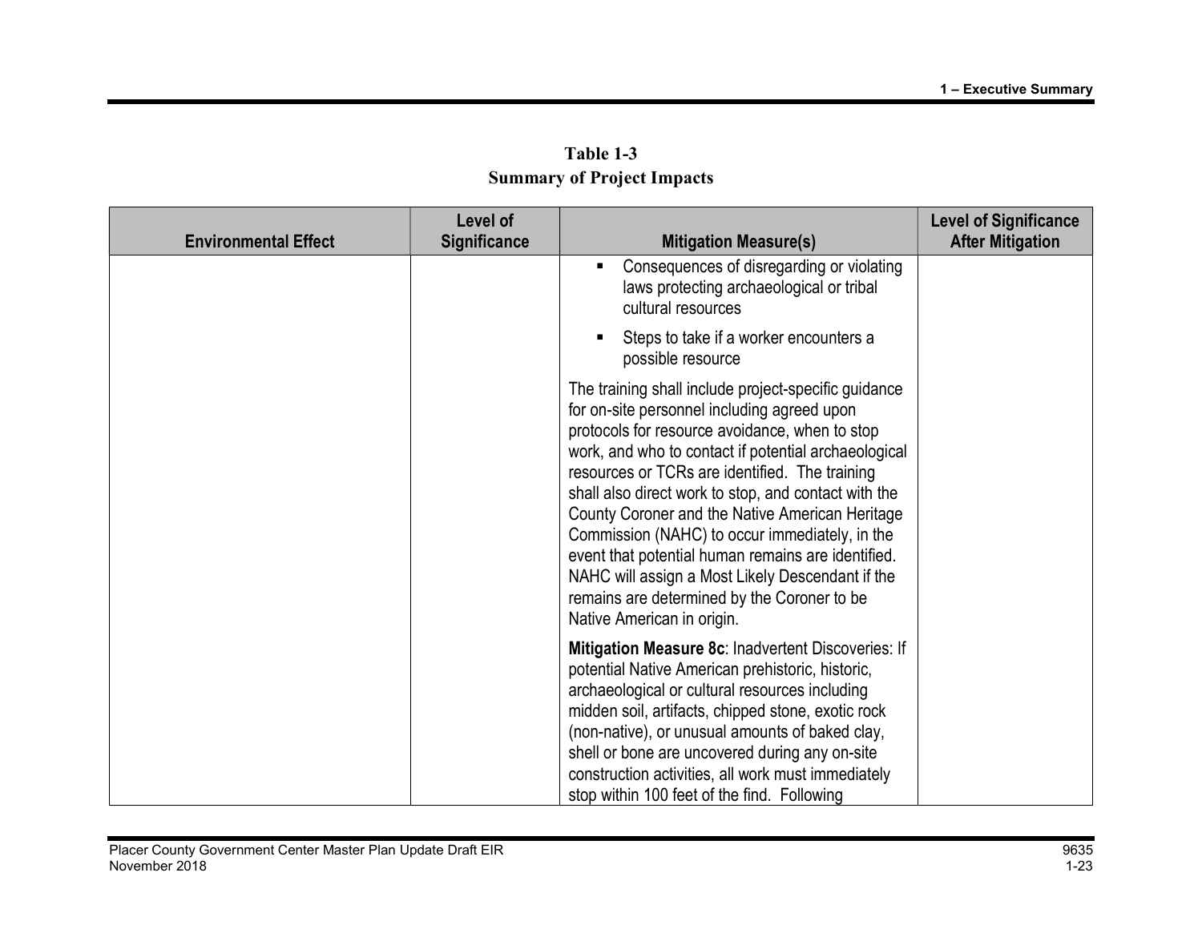**Table 1-3**
**Summary of Project Impacts**

| Environmental Effect | Level of Significance | Mitigation Measure(s) | Level of Significance After Mitigation |
|---|---|---|---|
| | | ▪ Consequences of disregarding or violating laws protecting archaeological or tribal cultural resources<br><br>▪ Steps to take if a worker encounters a possible resource<br><br>The training shall include project-specific guidance for on-site personnel including agreed upon protocols for resource avoidance, when to stop work, and who to contact if potential archaeological resources or TCRs are identified. The training shall also direct work to stop, and contact with the County Coroner and the Native American Heritage Commission (NAHC) to occur immediately, in the event that potential human remains are identified. NAHC will assign a Most Likely Descendant if the remains are determined by the Coroner to be Native American in origin.<br><br>**Mitigation Measure 8c**: Inadvertent Discoveries: If potential Native American prehistoric, historic, archaeological or cultural resources including midden soil, artifacts, chipped stone, exotic rock (non-native), or unusual amounts of baked clay, shell or bone are uncovered during any on-site construction activities, all work must immediately stop within 100 feet of the find. Following | |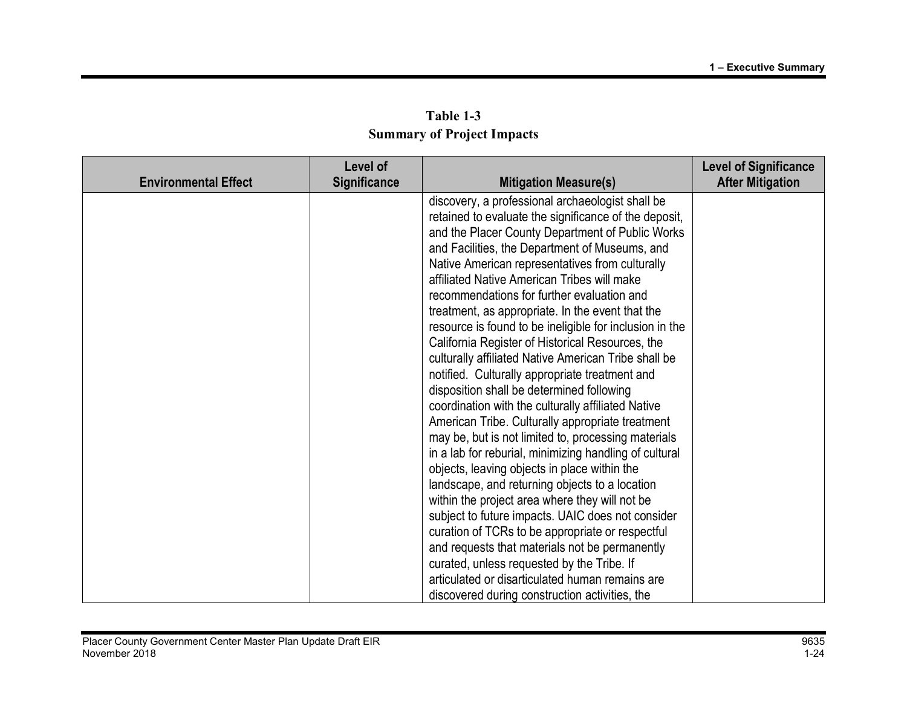**Table 1-3**
**Summary of Project Impacts**

| Environmental Effect | Level of Significance | Mitigation Measure(s) | Level of Significance After Mitigation |
|---|---|---|---|
| | | discovery, a professional archaeologist shall be retained to evaluate the significance of the deposit, and the Placer County Department of Public Works and Facilities, the Department of Museums, and Native American representatives from culturally affiliated Native American Tribes will make recommendations for further evaluation and treatment, as appropriate. In the event that the resource is found to be ineligible for inclusion in the California Register of Historical Resources, the culturally affiliated Native American Tribe shall be notified. Culturally appropriate treatment and disposition shall be determined following coordination with the culturally affiliated Native American Tribe. Culturally appropriate treatment may be, but is not limited to, processing materials in a lab for reburial, minimizing handling of cultural objects, leaving objects in place within the landscape, and returning objects to a location within the project area where they will not be subject to future impacts. UAIC does not consider curation of TCRs to be appropriate or respectful and requests that materials not be permanently curated, unless requested by the Tribe. If articulated or disarticulated human remains are discovered during construction activities, the | |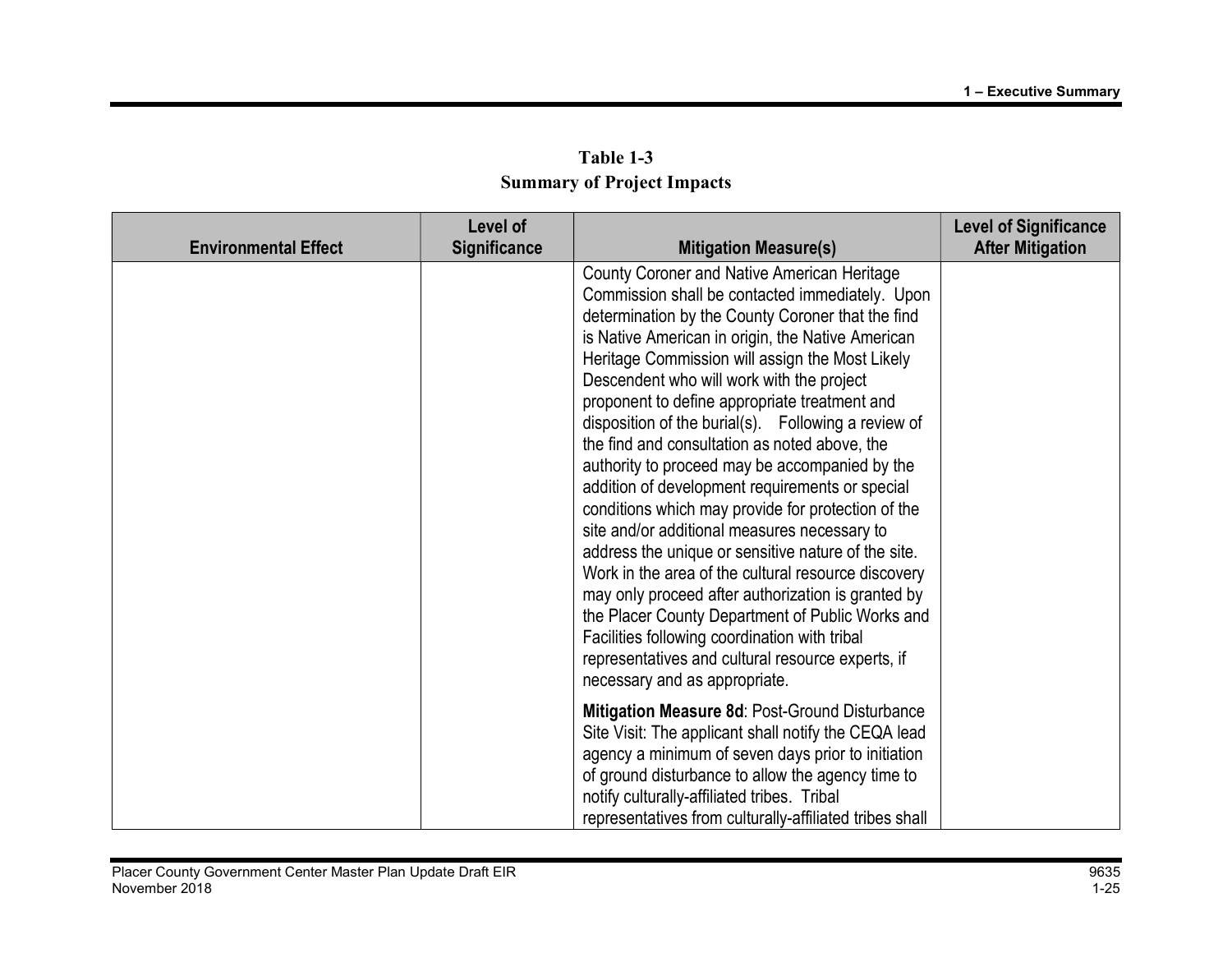**Table 1-3**
**Summary of Project Impacts**

| Environmental Effect | Level of Significance | Mitigation Measure(s) | Level of Significance After Mitigation |
|---|---|---|---|
| | | County Coroner and Native American Heritage Commission shall be contacted immediately. Upon determination by the County Coroner that the find is Native American in origin, the Native American Heritage Commission will assign the Most Likely Descendent who will work with the project proponent to define appropriate treatment and disposition of the burial(s). Following a review of the find and consultation as noted above, the authority to proceed may be accompanied by the addition of development requirements or special conditions which may provide for protection of the site and/or additional measures necessary to address the unique or sensitive nature of the site. Work in the area of the cultural resource discovery may only proceed after authorization is granted by the Placer County Department of Public Works and Facilities following coordination with tribal representatives and cultural resource experts, if necessary and as appropriate.<br><br>**Mitigation Measure 8d**: Post-Ground Disturbance Site Visit: The applicant shall notify the CEQA lead agency a minimum of seven days prior to initiation of ground disturbance to allow the agency time to notify culturally-affiliated tribes. Tribal representatives from culturally-affiliated tribes shall | |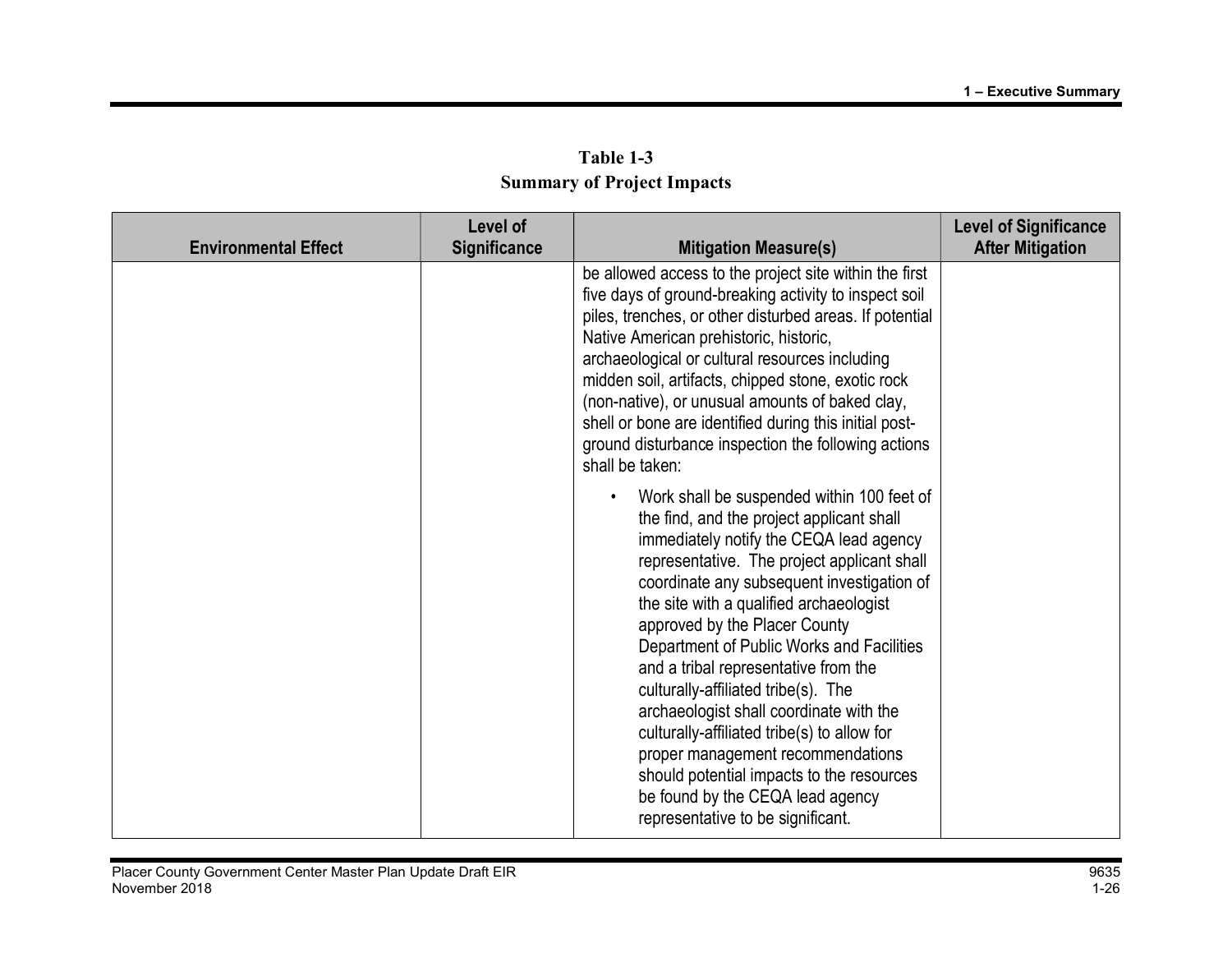**Table 1-3**
**Summary of Project Impacts**

| Environmental Effect | Level of Significance | Mitigation Measure(s) | Level of Significance After Mitigation |
|---|---|---|---|
| | | be allowed access to the project site within the first five days of ground-breaking activity to inspect soil piles, trenches, or other disturbed areas. If potential Native American prehistoric, historic, archaeological or cultural resources including midden soil, artifacts, chipped stone, exotic rock (non-native), or unusual amounts of baked clay, shell or bone are identified during this initial post-ground disturbance inspection the following actions shall be taken:<br><br>• Work shall be suspended within 100 feet of the find, and the project applicant shall immediately notify the CEQA lead agency representative. The project applicant shall coordinate any subsequent investigation of the site with a qualified archaeologist approved by the Placer County Department of Public Works and Facilities and a tribal representative from the culturally-affiliated tribe(s). The archaeologist shall coordinate with the culturally-affiliated tribe(s) to allow for proper management recommendations should potential impacts to the resources be found by the CEQA lead agency representative to be significant. | |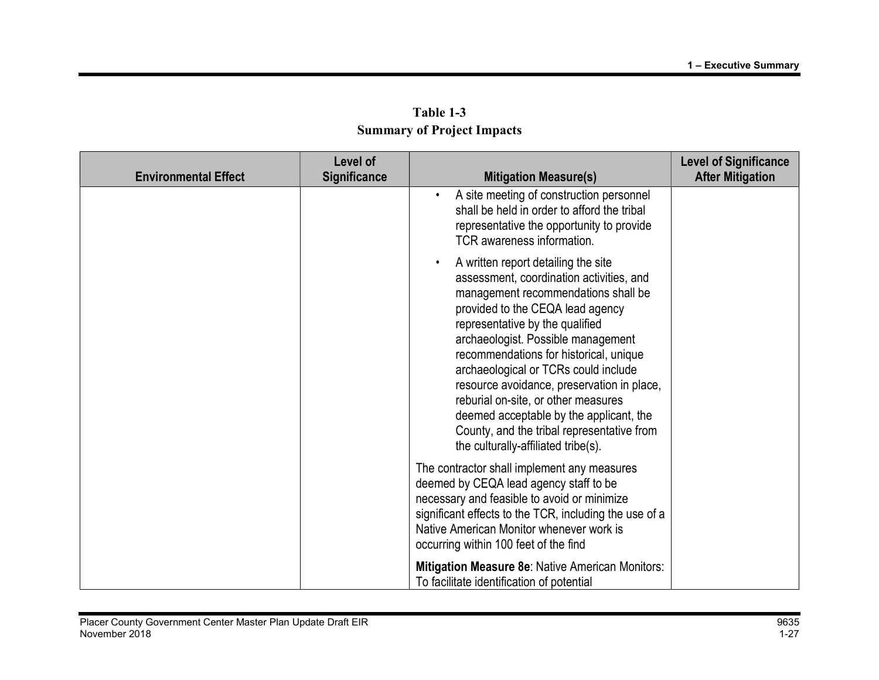**Table 1-3**
**Summary of Project Impacts**

| Environmental Effect | Level of Significance | Mitigation Measure(s) | Level of Significance After Mitigation |
| --- | --- | --- | --- |
| | | • A site meeting of construction personnel shall be held in order to afford the tribal representative the opportunity to provide TCR awareness information.<br><br>• A written report detailing the site assessment, coordination activities, and management recommendations shall be provided to the CEQA lead agency representative by the qualified archaeologist. Possible management recommendations for historical, unique archaeological or TCRs could include resource avoidance, preservation in place, reburial on-site, or other measures deemed acceptable by the applicant, the County, and the tribal representative from the culturally-affiliated tribe(s).<br><br>The contractor shall implement any measures deemed by CEQA lead agency staff to be necessary and feasible to avoid or minimize significant effects to the TCR, including the use of a Native American Monitor whenever work is occurring within 100 feet of the find<br><br>**Mitigation Measure 8e**: Native American Monitors: To facilitate identification of potential | |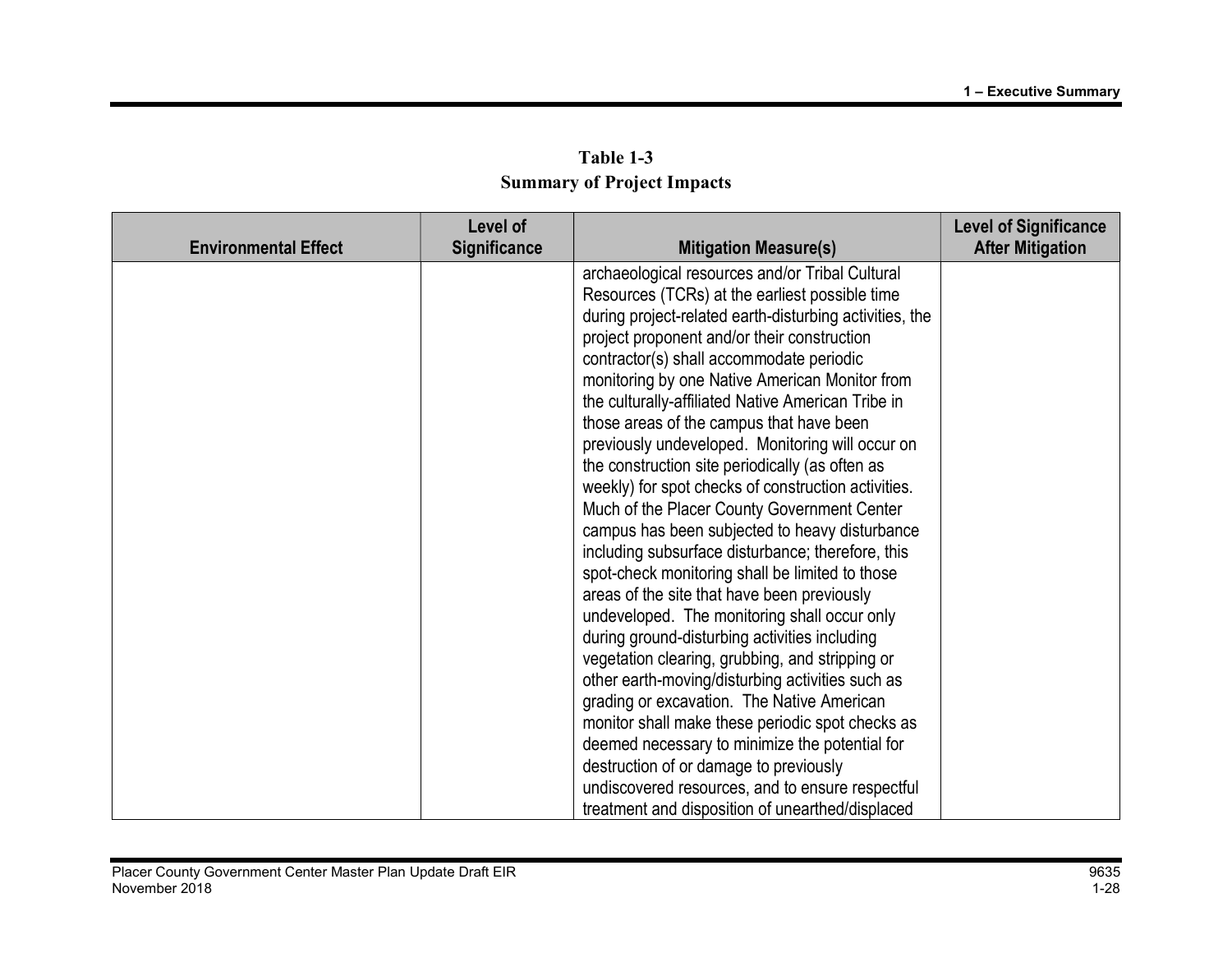**Table 1-3**
**Summary of Project Impacts**

| Environmental Effect | Level of Significance | Mitigation Measure(s) | Level of Significance After Mitigation |
|---|---|---|---|
| | | archaeological resources and/or Tribal Cultural Resources (TCRs) at the earliest possible time during project-related earth-disturbing activities, the project proponent and/or their construction contractor(s) shall accommodate periodic monitoring by one Native American Monitor from the culturally-affiliated Native American Tribe in those areas of the campus that have been previously undeveloped. Monitoring will occur on the construction site periodically (as often as weekly) for spot checks of construction activities. Much of the Placer County Government Center campus has been subjected to heavy disturbance including subsurface disturbance; therefore, this spot-check monitoring shall be limited to those areas of the site that have been previously undeveloped. The monitoring shall occur only during ground-disturbing activities including vegetation clearing, grubbing, and stripping or other earth-moving/disturbing activities such as grading or excavation. The Native American monitor shall make these periodic spot checks as deemed necessary to minimize the potential for destruction of or damage to previously undiscovered resources, and to ensure respectful treatment and disposition of unearthed/displaced | |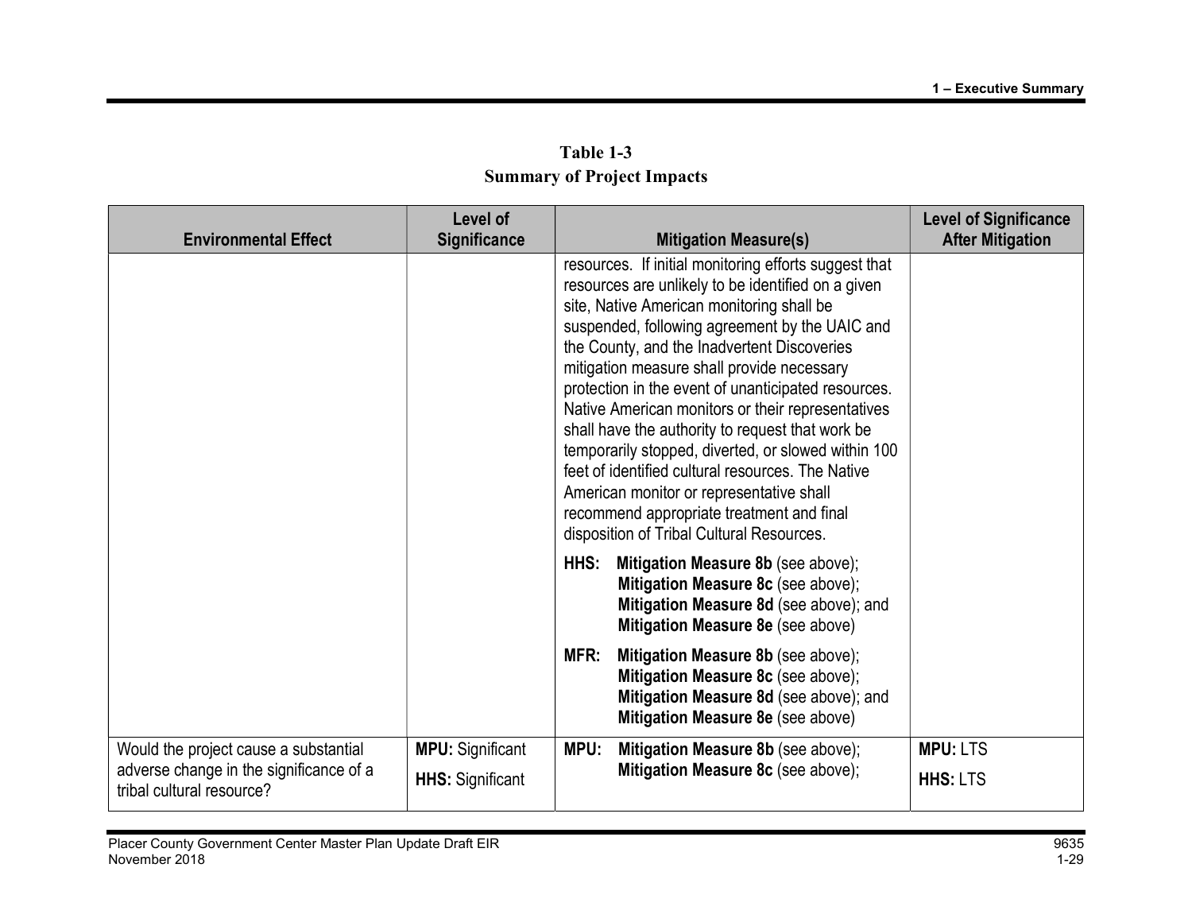**Table 1-3**
**Summary of Project Impacts**

| Environmental Effect | Level of Significance | Mitigation Measure(s) | Level of Significance After Mitigation |
|---|---|---|---|
| | | resources. If initial monitoring efforts suggest that resources are unlikely to be identified on a given site, Native American monitoring shall be suspended, following agreement by the UAIC and the County, and the Inadvertent Discoveries mitigation measure shall provide necessary protection in the event of unanticipated resources. Native American monitors or their representatives shall have the authority to request that work be temporarily stopped, diverted, or slowed within 100 feet of identified cultural resources. The Native American monitor or representative shall recommend appropriate treatment and final disposition of Tribal Cultural Resources.<br><br>**HHS:** **Mitigation Measure 8b** (see above); **Mitigation Measure 8c** (see above); **Mitigation Measure 8d** (see above); and **Mitigation Measure 8e** (see above)<br><br>**MFR:** **Mitigation Measure 8b** (see above); **Mitigation Measure 8c** (see above); **Mitigation Measure 8d** (see above); and **Mitigation Measure 8e** (see above) | |
| Would the project cause a substantial adverse change in the significance of a tribal cultural resource? | **MPU:** Significant<br>**HHS:** Significant | **MPU:** **Mitigation Measure 8b** (see above); **Mitigation Measure 8c** (see above); | **MPU:** LTS<br>**HHS:** LTS |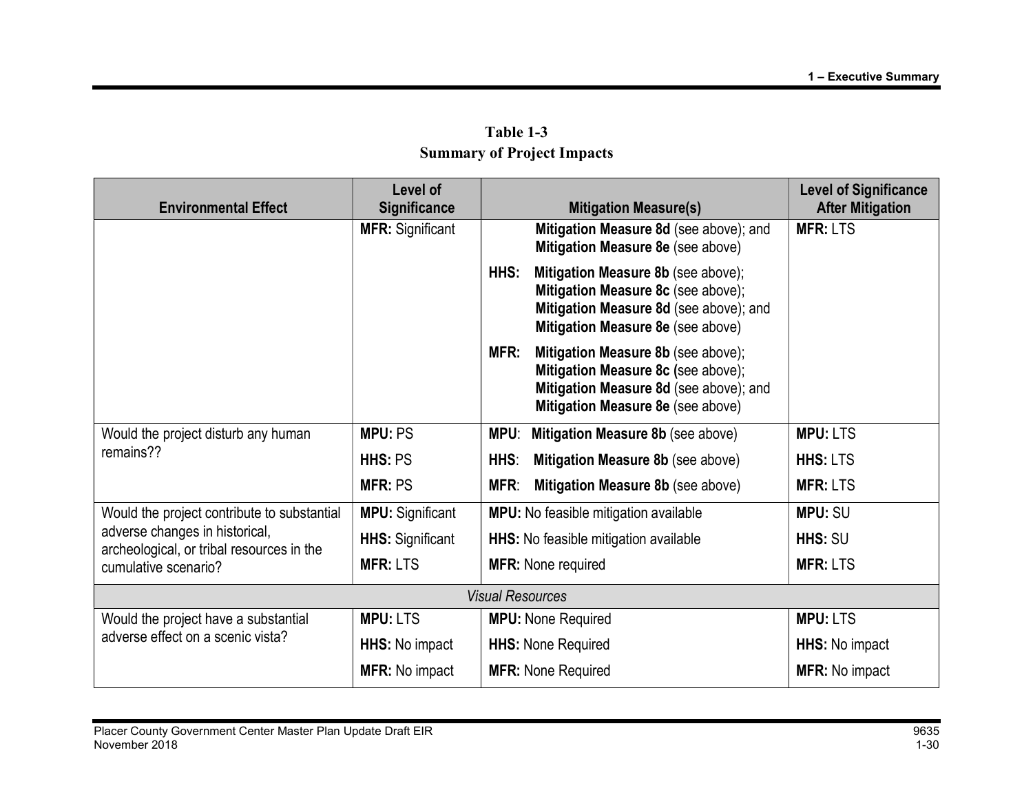**Table 1-3**
**Summary of Project Impacts**

| Environmental Effect | Level of Significance | Mitigation Measure(s) | Level of Significance After Mitigation |
|---|---|---|---|
| | **MFR:** Significant | **Mitigation Measure 8d** (see above); and **Mitigation Measure 8e** (see above)<br>**HHS:** **Mitigation Measure 8b** (see above); **Mitigation Measure 8c** (see above); **Mitigation Measure 8d** (see above); and **Mitigation Measure 8e** (see above)<br>**MFR:** **Mitigation Measure 8b** (see above); **Mitigation Measure 8c** (see above); **Mitigation Measure 8d** (see above); and **Mitigation Measure 8e** (see above) | **MFR:** LTS |
| Would the project disturb any human remains?? | **MPU:** PS<br>**HHS:** PS<br>**MFR:** PS | **MPU**: **Mitigation Measure 8b** (see above)<br>**HHS**: **Mitigation Measure 8b** (see above)<br>**MFR**: **Mitigation Measure 8b** (see above) | **MPU:** LTS<br>**HHS:** LTS<br>**MFR:** LTS |
| Would the project contribute to substantial adverse changes in historical, archeological, or tribal resources in the cumulative scenario? | **MPU:** Significant<br>**HHS:** Significant<br>**MFR:** LTS | **MPU:** No feasible mitigation available<br>**HHS:** No feasible mitigation available<br>**MFR:** None required | **MPU:** SU<br>**HHS:** SU<br>**MFR:** LTS |
| *Visual Resources* | | | |
| Would the project have a substantial adverse effect on a scenic vista? | **MPU:** LTS<br>**HHS:** No impact<br>**MFR:** No impact | **MPU:** None Required<br>**HHS:** None Required<br>**MFR:** None Required | **MPU:** LTS<br>**HHS:** No impact<br>**MFR:** No impact |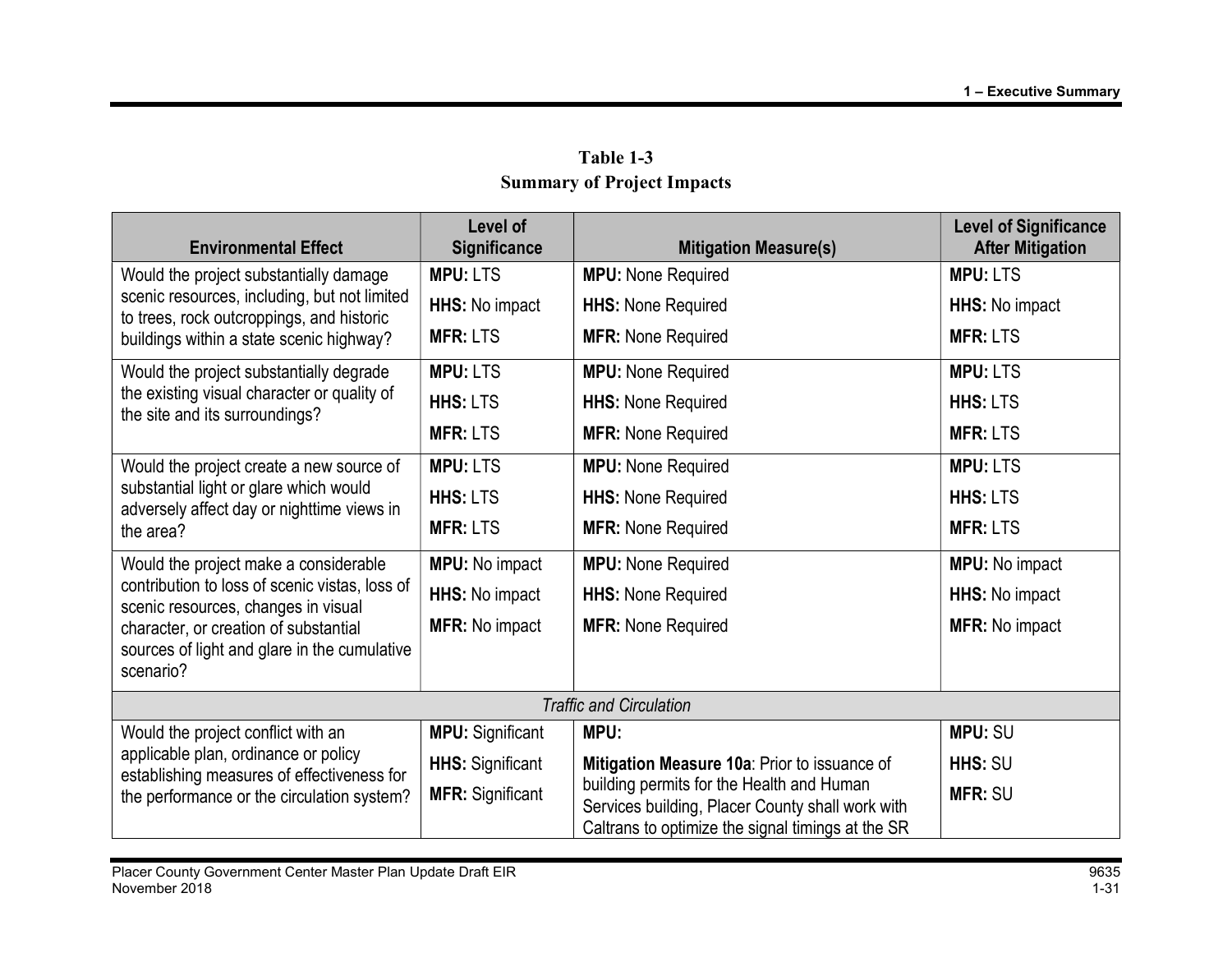**Table 1-3**
**Summary of Project Impacts**

| Environmental Effect | Level of Significance | Mitigation Measure(s) | Level of Significance After Mitigation |
|---|---|---|---|
| Would the project substantially damage scenic resources, including, but not limited to trees, rock outcroppings, and historic buildings within a state scenic highway? | **MPU:** LTS<br>**HHS:** No impact<br>**MFR:** LTS | **MPU:** None Required<br>**HHS:** None Required<br>**MFR:** None Required | **MPU:** LTS<br>**HHS:** No impact<br>**MFR:** LTS |
| Would the project substantially degrade the existing visual character or quality of the site and its surroundings? | **MPU:** LTS<br>**HHS:** LTS<br>**MFR:** LTS | **MPU:** None Required<br>**HHS:** None Required<br>**MFR:** None Required | **MPU:** LTS<br>**HHS:** LTS<br>**MFR:** LTS |
| Would the project create a new source of substantial light or glare which would adversely affect day or nighttime views in the area? | **MPU:** LTS<br>**HHS:** LTS<br>**MFR:** LTS | **MPU:** None Required<br>**HHS:** None Required<br>**MFR:** None Required | **MPU:** LTS<br>**HHS:** LTS<br>**MFR:** LTS |
| Would the project make a considerable contribution to loss of scenic vistas, loss of scenic resources, changes in visual character, or creation of substantial sources of light and glare in the cumulative scenario? | **MPU:** No impact<br>**HHS:** No impact<br>**MFR:** No impact | **MPU:** None Required<br>**HHS:** None Required<br>**MFR:** None Required | **MPU:** No impact<br>**HHS:** No impact<br>**MFR:** No impact |
| | | *Traffic and Circulation* | |
| Would the project conflict with an applicable plan, ordinance or policy establishing measures of effectiveness for the performance or the circulation system? | **MPU:** Significant<br>**HHS:** Significant<br>**MFR:** Significant | **MPU:**<br>**Mitigation Measure 10a**: Prior to issuance of building permits for the Health and Human Services building, Placer County shall work with Caltrans to optimize the signal timings at the SR | **MPU:** SU<br>**HHS:** SU<br>**MFR:** SU |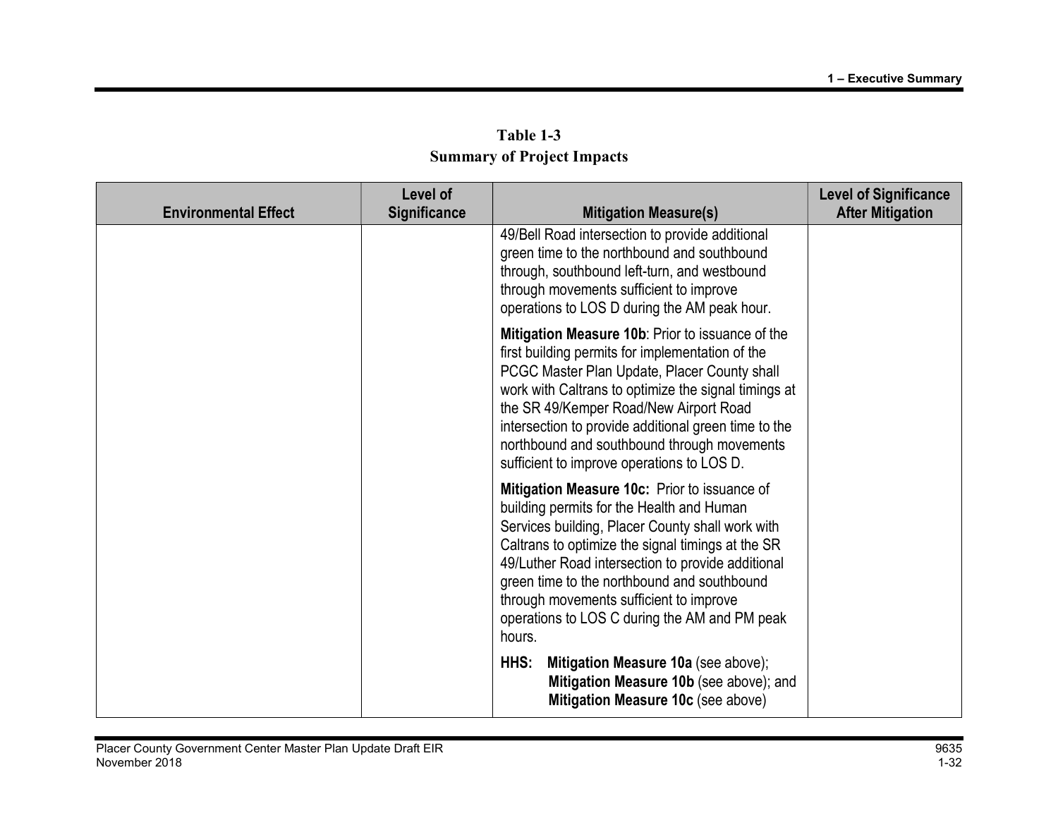**Table 1-3**
**Summary of Project Impacts**

| Environmental Effect | Level of Significance | Mitigation Measure(s) | Level of Significance After Mitigation |
|---|---|---|---|
| | | 49/Bell Road intersection to provide additional green time to the northbound and southbound through, southbound left-turn, and westbound through movements sufficient to improve operations to LOS D during the AM peak hour.<br><br>**Mitigation Measure 10b**: Prior to issuance of the first building permits for implementation of the PCGC Master Plan Update, Placer County shall work with Caltrans to optimize the signal timings at the SR 49/Kemper Road/New Airport Road intersection to provide additional green time to the northbound and southbound through movements sufficient to improve operations to LOS D.<br><br>**Mitigation Measure 10c:** Prior to issuance of building permits for the Health and Human Services building, Placer County shall work with Caltrans to optimize the signal timings at the SR 49/Luther Road intersection to provide additional green time to the northbound and southbound through movements sufficient to improve operations to LOS C during the AM and PM peak hours.<br><br>**HHS: Mitigation Measure 10a** (see above); **Mitigation Measure 10b** (see above); and **Mitigation Measure 10c** (see above) | |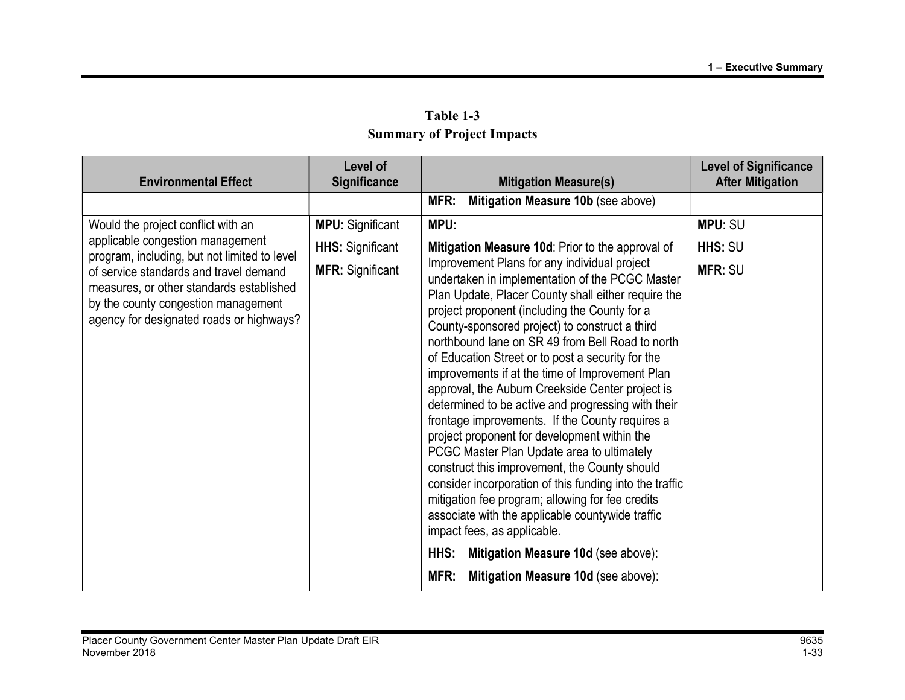**Table 1-3**
**Summary of Project Impacts**

| Environmental Effect | Level of Significance | Mitigation Measure(s) | Level of Significance After Mitigation |
|---|---|---|---|
| | | **MFR: Mitigation Measure 10b** (see above) | |
| Would the project conflict with an applicable congestion management program, including, but not limited to level of service standards and travel demand measures, or other standards established by the county congestion management agency for designated roads or highways? | **MPU:** Significant<br>**HHS:** Significant<br>**MFR:** Significant | **MPU:**<br>**Mitigation Measure 10d**: Prior to the approval of Improvement Plans for any individual project undertaken in implementation of the PCGC Master Plan Update, Placer County shall either require the project proponent (including the County for a County-sponsored project) to construct a third northbound lane on SR 49 from Bell Road to north of Education Street or to post a security for the improvements if at the time of Improvement Plan approval, the Auburn Creekside Center project is determined to be active and progressing with their frontage improvements. If the County requires a project proponent for development within the PCGC Master Plan Update area to ultimately construct this improvement, the County should consider incorporation of this funding into the traffic mitigation fee program; allowing for fee credits associate with the applicable countywide traffic impact fees, as applicable.<br>**HHS: Mitigation Measure 10d** (see above):<br>**MFR: Mitigation Measure 10d** (see above): | **MPU:** SU<br>**HHS:** SU<br>**MFR:** SU |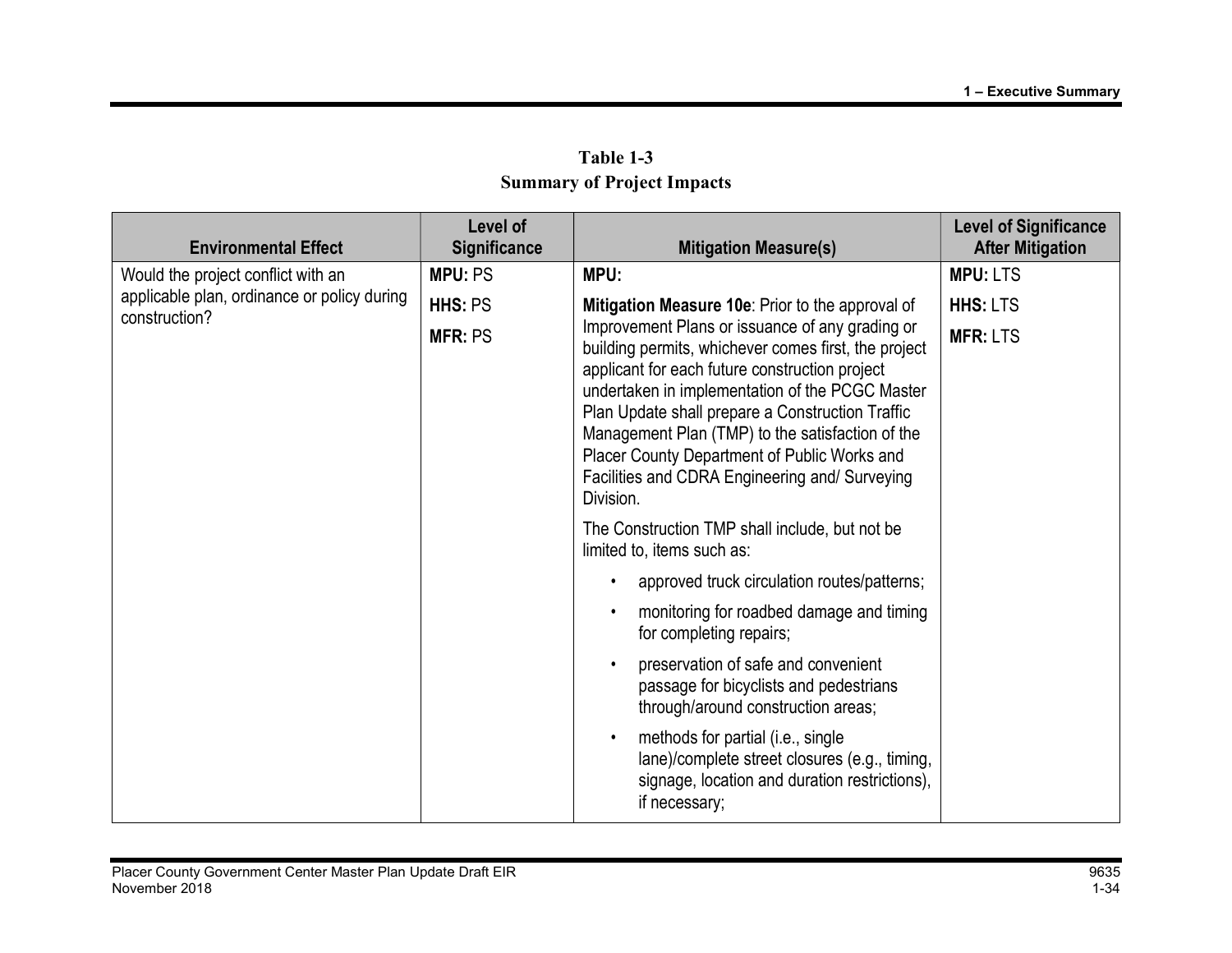**Table 1-3**
**Summary of Project Impacts**

| Environmental Effect | Level of Significance | Mitigation Measure(s) | Level of Significance After Mitigation |
|---|---|---|---|
| Would the project conflict with an applicable plan, ordinance or policy during construction? | **MPU:** PS<br>**HHS:** PS<br>**MFR:** PS | **MPU:**<br>**Mitigation Measure 10e**: Prior to the approval of Improvement Plans or issuance of any grading or building permits, whichever comes first, the project applicant for each future construction project undertaken in implementation of the PCGC Master Plan Update shall prepare a Construction Traffic Management Plan (TMP) to the satisfaction of the Placer County Department of Public Works and Facilities and CDRA Engineering and/ Surveying Division.<br>The Construction TMP shall include, but not be limited to, items such as:<br>• approved truck circulation routes/patterns;<br>• monitoring for roadbed damage and timing for completing repairs;<br>• preservation of safe and convenient passage for bicyclists and pedestrians through/around construction areas;<br>• methods for partial (i.e., single lane)/complete street closures (e.g., timing, signage, location and duration restrictions), if necessary; | **MPU:** LTS<br>**HHS:** LTS<br>**MFR:** LTS |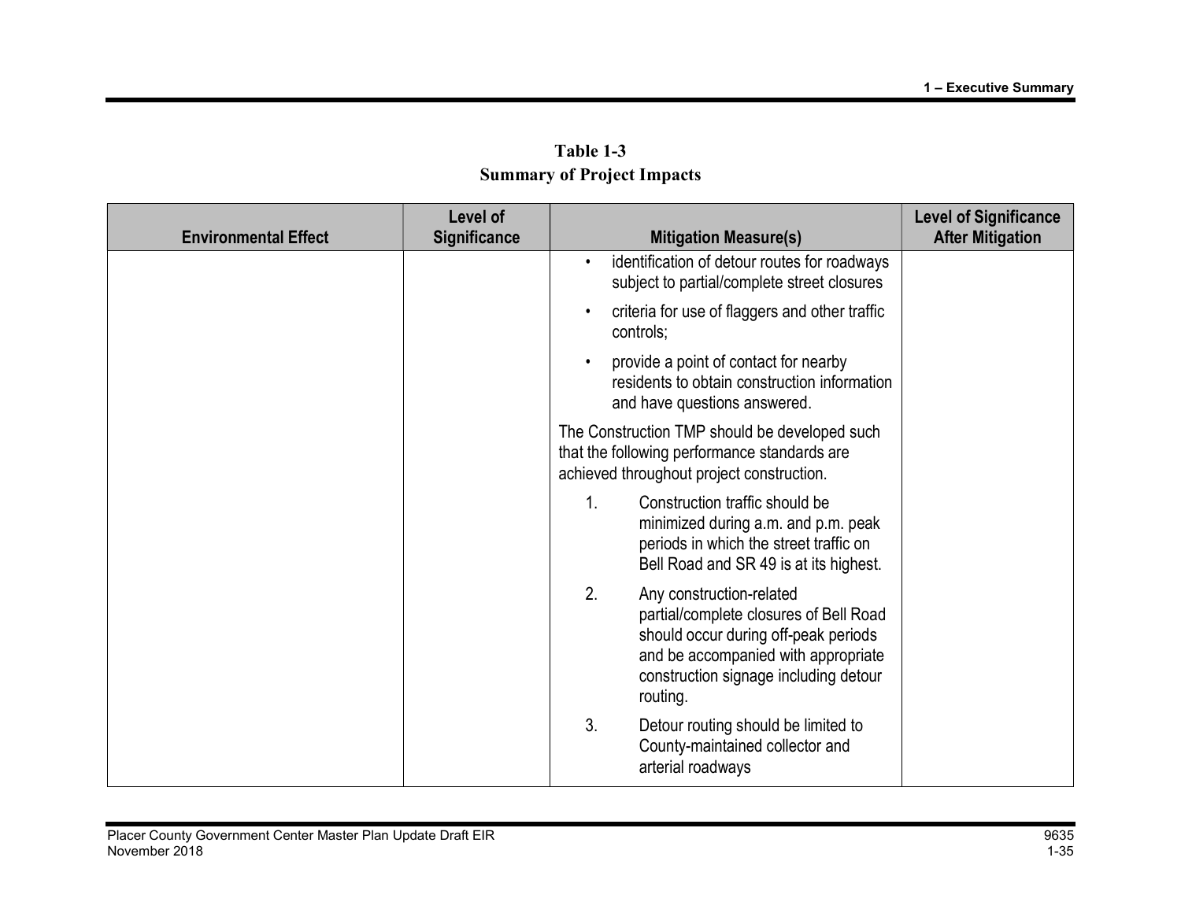**Table 1-3**
**Summary of Project Impacts**

| Environmental Effect | Level of Significance | Mitigation Measure(s) | Level of Significance After Mitigation |
|---|---|---|---|
| | | • identification of detour routes for roadways subject to partial/complete street closures<br>• criteria for use of flaggers and other traffic controls;<br>• provide a point of contact for nearby residents to obtain construction information and have questions answered.<br><br>The Construction TMP should be developed such that the following performance standards are achieved throughout project construction.<br><br>1. Construction traffic should be minimized during a.m. and p.m. peak periods in which the street traffic on Bell Road and SR 49 is at its highest.<br>2. Any construction-related partial/complete closures of Bell Road should occur during off-peak periods and be accompanied with appropriate construction signage including detour routing.<br>3. Detour routing should be limited to County-maintained collector and arterial roadways | |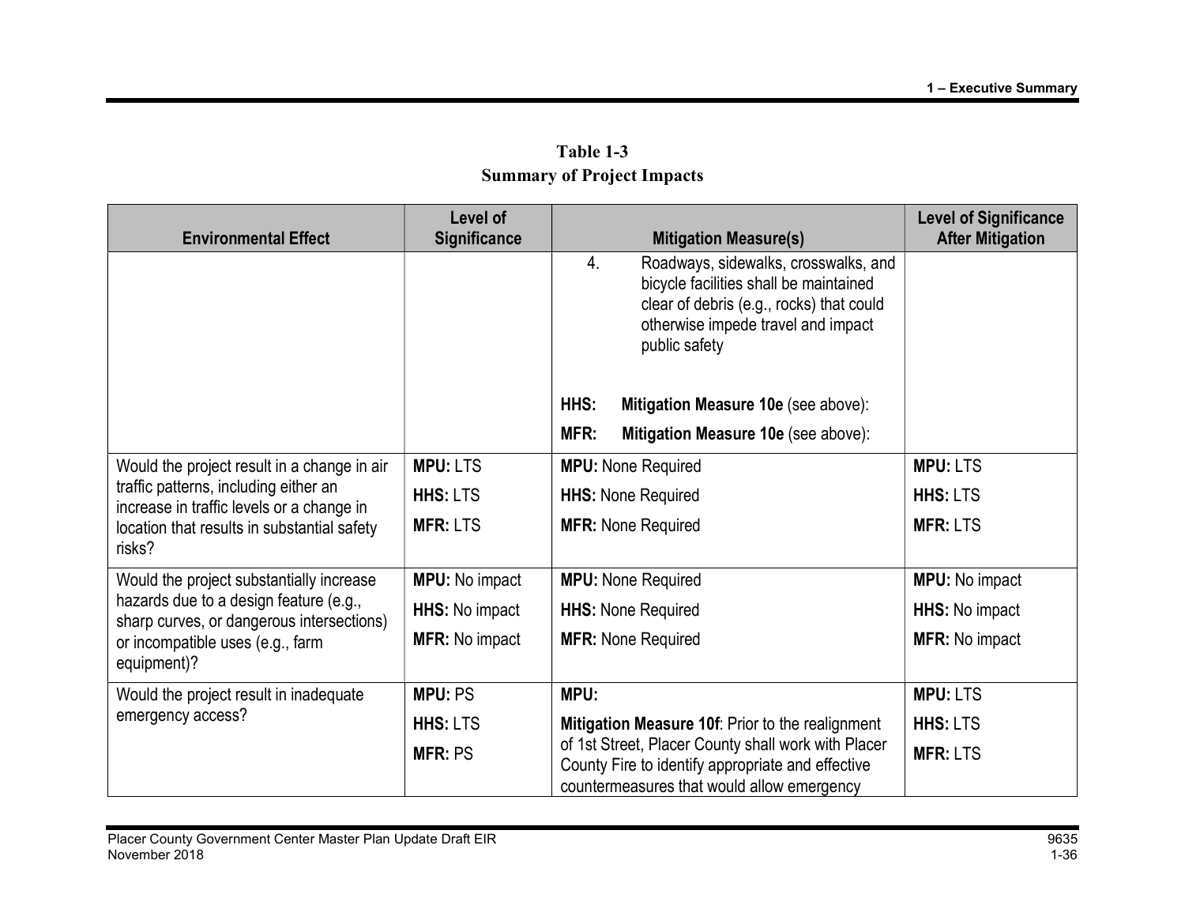**Table 1-3**
**Summary of Project Impacts**

| Environmental Effect | Level of Significance | Mitigation Measure(s) | Level of Significance After Mitigation |
|---|---|---|---|
| | | 4. Roadways, sidewalks, crosswalks, and bicycle facilities shall be maintained clear of debris (e.g., rocks) that could otherwise impede travel and impact public safety<br><br>**HHS:** **Mitigation Measure 10e** (see above):<br>**MFR:** **Mitigation Measure 10e** (see above): | |
| Would the project result in a change in air traffic patterns, including either an increase in traffic levels or a change in location that results in substantial safety risks? | **MPU:** LTS<br>**HHS:** LTS<br>**MFR:** LTS | **MPU:** None Required<br>**HHS:** None Required<br>**MFR:** None Required | **MPU:** LTS<br>**HHS:** LTS<br>**MFR:** LTS |
| Would the project substantially increase hazards due to a design feature (e.g., sharp curves, or dangerous intersections) or incompatible uses (e.g., farm equipment)? | **MPU:** No impact<br>**HHS:** No impact<br>**MFR:** No impact | **MPU:** None Required<br>**HHS:** None Required<br>**MFR:** None Required | **MPU:** No impact<br>**HHS:** No impact<br>**MFR:** No impact |
| Would the project result in inadequate emergency access? | **MPU:** PS<br>**HHS:** LTS<br>**MFR:** PS | **MPU:**<br>**Mitigation Measure 10f**: Prior to the realignment of 1st Street, Placer County shall work with Placer County Fire to identify appropriate and effective countermeasures that would allow emergency | **MPU:** LTS<br>**HHS:** LTS<br>**MFR:** LTS |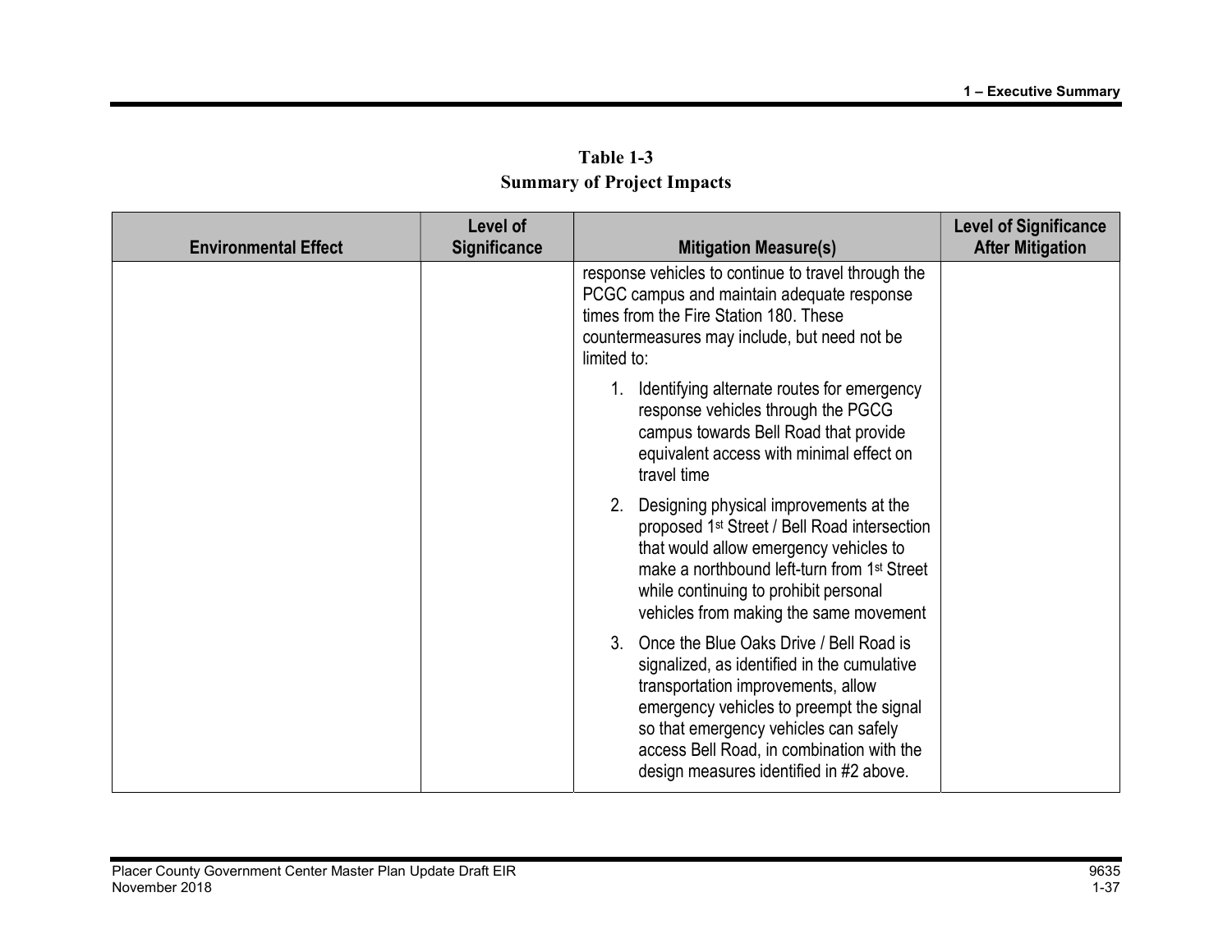**Table 1-3**
**Summary of Project Impacts**

| Environmental Effect | Level of Significance | Mitigation Measure(s) | Level of Significance After Mitigation |
|---|---|---|---|
| | | response vehicles to continue to travel through the PCGC campus and maintain adequate response times from the Fire Station 180. These countermeasures may include, but need not be limited to:<br><br>1. Identifying alternate routes for emergency response vehicles through the PGCG campus towards Bell Road that provide equivalent access with minimal effect on travel time<br>2. Designing physical improvements at the proposed 1st Street / Bell Road intersection that would allow emergency vehicles to make a northbound left-turn from 1st Street while continuing to prohibit personal vehicles from making the same movement<br>3. Once the Blue Oaks Drive / Bell Road is signalized, as identified in the cumulative transportation improvements, allow emergency vehicles to preempt the signal so that emergency vehicles can safely access Bell Road, in combination with the design measures identified in #2 above. | |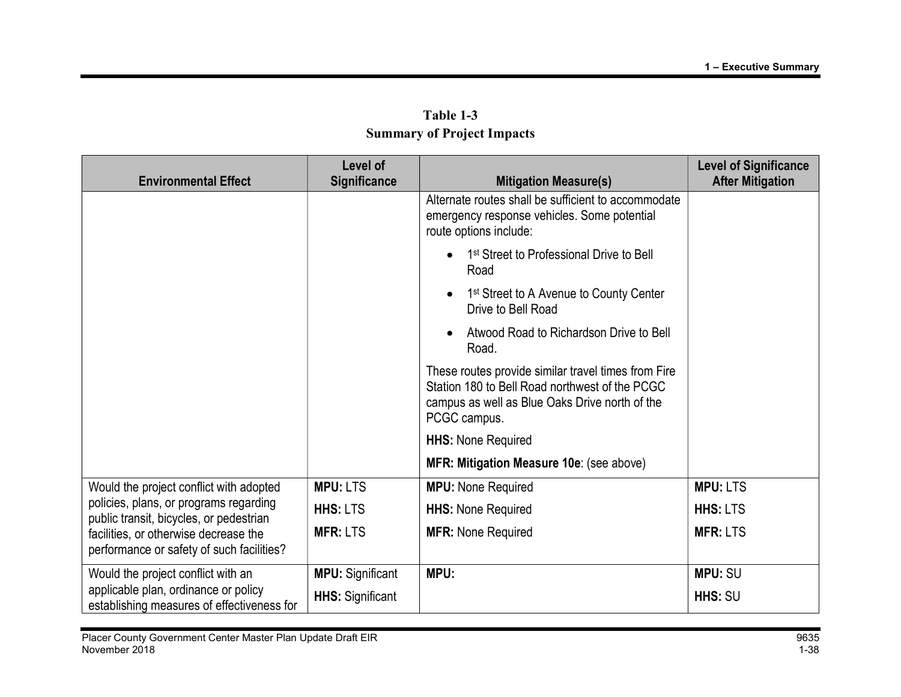**Table 1-3**
**Summary of Project Impacts**

| Environmental Effect | Level of Significance | Mitigation Measure(s) | Level of Significance After Mitigation |
|---|---|---|---|
| | | Alternate routes shall be sufficient to accommodate emergency response vehicles. Some potential route options include:<br>• 1st Street to Professional Drive to Bell Road<br>• 1st Street to A Avenue to County Center Drive to Bell Road<br>• Atwood Road to Richardson Drive to Bell Road.<br>These routes provide similar travel times from Fire Station 180 to Bell Road northwest of the PCGC campus as well as Blue Oaks Drive north of the PCGC campus.<br>**HHS:** None Required<br>**MFR: Mitigation Measure 10e**: (see above) | |
| Would the project conflict with adopted policies, plans, or programs regarding public transit, bicycles, or pedestrian facilities, or otherwise decrease the performance or safety of such facilities? | **MPU:** LTS<br>**HHS:** LTS<br>**MFR:** LTS | **MPU:** None Required<br>**HHS:** None Required<br>**MFR:** None Required | **MPU:** LTS<br>**HHS:** LTS<br>**MFR:** LTS |
| Would the project conflict with an applicable plan, ordinance or policy establishing measures of effectiveness for | **MPU:** Significant<br>**HHS:** Significant | **MPU:** | **MPU:** SU<br>**HHS:** SU |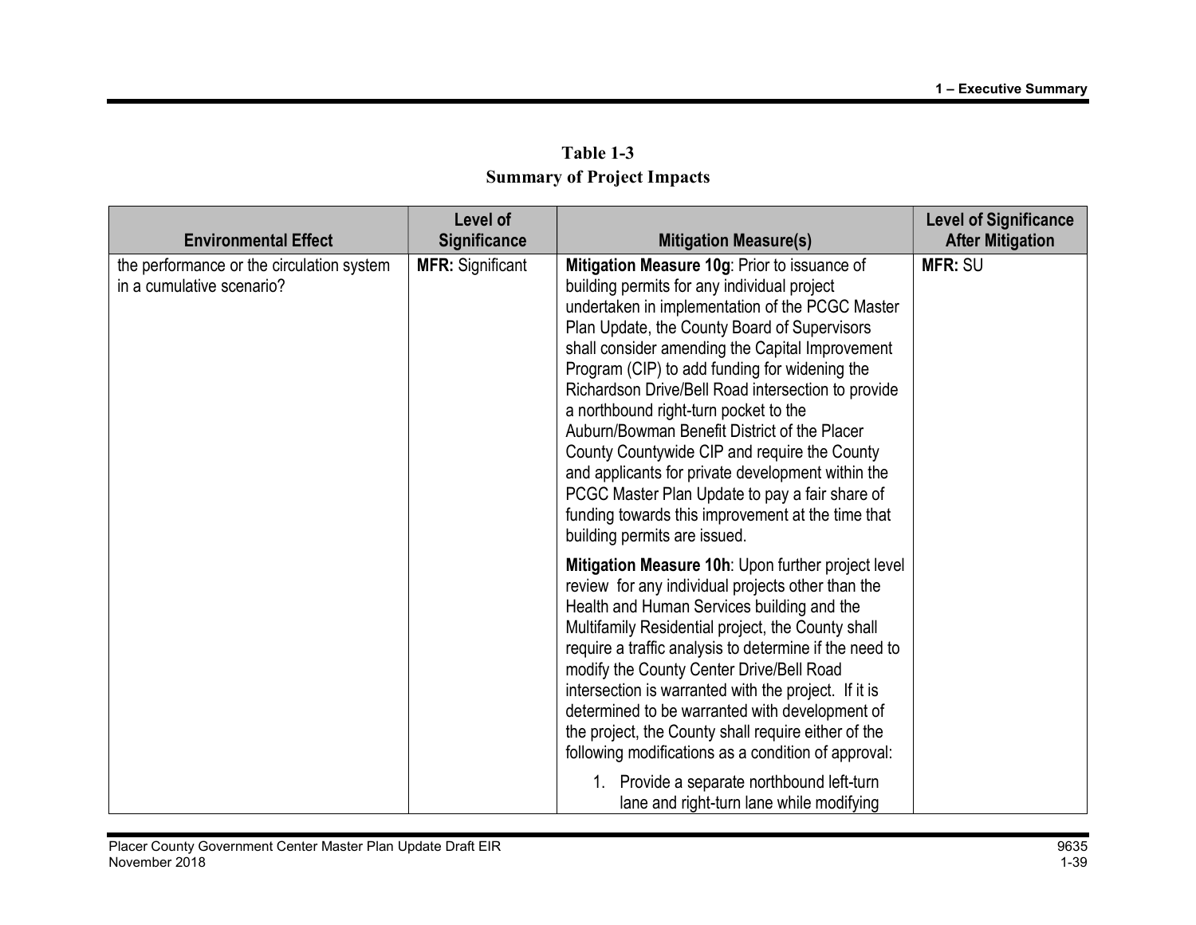**Table 1-3**
**Summary of Project Impacts**

| Environmental Effect | Level of Significance | Mitigation Measure(s) | Level of Significance After Mitigation |
|---|---|---|---|
| the performance or the circulation system in a cumulative scenario? | **MFR:** Significant | **Mitigation Measure 10g**: Prior to issuance of building permits for any individual project undertaken in implementation of the PCGC Master Plan Update, the County Board of Supervisors shall consider amending the Capital Improvement Program (CIP) to add funding for widening the Richardson Drive/Bell Road intersection to provide a northbound right-turn pocket to the Auburn/Bowman Benefit District of the Placer County Countywide CIP and require the County and applicants for private development within the PCGC Master Plan Update to pay a fair share of funding towards this improvement at the time that building permits are issued.<br><br>**Mitigation Measure 10h**: Upon further project level review for any individual projects other than the Health and Human Services building and the Multifamily Residential project, the County shall require a traffic analysis to determine if the need to modify the County Center Drive/Bell Road intersection is warranted with the project. If it is determined to be warranted with development of the project, the County shall require either of the following modifications as a condition of approval:<br><br>1. Provide a separate northbound left-turn lane and right-turn lane while modifying | **MFR:** SU |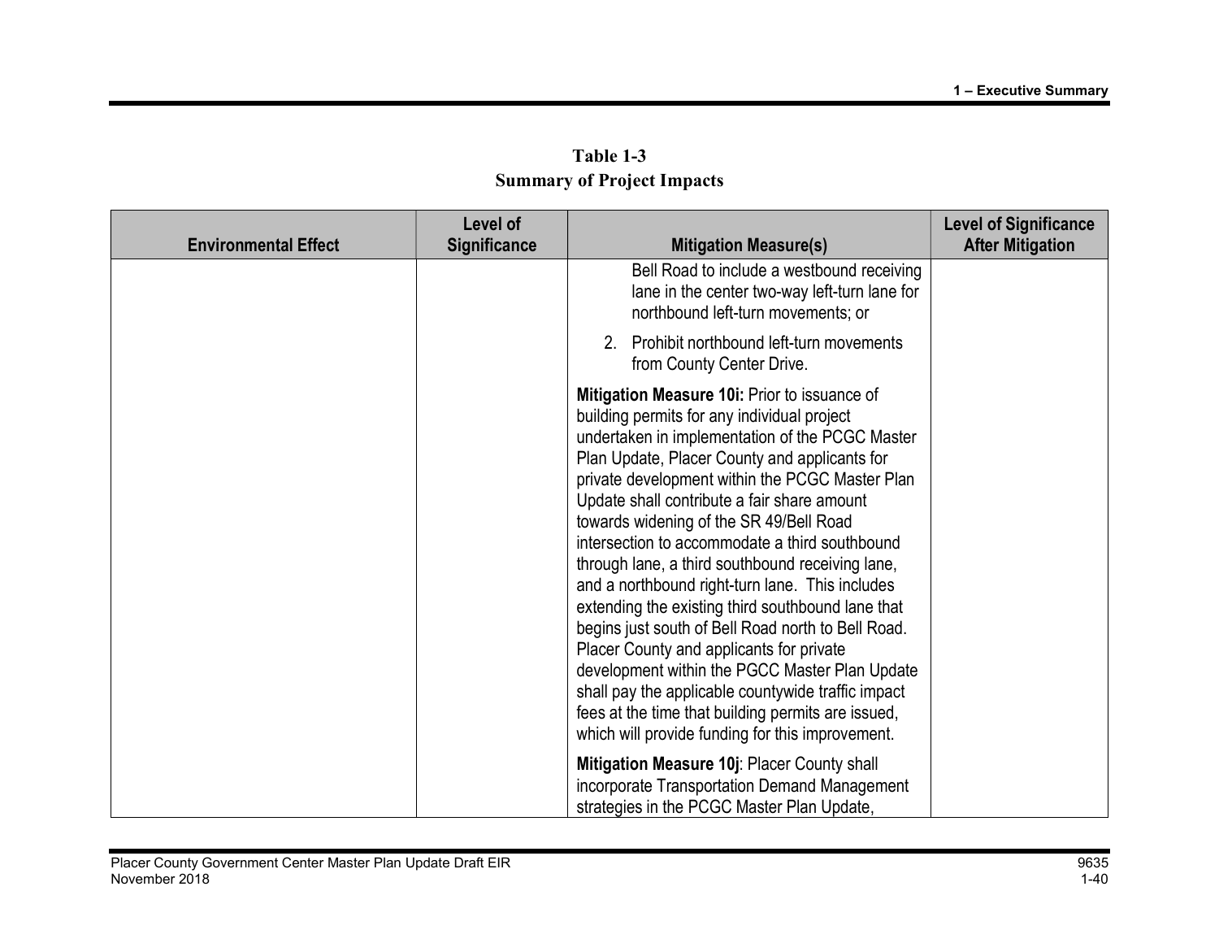**Table 1-3**
**Summary of Project Impacts**

| Environmental Effect | Level of Significance | Mitigation Measure(s) | Level of Significance After Mitigation |
|---|---|---|---|
| | | Bell Road to include a westbound receiving lane in the center two-way left-turn lane for northbound left-turn movements; or<br><br>2. Prohibit northbound left-turn movements from County Center Drive.<br><br>**Mitigation Measure 10i:** Prior to issuance of building permits for any individual project undertaken in implementation of the PCGC Master Plan Update, Placer County and applicants for private development within the PCGC Master Plan Update shall contribute a fair share amount towards widening of the SR 49/Bell Road intersection to accommodate a third southbound through lane, a third southbound receiving lane, and a northbound right-turn lane. This includes extending the existing third southbound lane that begins just south of Bell Road north to Bell Road. Placer County and applicants for private development within the PGCC Master Plan Update shall pay the applicable countywide traffic impact fees at the time that building permits are issued, which will provide funding for this improvement.<br><br>**Mitigation Measure 10j**: Placer County shall incorporate Transportation Demand Management strategies in the PCGC Master Plan Update, | |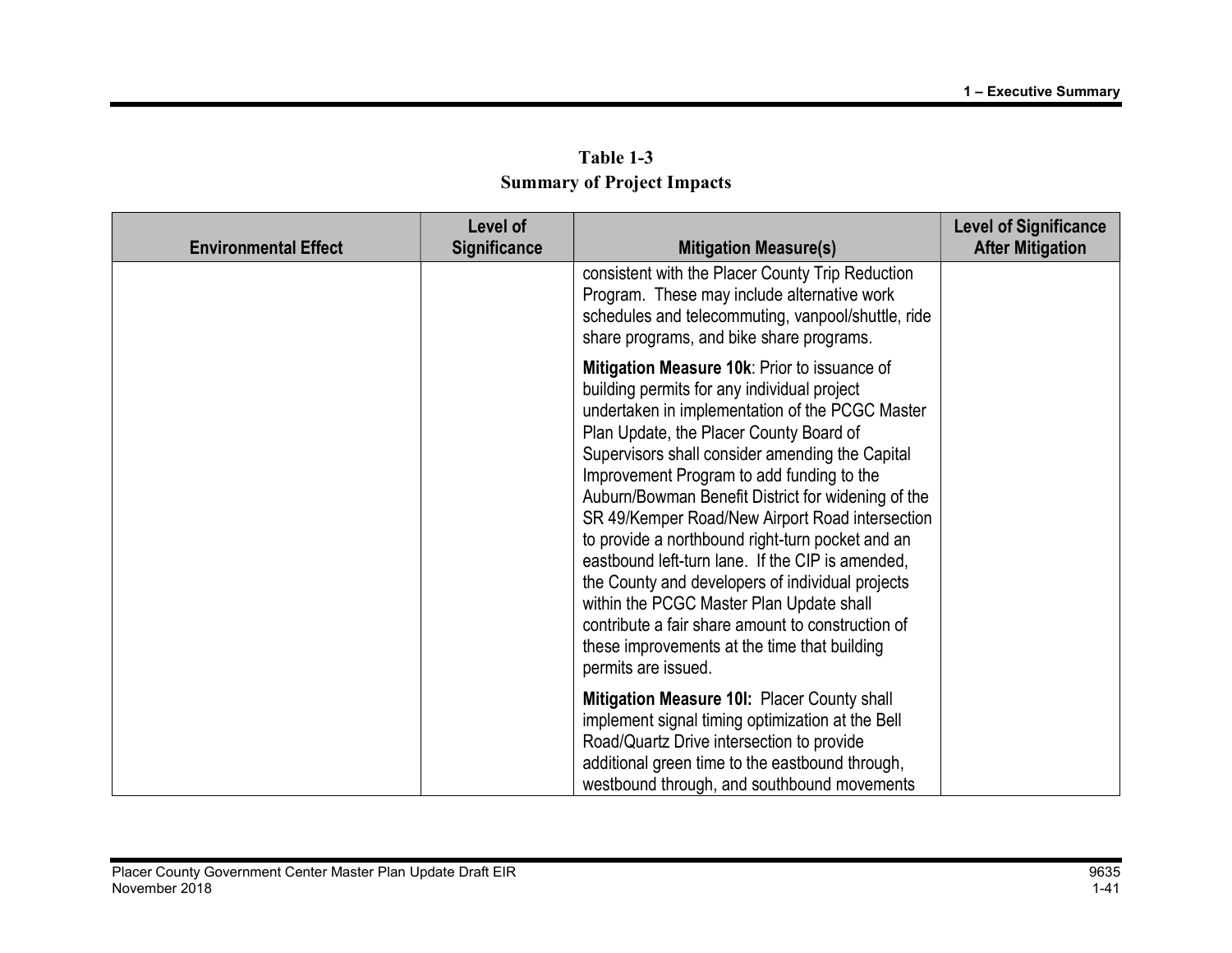**Table 1-3**
**Summary of Project Impacts**

| Environmental Effect | Level of Significance | Mitigation Measure(s) | Level of Significance After Mitigation |
|---|---|---|---|
| | | consistent with the Placer County Trip Reduction Program. These may include alternative work schedules and telecommuting, vanpool/shuttle, ride share programs, and bike share programs.<br><br>**Mitigation Measure 10k**: Prior to issuance of building permits for any individual project undertaken in implementation of the PCGC Master Plan Update, the Placer County Board of Supervisors shall consider amending the Capital Improvement Program to add funding to the Auburn/Bowman Benefit District for widening of the SR 49/Kemper Road/New Airport Road intersection to provide a northbound right-turn pocket and an eastbound left-turn lane. If the CIP is amended, the County and developers of individual projects within the PCGC Master Plan Update shall contribute a fair share amount to construction of these improvements at the time that building permits are issued.<br><br>**Mitigation Measure 10l:** Placer County shall implement signal timing optimization at the Bell Road/Quartz Drive intersection to provide additional green time to the eastbound through, westbound through, and southbound movements | |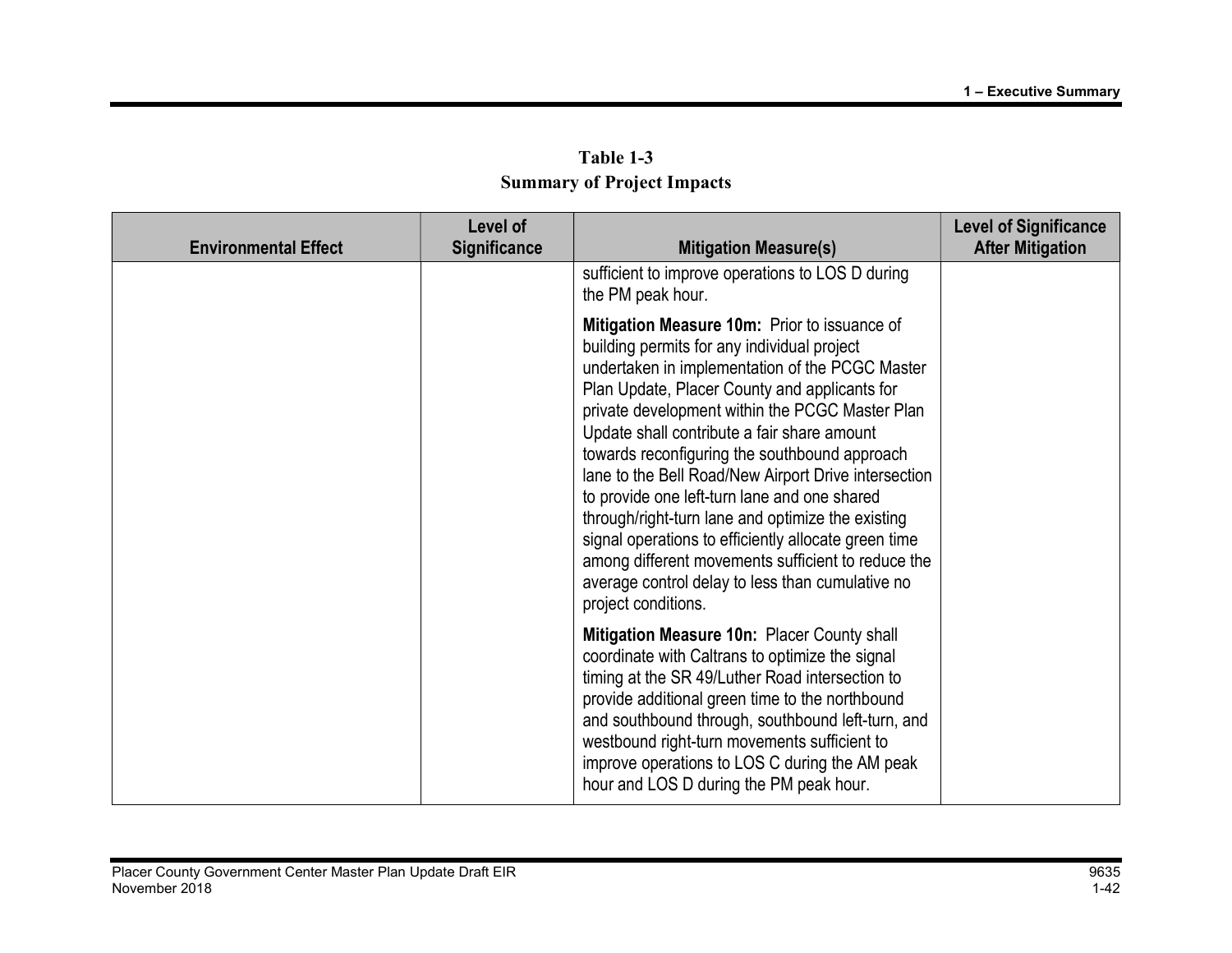**Table 1-3**
**Summary of Project Impacts**

| Environmental Effect | Level of Significance | Mitigation Measure(s) | Level of Significance After Mitigation |
|---|---|---|---|
| | | sufficient to improve operations to LOS D during the PM peak hour.<br><br>**Mitigation Measure 10m:** Prior to issuance of building permits for any individual project undertaken in implementation of the PCGC Master Plan Update, Placer County and applicants for private development within the PCGC Master Plan Update shall contribute a fair share amount towards reconfiguring the southbound approach lane to the Bell Road/New Airport Drive intersection to provide one left-turn lane and one shared through/right-turn lane and optimize the existing signal operations to efficiently allocate green time among different movements sufficient to reduce the average control delay to less than cumulative no project conditions.<br><br>**Mitigation Measure 10n:** Placer County shall coordinate with Caltrans to optimize the signal timing at the SR 49/Luther Road intersection to provide additional green time to the northbound and southbound through, southbound left-turn, and westbound right-turn movements sufficient to improve operations to LOS C during the AM peak hour and LOS D during the PM peak hour. | |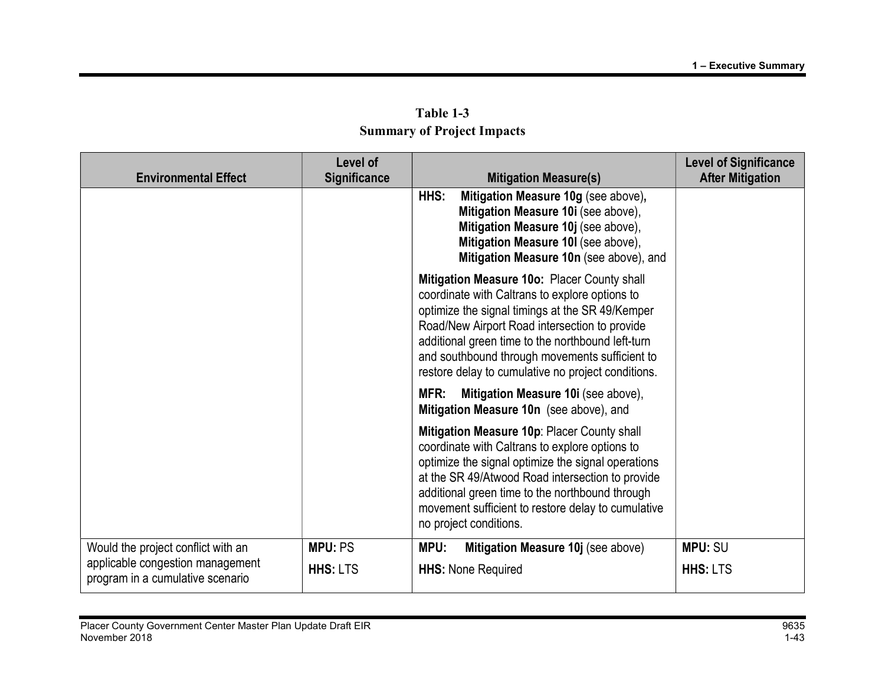**Table 1-3**
**Summary of Project Impacts**

| Environmental Effect | Level of Significance | Mitigation Measure(s) | Level of Significance After Mitigation |
|---|---|---|---|
| | | **HHS: Mitigation Measure 10g** (see above), **Mitigation Measure 10i** (see above), **Mitigation Measure 10j** (see above), **Mitigation Measure 10l** (see above), **Mitigation Measure 10n** (see above), and<br><br>**Mitigation Measure 10o:** Placer County shall coordinate with Caltrans to explore options to optimize the signal timings at the SR 49/Kemper Road/New Airport Road intersection to provide additional green time to the northbound left-turn and southbound through movements sufficient to restore delay to cumulative no project conditions.<br><br>**MFR: Mitigation Measure 10i** (see above), **Mitigation Measure 10n** (see above), and<br><br>**Mitigation Measure 10p**: Placer County shall coordinate with Caltrans to explore options to optimize the signal optimize the signal operations at the SR 49/Atwood Road intersection to provide additional green time to the northbound through movement sufficient to restore delay to cumulative no project conditions. | |
| Would the project conflict with an applicable congestion management program in a cumulative scenario | **MPU:** PS<br>**HHS:** LTS | **MPU: Mitigation Measure 10j** (see above)<br>**HHS:** None Required | **MPU:** SU<br>**HHS:** LTS |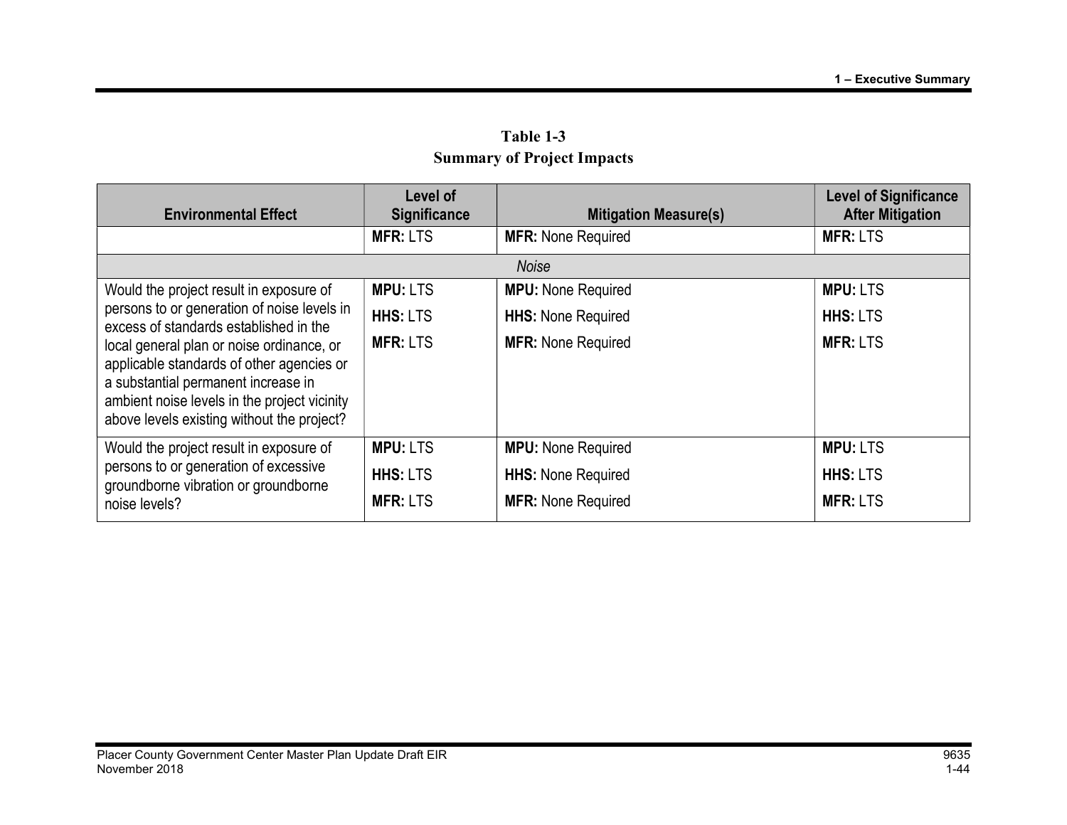**Table 1-3**
**Summary of Project Impacts**

| Environmental Effect | Level of Significance | Mitigation Measure(s) | Level of Significance After Mitigation |
|---|---|---|---|
| | **MFR:** LTS | **MFR:** None Required | **MFR:** LTS |
| *Noise* | | | |
| Would the project result in exposure of persons to or generation of noise levels in excess of standards established in the local general plan or noise ordinance, or applicable standards of other agencies or a substantial permanent increase in ambient noise levels in the project vicinity above levels existing without the project? | **MPU:** LTS<br>**HHS:** LTS<br>**MFR:** LTS | **MPU:** None Required<br>**HHS:** None Required<br>**MFR:** None Required | **MPU:** LTS<br>**HHS:** LTS<br>**MFR:** LTS |
| Would the project result in exposure of persons to or generation of excessive groundborne vibration or groundborne noise levels? | **MPU:** LTS<br>**HHS:** LTS<br>**MFR:** LTS | **MPU:** None Required<br>**HHS:** None Required<br>**MFR:** None Required | **MPU:** LTS<br>**HHS:** LTS<br>**MFR:** LTS |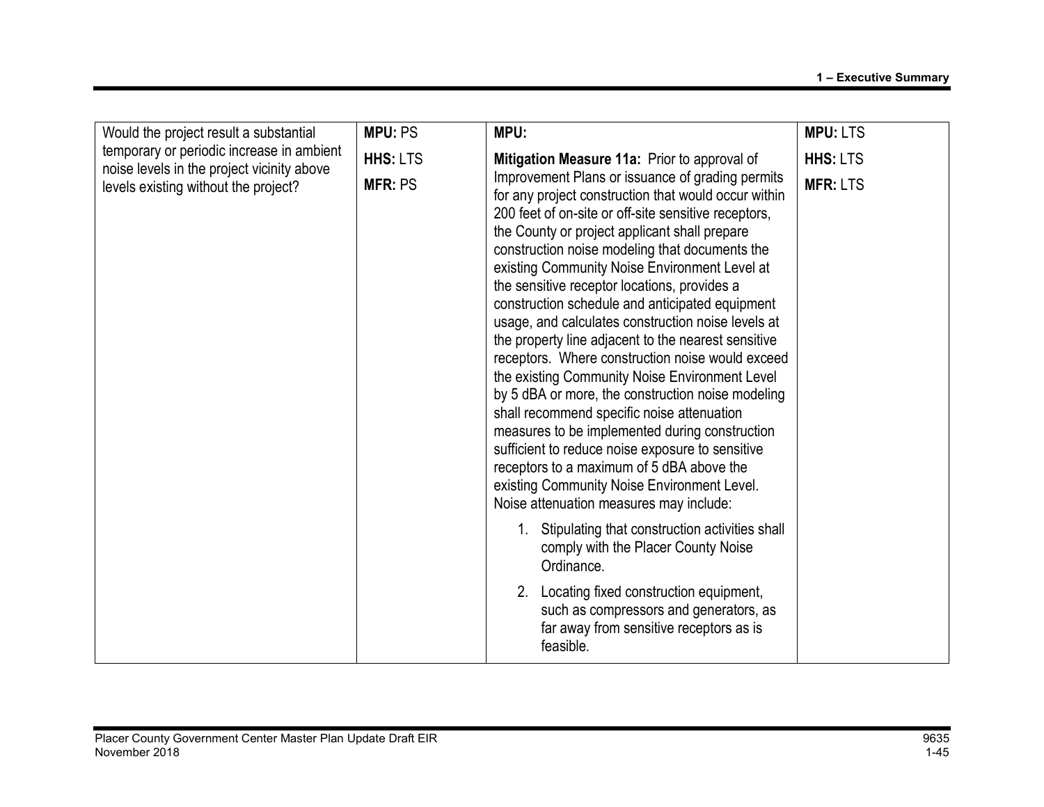| | | | |
|---|---|---|---|
| Would the project result a substantial temporary or periodic increase in ambient noise levels in the project vicinity above levels existing without the project? | **MPU:** PS<br>**HHS:** LTS<br>**MFR:** PS | **MPU:**<br>**Mitigation Measure 11a:** Prior to approval of Improvement Plans or issuance of grading permits for any project construction that would occur within 200 feet of on-site or off-site sensitive receptors, the County or project applicant shall prepare construction noise modeling that documents the existing Community Noise Environment Level at the sensitive receptor locations, provides a construction schedule and anticipated equipment usage, and calculates construction noise levels at the property line adjacent to the nearest sensitive receptors. Where construction noise would exceed the existing Community Noise Environment Level by 5 dBA or more, the construction noise modeling shall recommend specific noise attenuation measures to be implemented during construction sufficient to reduce noise exposure to sensitive receptors to a maximum of 5 dBA above the existing Community Noise Environment Level. Noise attenuation measures may include:<br>1. Stipulating that construction activities shall comply with the Placer County Noise Ordinance.<br>2. Locating fixed construction equipment, such as compressors and generators, as far away from sensitive receptors as is feasible. | **MPU:** LTS<br>**HHS:** LTS<br>**MFR:** LTS |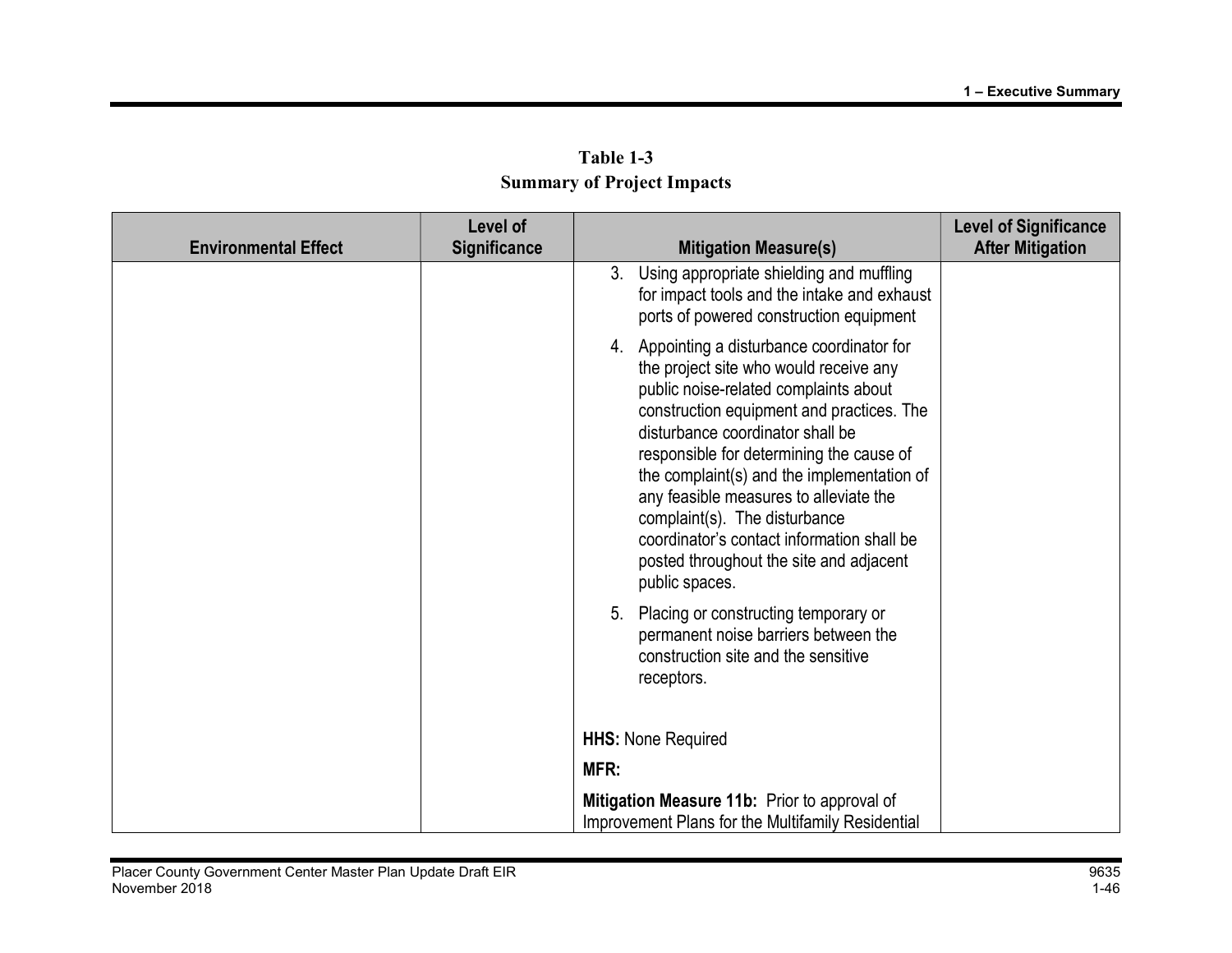**Table 1-3**
**Summary of Project Impacts**

| Environmental Effect | Level of Significance | Mitigation Measure(s) | Level of Significance After Mitigation |
|---|---|---|---|
| | | 3. Using appropriate shielding and muffling for impact tools and the intake and exhaust ports of powered construction equipment<br><br>4. Appointing a disturbance coordinator for the project site who would receive any public noise-related complaints about construction equipment and practices. The disturbance coordinator shall be responsible for determining the cause of the complaint(s) and the implementation of any feasible measures to alleviate the complaint(s). The disturbance coordinator's contact information shall be posted throughout the site and adjacent public spaces.<br><br>5. Placing or constructing temporary or permanent noise barriers between the construction site and the sensitive receptors.<br><br>**HHS:** None Required<br><br>**MFR:**<br><br>**Mitigation Measure 11b:** Prior to approval of Improvement Plans for the Multifamily Residential | |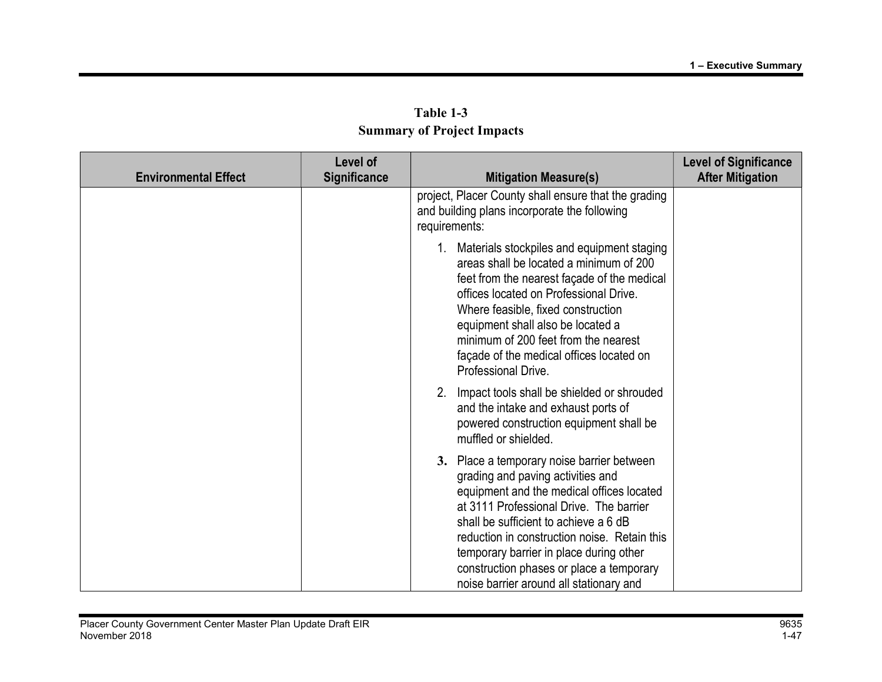**Table 1-3**
**Summary of Project Impacts**

| Environmental Effect | Level of Significance | Mitigation Measure(s) | Level of Significance After Mitigation |
|---|---|---|---|
| | | project, Placer County shall ensure that the grading and building plans incorporate the following requirements:<br><br>1. Materials stockpiles and equipment staging areas shall be located a minimum of 200 feet from the nearest façade of the medical offices located on Professional Drive. Where feasible, fixed construction equipment shall also be located a minimum of 200 feet from the nearest façade of the medical offices located on Professional Drive.<br><br>2. Impact tools shall be shielded or shrouded and the intake and exhaust ports of powered construction equipment shall be muffled or shielded.<br><br>**3.** Place a temporary noise barrier between grading and paving activities and equipment and the medical offices located at 3111 Professional Drive. The barrier shall be sufficient to achieve a 6 dB reduction in construction noise. Retain this temporary barrier in place during other construction phases or place a temporary noise barrier around all stationary and | |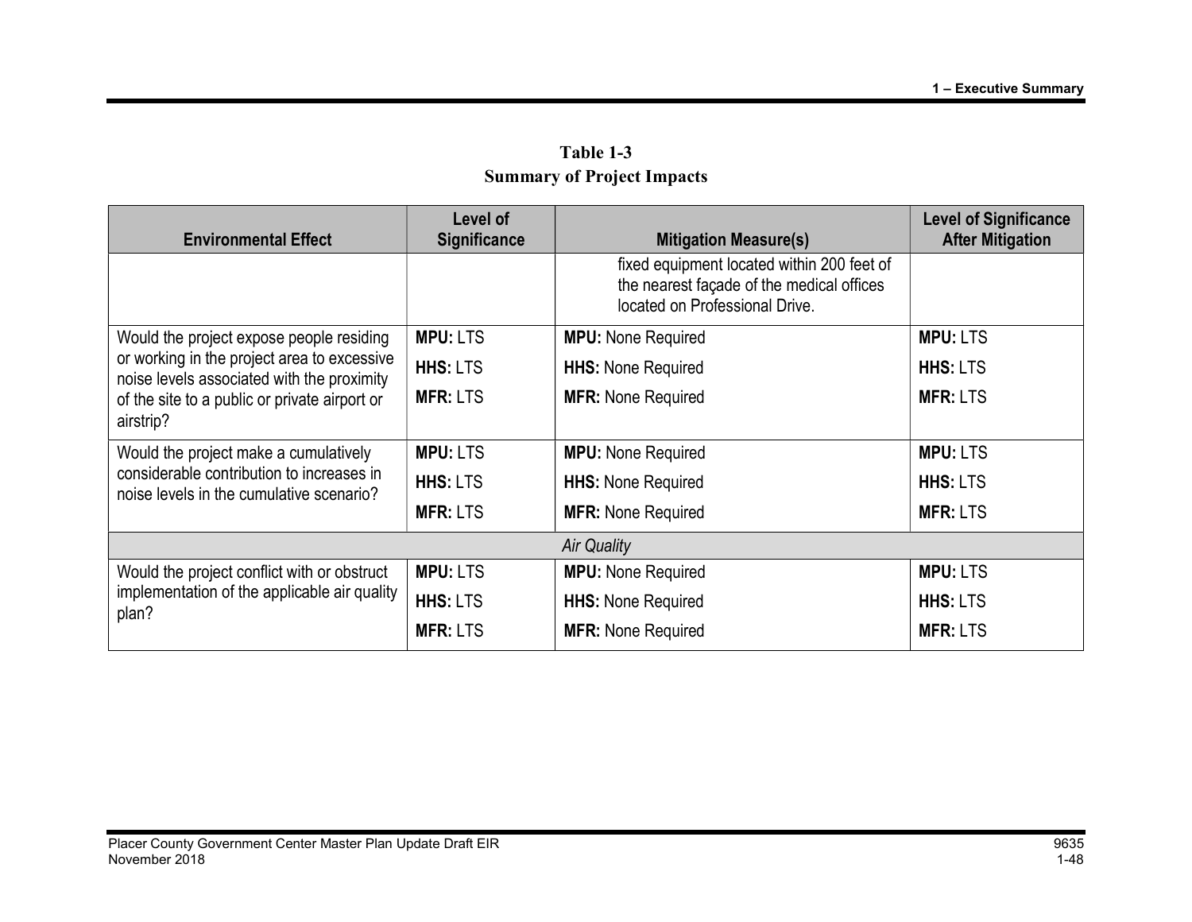**Table 1-3**
**Summary of Project Impacts**

| Environmental Effect | Level of Significance | Mitigation Measure(s) | Level of Significance After Mitigation |
|---|---|---|---|
| | | fixed equipment located within 200 feet of the nearest façade of the medical offices located on Professional Drive. | |
| Would the project expose people residing or working in the project area to excessive noise levels associated with the proximity of the site to a public or private airport or airstrip? | **MPU:** LTS<br>**HHS:** LTS<br>**MFR:** LTS | **MPU:** None Required<br>**HHS:** None Required<br>**MFR:** None Required | **MPU:** LTS<br>**HHS:** LTS<br>**MFR:** LTS |
| Would the project make a cumulatively considerable contribution to increases in noise levels in the cumulative scenario? | **MPU:** LTS<br>**HHS:** LTS<br>**MFR:** LTS | **MPU:** None Required<br>**HHS:** None Required<br>**MFR:** None Required | **MPU:** LTS<br>**HHS:** LTS<br>**MFR:** LTS |
| *Air Quality* | | | |
| Would the project conflict with or obstruct implementation of the applicable air quality plan? | **MPU:** LTS<br>**HHS:** LTS<br>**MFR:** LTS | **MPU:** None Required<br>**HHS:** None Required<br>**MFR:** None Required | **MPU:** LTS<br>**HHS:** LTS<br>**MFR:** LTS |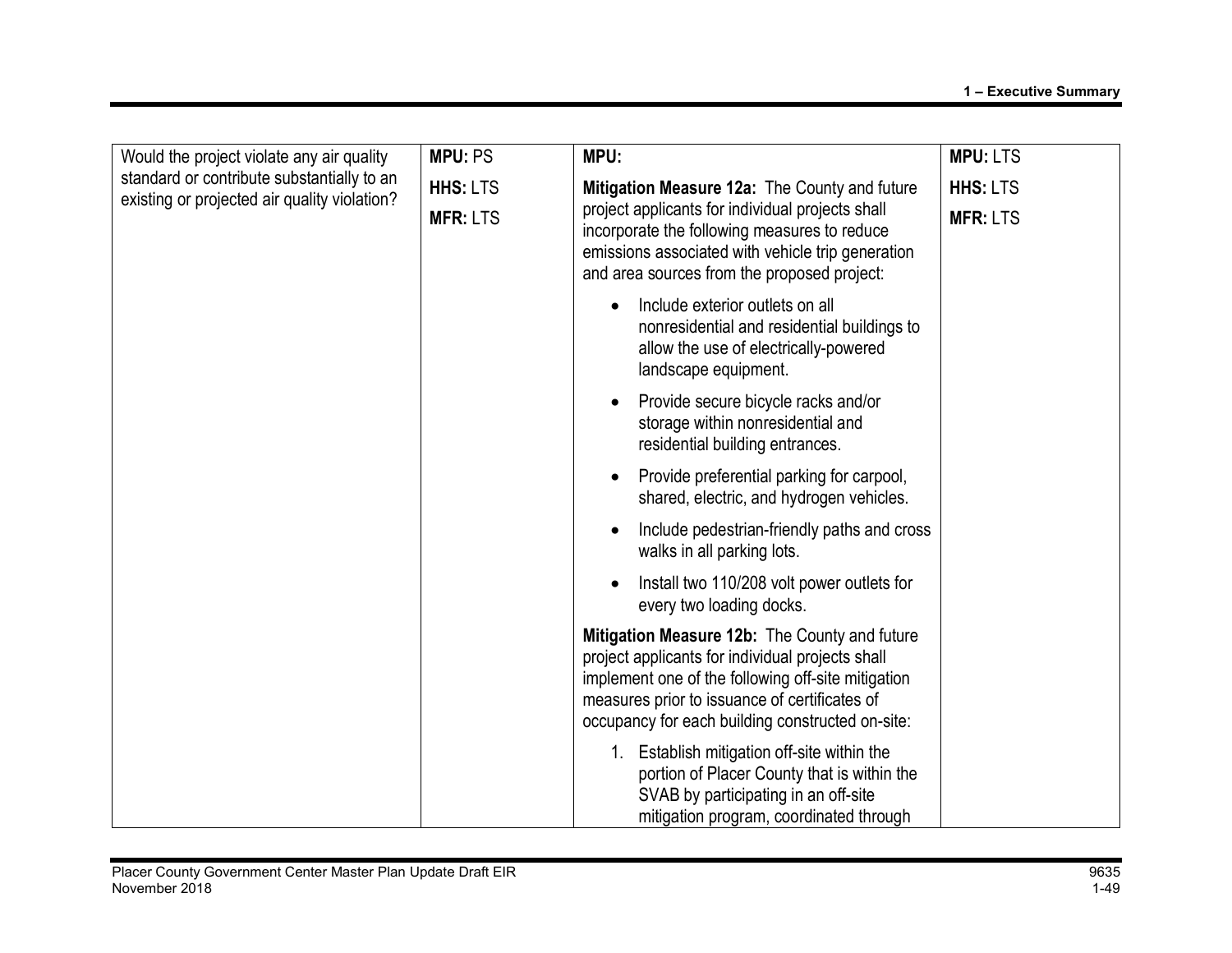| | | | |
|---|---|---|---|
| Would the project violate any air quality standard or contribute substantially to an existing or projected air quality violation? | **MPU:** PS<br>**HHS:** LTS<br>**MFR:** LTS | **MPU:**<br>**Mitigation Measure 12a:** The County and future project applicants for individual projects shall incorporate the following measures to reduce emissions associated with vehicle trip generation and area sources from the proposed project:<br>• Include exterior outlets on all nonresidential and residential buildings to allow the use of electrically-powered landscape equipment.<br>• Provide secure bicycle racks and/or storage within nonresidential and residential building entrances.<br>• Provide preferential parking for carpool, shared, electric, and hydrogen vehicles.<br>• Include pedestrian-friendly paths and cross walks in all parking lots.<br>• Install two 110/208 volt power outlets for every two loading docks.<br>**Mitigation Measure 12b:** The County and future project applicants for individual projects shall implement one of the following off-site mitigation measures prior to issuance of certificates of occupancy for each building constructed on-site:<br>1. Establish mitigation off-site within the portion of Placer County that is within the SVAB by participating in an off-site mitigation program, coordinated through | **MPU:** LTS<br>**HHS:** LTS<br>**MFR:** LTS |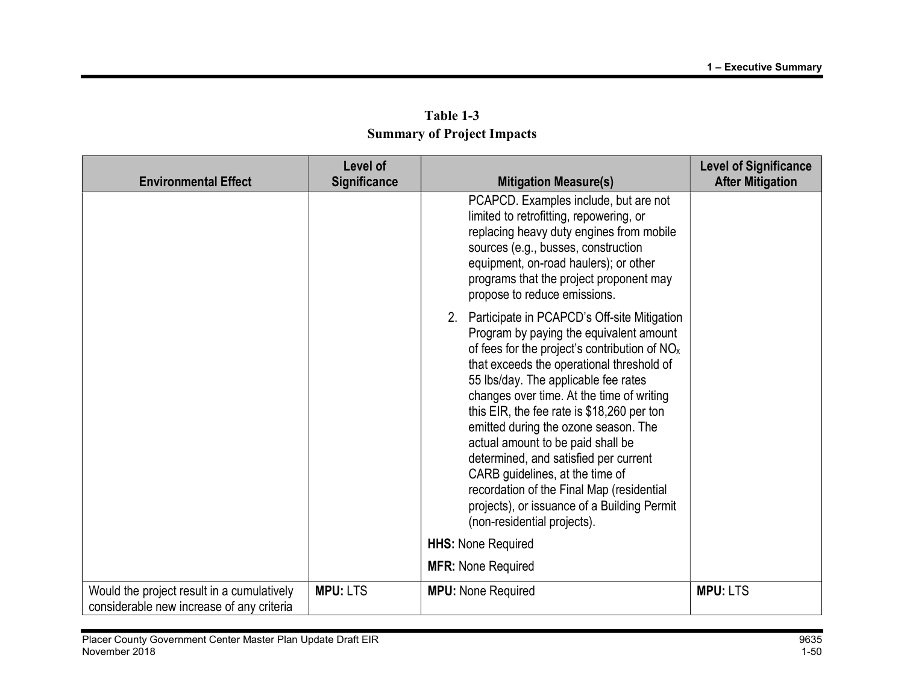**Table 1-3**
**Summary of Project Impacts**

| Environmental Effect | Level of Significance | Mitigation Measure(s) | Level of Significance After Mitigation |
|---|---|---|---|
| | | PCAPCD. Examples include, but are not limited to retrofitting, repowering, or replacing heavy duty engines from mobile sources (e.g., busses, construction equipment, on-road haulers); or other programs that the project proponent may propose to reduce emissions.<br><br>2. Participate in PCAPCD's Off-site Mitigation Program by paying the equivalent amount of fees for the project's contribution of $NO_x$ that exceeds the operational threshold of 55 lbs/day. The applicable fee rates changes over time. At the time of writing this EIR, the fee rate is $18,260 per ton emitted during the ozone season. The actual amount to be paid shall be determined, and satisfied per current CARB guidelines, at the time of recordation of the Final Map (residential projects), or issuance of a Building Permit (non-residential projects).<br><br>**HHS:** None Required<br><br>**MFR:** None Required | |
| Would the project result in a cumulatively considerable new increase of any criteria | **MPU:** LTS | **MPU:** None Required | **MPU:** LTS |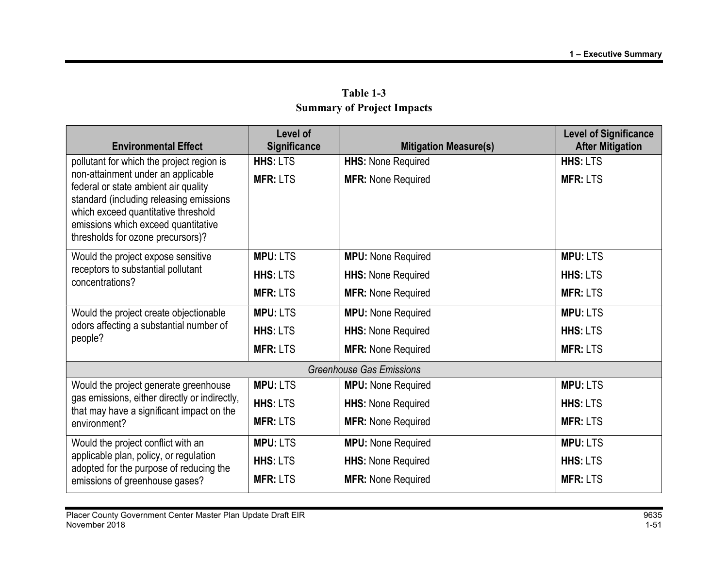**Table 1-3**
**Summary of Project Impacts**

| Environmental Effect | Level of Significance | Mitigation Measure(s) | Level of Significance After Mitigation |
|---|---|---|---|
| pollutant for which the project region is non-attainment under an applicable federal or state ambient air quality standard (including releasing emissions which exceed quantitative threshold emissions which exceed quantitative thresholds for ozone precursors)? | **HHS:** LTS<br>**MFR:** LTS | **HHS:** None Required<br>**MFR:** None Required | **HHS:** LTS<br>**MFR:** LTS |
| Would the project expose sensitive receptors to substantial pollutant concentrations? | **MPU:** LTS<br>**HHS:** LTS<br>**MFR:** LTS | **MPU:** None Required<br>**HHS:** None Required<br>**MFR:** None Required | **MPU:** LTS<br>**HHS:** LTS<br>**MFR:** LTS |
| Would the project create objectionable odors affecting a substantial number of people? | **MPU:** LTS<br>**HHS:** LTS<br>**MFR:** LTS | **MPU:** None Required<br>**HHS:** None Required<br>**MFR:** None Required | **MPU:** LTS<br>**HHS:** LTS<br>**MFR:** LTS |
| *Greenhouse Gas Emissions* | | | |
| Would the project generate greenhouse gas emissions, either directly or indirectly, that may have a significant impact on the environment? | **MPU:** LTS<br>**HHS:** LTS<br>**MFR:** LTS | **MPU:** None Required<br>**HHS:** None Required<br>**MFR:** None Required | **MPU:** LTS<br>**HHS:** LTS<br>**MFR:** LTS |
| Would the project conflict with an applicable plan, policy, or regulation adopted for the purpose of reducing the emissions of greenhouse gases? | **MPU:** LTS<br>**HHS:** LTS<br>**MFR:** LTS | **MPU:** None Required<br>**HHS:** None Required<br>**MFR:** None Required | **MPU:** LTS<br>**HHS:** LTS<br>**MFR:** LTS |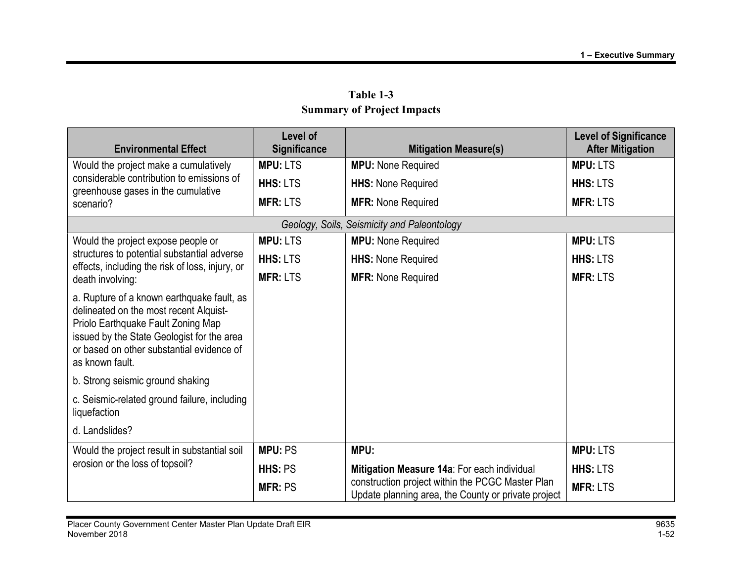**Table 1-3**
**Summary of Project Impacts**

| Environmental Effect | Level of Significance | Mitigation Measure(s) | Level of Significance After Mitigation |
|---|---|---|---|
| Would the project make a cumulatively considerable contribution to emissions of greenhouse gases in the cumulative scenario? | **MPU:** LTS<br>**HHS:** LTS<br>**MFR:** LTS | **MPU:** None Required<br>**HHS:** None Required<br>**MFR:** None Required | **MPU:** LTS<br>**HHS:** LTS<br>**MFR:** LTS |
| *Geology, Soils, Seismicity and Paleontology* | | | |
| Would the project expose people or structures to potential substantial adverse effects, including the risk of loss, injury, or death involving:<br>a. Rupture of a known earthquake fault, as delineated on the most recent Alquist-Priolo Earthquake Fault Zoning Map issued by the State Geologist for the area or based on other substantial evidence of as known fault.<br>b. Strong seismic ground shaking<br>c. Seismic-related ground failure, including liquefaction<br>d. Landslides? | **MPU:** LTS<br>**HHS:** LTS<br>**MFR:** LTS | **MPU:** None Required<br>**HHS:** None Required<br>**MFR:** None Required | **MPU:** LTS<br>**HHS:** LTS<br>**MFR:** LTS |
| Would the project result in substantial soil erosion or the loss of topsoil? | **MPU:** PS<br>**HHS:** PS<br>**MFR:** PS | **MPU:**<br>**Mitigation Measure 14a**: For each individual construction project within the PCGC Master Plan Update planning area, the County or private project | **MPU:** LTS<br>**HHS:** LTS<br>**MFR:** LTS |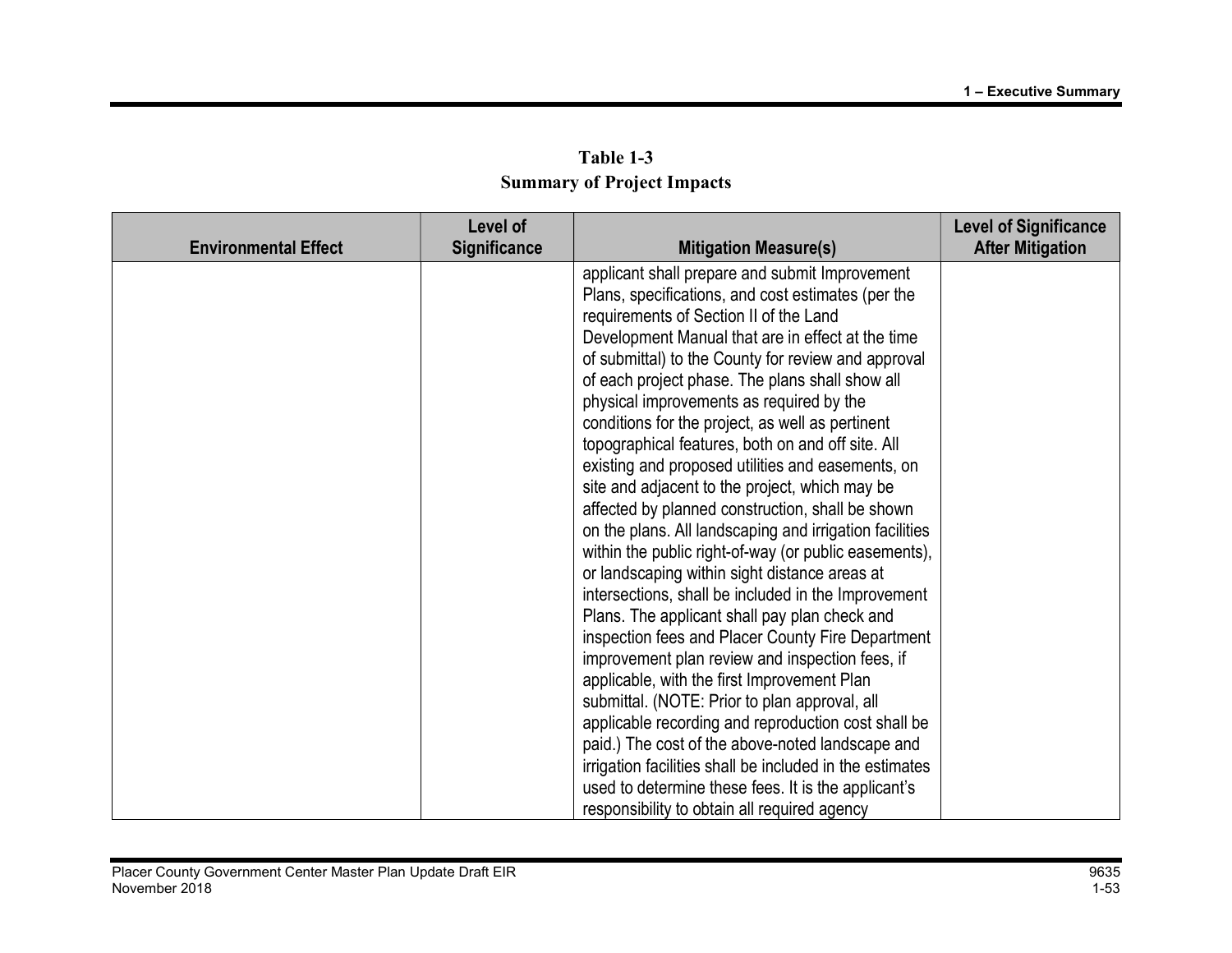**Table 1-3**
**Summary of Project Impacts**

| Environmental Effect | Level of Significance | Mitigation Measure(s) | Level of Significance After Mitigation |
|---|---|---|---|
| | | applicant shall prepare and submit Improvement Plans, specifications, and cost estimates (per the requirements of Section II of the Land Development Manual that are in effect at the time of submittal) to the County for review and approval of each project phase. The plans shall show all physical improvements as required by the conditions for the project, as well as pertinent topographical features, both on and off site. All existing and proposed utilities and easements, on site and adjacent to the project, which may be affected by planned construction, shall be shown on the plans. All landscaping and irrigation facilities within the public right-of-way (or public easements), or landscaping within sight distance areas at intersections, shall be included in the Improvement Plans. The applicant shall pay plan check and inspection fees and Placer County Fire Department improvement plan review and inspection fees, if applicable, with the first Improvement Plan submittal. (NOTE: Prior to plan approval, all applicable recording and reproduction cost shall be paid.) The cost of the above-noted landscape and irrigation facilities shall be included in the estimates used to determine these fees. It is the applicant's responsibility to obtain all required agency | |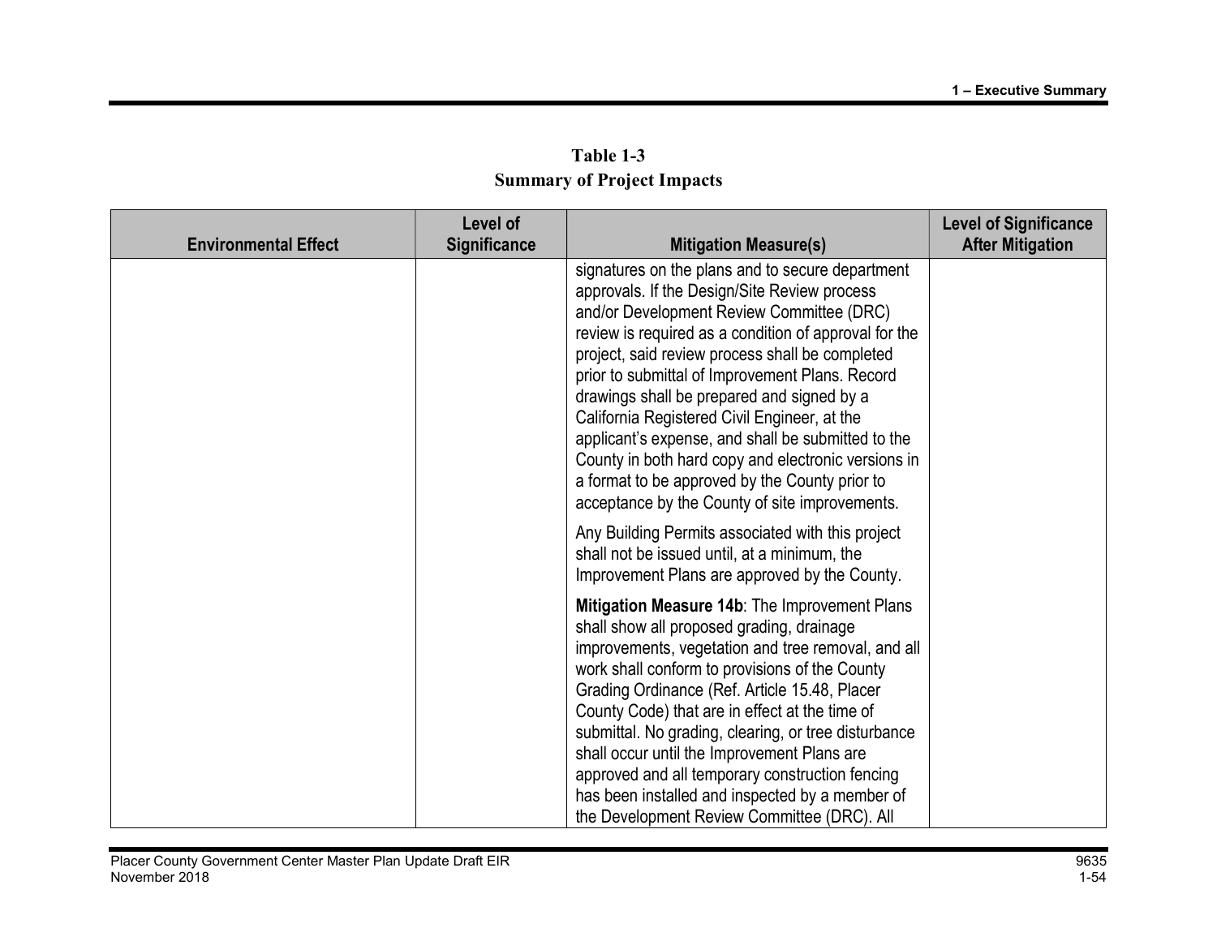**Table 1-3**
**Summary of Project Impacts**

| Environmental Effect | Level of Significance | Mitigation Measure(s) | Level of Significance After Mitigation |
|---|---|---|---|
| | | signatures on the plans and to secure department approvals. If the Design/Site Review process and/or Development Review Committee (DRC) review is required as a condition of approval for the project, said review process shall be completed prior to submittal of Improvement Plans. Record drawings shall be prepared and signed by a California Registered Civil Engineer, at the applicant's expense, and shall be submitted to the County in both hard copy and electronic versions in a format to be approved by the County prior to acceptance by the County of site improvements.<br><br>Any Building Permits associated with this project shall not be issued until, at a minimum, the Improvement Plans are approved by the County.<br><br>**Mitigation Measure 14b**: The Improvement Plans shall show all proposed grading, drainage improvements, vegetation and tree removal, and all work shall conform to provisions of the County Grading Ordinance (Ref. Article 15.48, Placer County Code) that are in effect at the time of submittal. No grading, clearing, or tree disturbance shall occur until the Improvement Plans are approved and all temporary construction fencing has been installed and inspected by a member of the Development Review Committee (DRC). All | |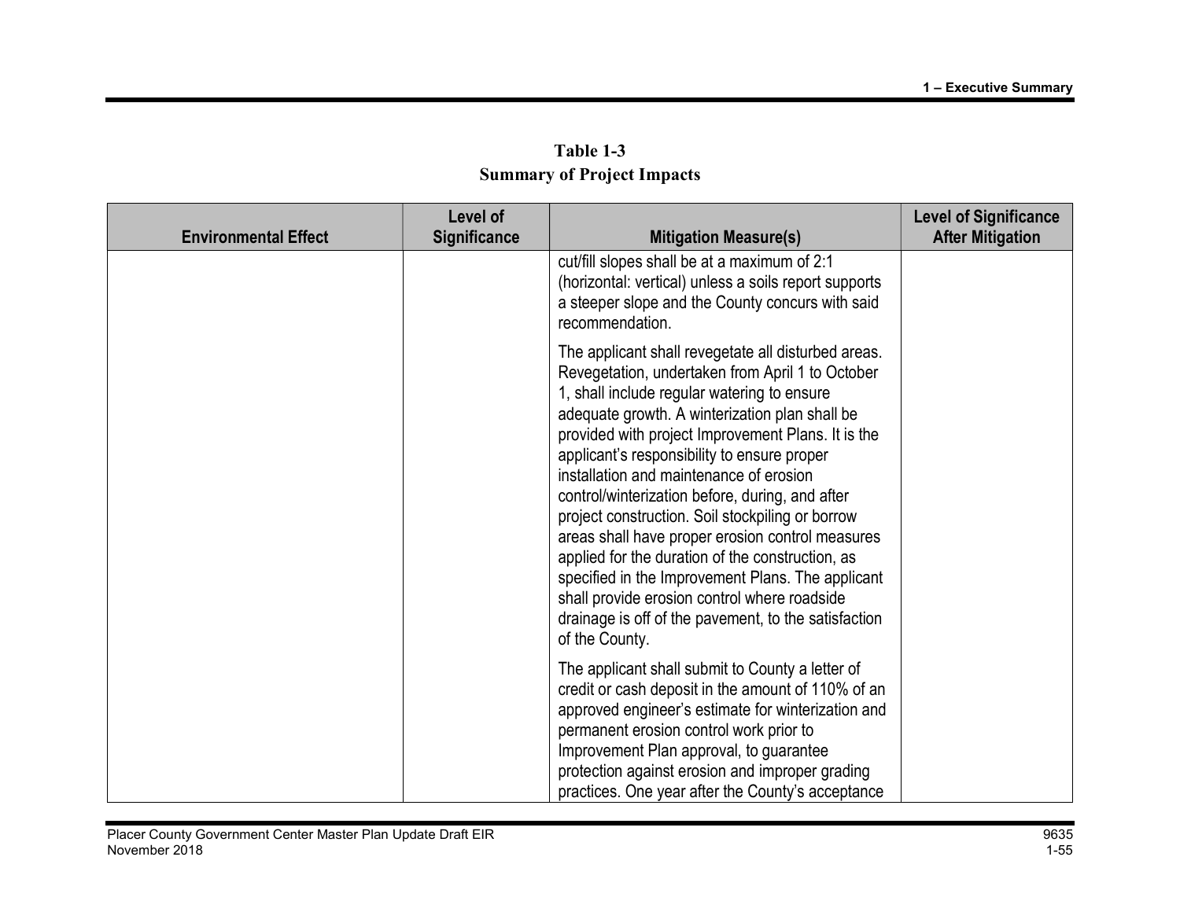**Table 1-3**
**Summary of Project Impacts**

| Environmental Effect | Level of Significance | Mitigation Measure(s) | Level of Significance After Mitigation |
|---|---|---|---|
| | | cut/fill slopes shall be at a maximum of 2:1 (horizontal: vertical) unless a soils report supports a steeper slope and the County concurs with said recommendation.<br><br>The applicant shall revegetate all disturbed areas. Revegetation, undertaken from April 1 to October 1, shall include regular watering to ensure adequate growth. A winterization plan shall be provided with project Improvement Plans. It is the applicant's responsibility to ensure proper installation and maintenance of erosion control/winterization before, during, and after project construction. Soil stockpiling or borrow areas shall have proper erosion control measures applied for the duration of the construction, as specified in the Improvement Plans. The applicant shall provide erosion control where roadside drainage is off of the pavement, to the satisfaction of the County.<br><br>The applicant shall submit to County a letter of credit or cash deposit in the amount of 110% of an approved engineer's estimate for winterization and permanent erosion control work prior to Improvement Plan approval, to guarantee protection against erosion and improper grading practices. One year after the County's acceptance | |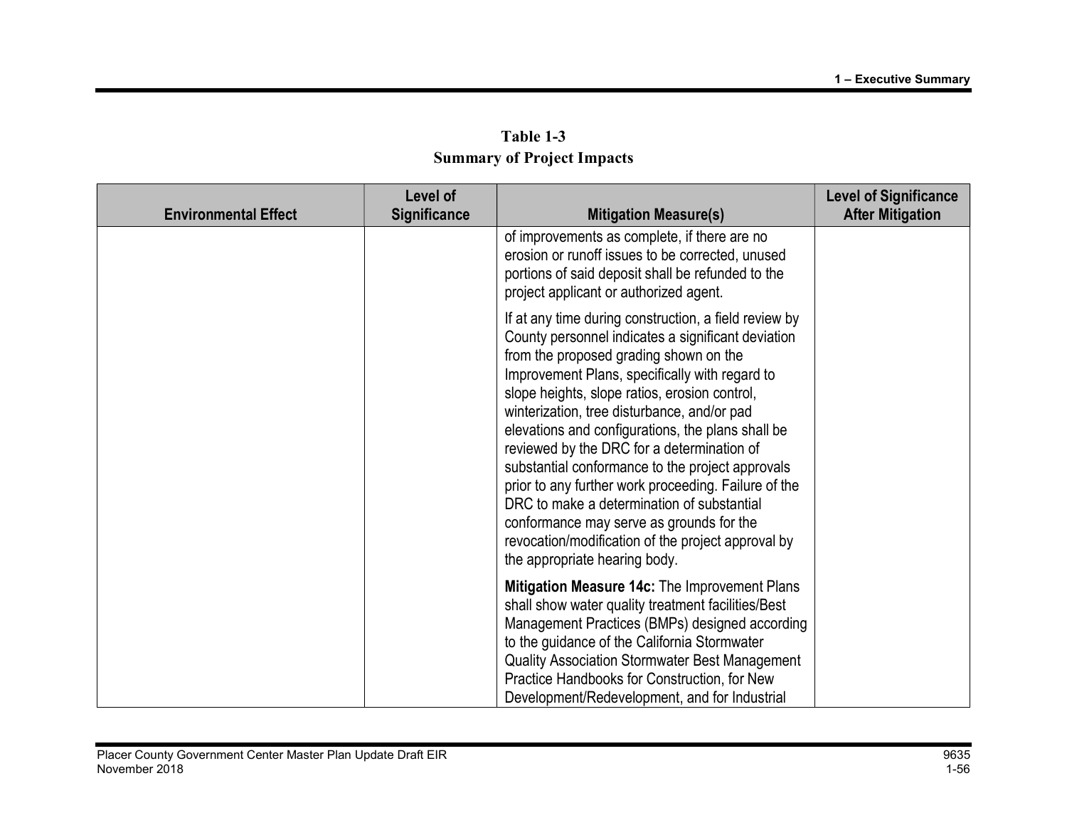**Table 1-3**
**Summary of Project Impacts**

| Environmental Effect | Level of Significance | Mitigation Measure(s) | Level of Significance After Mitigation |
|---|---|---|---|
| | | of improvements as complete, if there are no erosion or runoff issues to be corrected, unused portions of said deposit shall be refunded to the project applicant or authorized agent.<br><br>If at any time during construction, a field review by County personnel indicates a significant deviation from the proposed grading shown on the Improvement Plans, specifically with regard to slope heights, slope ratios, erosion control, winterization, tree disturbance, and/or pad elevations and configurations, the plans shall be reviewed by the DRC for a determination of substantial conformance to the project approvals prior to any further work proceeding. Failure of the DRC to make a determination of substantial conformance may serve as grounds for the revocation/modification of the project approval by the appropriate hearing body.<br><br>**Mitigation Measure 14c:** The Improvement Plans shall show water quality treatment facilities/Best Management Practices (BMPs) designed according to the guidance of the California Stormwater Quality Association Stormwater Best Management Practice Handbooks for Construction, for New Development/Redevelopment, and for Industrial | |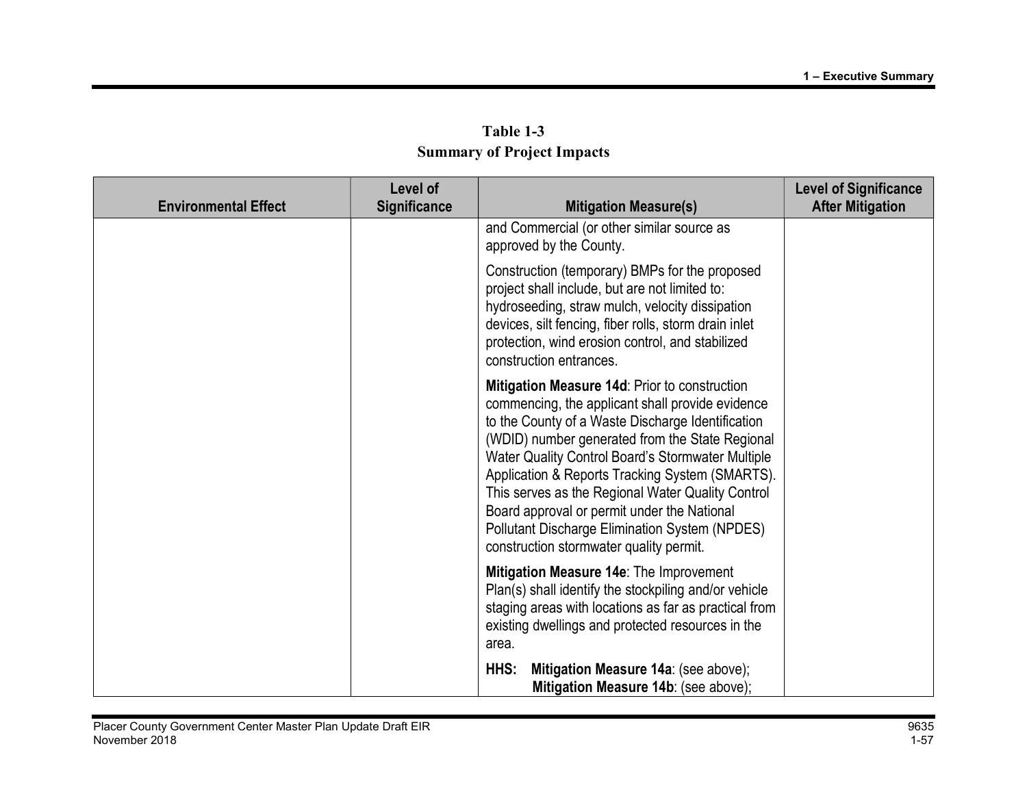**Table 1-3**
**Summary of Project Impacts**

| Environmental Effect | Level of Significance | Mitigation Measure(s) | Level of Significance After Mitigation |
|---|---|---|---|
| | | and Commercial (or other similar source as approved by the County.<br><br>Construction (temporary) BMPs for the proposed project shall include, but are not limited to: hydroseeding, straw mulch, velocity dissipation devices, silt fencing, fiber rolls, storm drain inlet protection, wind erosion control, and stabilized construction entrances.<br><br>**Mitigation Measure 14d**: Prior to construction commencing, the applicant shall provide evidence to the County of a Waste Discharge Identification (WDID) number generated from the State Regional Water Quality Control Board's Stormwater Multiple Application & Reports Tracking System (SMARTS). This serves as the Regional Water Quality Control Board approval or permit under the National Pollutant Discharge Elimination System (NPDES) construction stormwater quality permit.<br><br>**Mitigation Measure 14e**: The Improvement Plan(s) shall identify the stockpiling and/or vehicle staging areas with locations as far as practical from existing dwellings and protected resources in the area.<br><br>**HHS:** **Mitigation Measure 14a**: (see above);<br>**Mitigation Measure 14b**: (see above); | |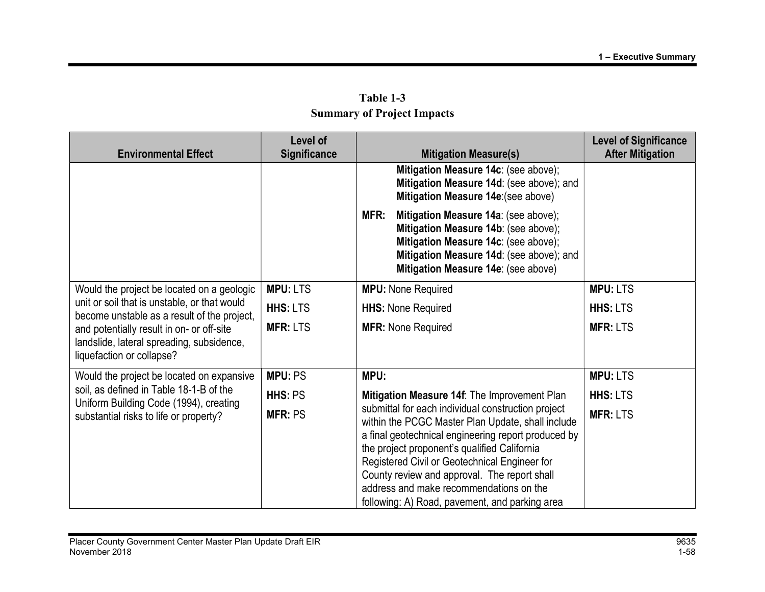**Table 1-3**
**Summary of Project Impacts**

| Environmental Effect | Level of Significance | Mitigation Measure(s) | Level of Significance After Mitigation |
|---|---|---|---|
| | | **Mitigation Measure 14c**: (see above); **Mitigation Measure 14d**: (see above); and **Mitigation Measure 14e**:(see above)<br><br>**MFR: Mitigation Measure 14a**: (see above); **Mitigation Measure 14b**: (see above); **Mitigation Measure 14c**: (see above); **Mitigation Measure 14d**: (see above); and **Mitigation Measure 14e**: (see above) | |
| Would the project be located on a geologic unit or soil that is unstable, or that would become unstable as a result of the project, and potentially result in on- or off-site landslide, lateral spreading, subsidence, liquefaction or collapse? | **MPU:** LTS<br>**HHS:** LTS<br>**MFR:** LTS | **MPU:** None Required<br>**HHS:** None Required<br>**MFR:** None Required | **MPU:** LTS<br>**HHS:** LTS<br>**MFR:** LTS |
| Would the project be located on expansive soil, as defined in Table 18-1-B of the Uniform Building Code (1994), creating substantial risks to life or property? | **MPU:** PS<br>**HHS:** PS<br>**MFR:** PS | **MPU:**<br>**Mitigation Measure 14f**: The Improvement Plan submittal for each individual construction project within the PCGC Master Plan Update, shall include a final geotechnical engineering report produced by the project proponent's qualified California Registered Civil or Geotechnical Engineer for County review and approval. The report shall address and make recommendations on the following: A) Road, pavement, and parking area | **MPU:** LTS<br>**HHS:** LTS<br>**MFR:** LTS |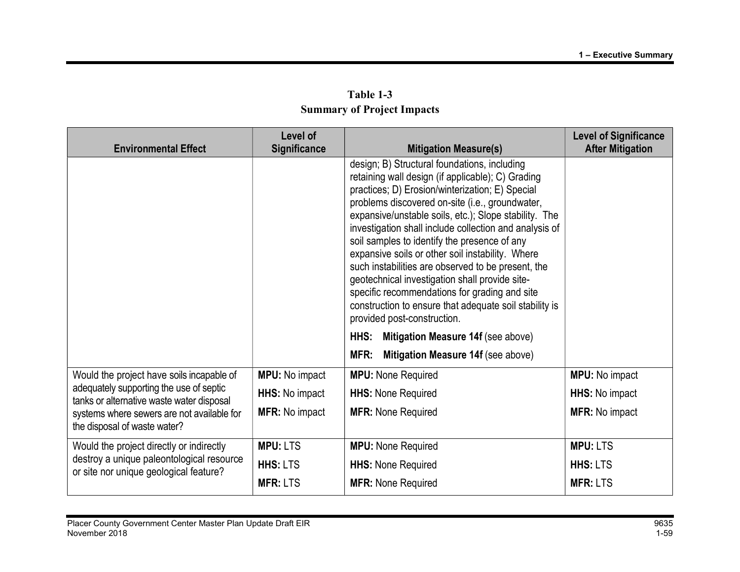**Table 1-3**
**Summary of Project Impacts**

| Environmental Effect | Level of Significance | Mitigation Measure(s) | Level of Significance After Mitigation |
|---|---|---|---|
| | | design; B) Structural foundations, including retaining wall design (if applicable); C) Grading practices; D) Erosion/winterization; E) Special problems discovered on-site (i.e., groundwater, expansive/unstable soils, etc.); Slope stability. The investigation shall include collection and analysis of soil samples to identify the presence of any expansive soils or other soil instability. Where such instabilities are observed to be present, the geotechnical investigation shall provide site-specific recommendations for grading and site construction to ensure that adequate soil stability is provided post-construction.<br>**HHS: Mitigation Measure 14f** (see above)<br>**MFR: Mitigation Measure 14f** (see above) | |
| Would the project have soils incapable of adequately supporting the use of septic tanks or alternative waste water disposal systems where sewers are not available for the disposal of waste water? | **MPU:** No impact<br>**HHS:** No impact<br>**MFR:** No impact | **MPU:** None Required<br>**HHS:** None Required<br>**MFR:** None Required | **MPU:** No impact<br>**HHS:** No impact<br>**MFR:** No impact |
| Would the project directly or indirectly destroy a unique paleontological resource or site nor unique geological feature? | **MPU:** LTS<br>**HHS:** LTS<br>**MFR:** LTS | **MPU:** None Required<br>**HHS:** None Required<br>**MFR:** None Required | **MPU:** LTS<br>**HHS:** LTS<br>**MFR:** LTS |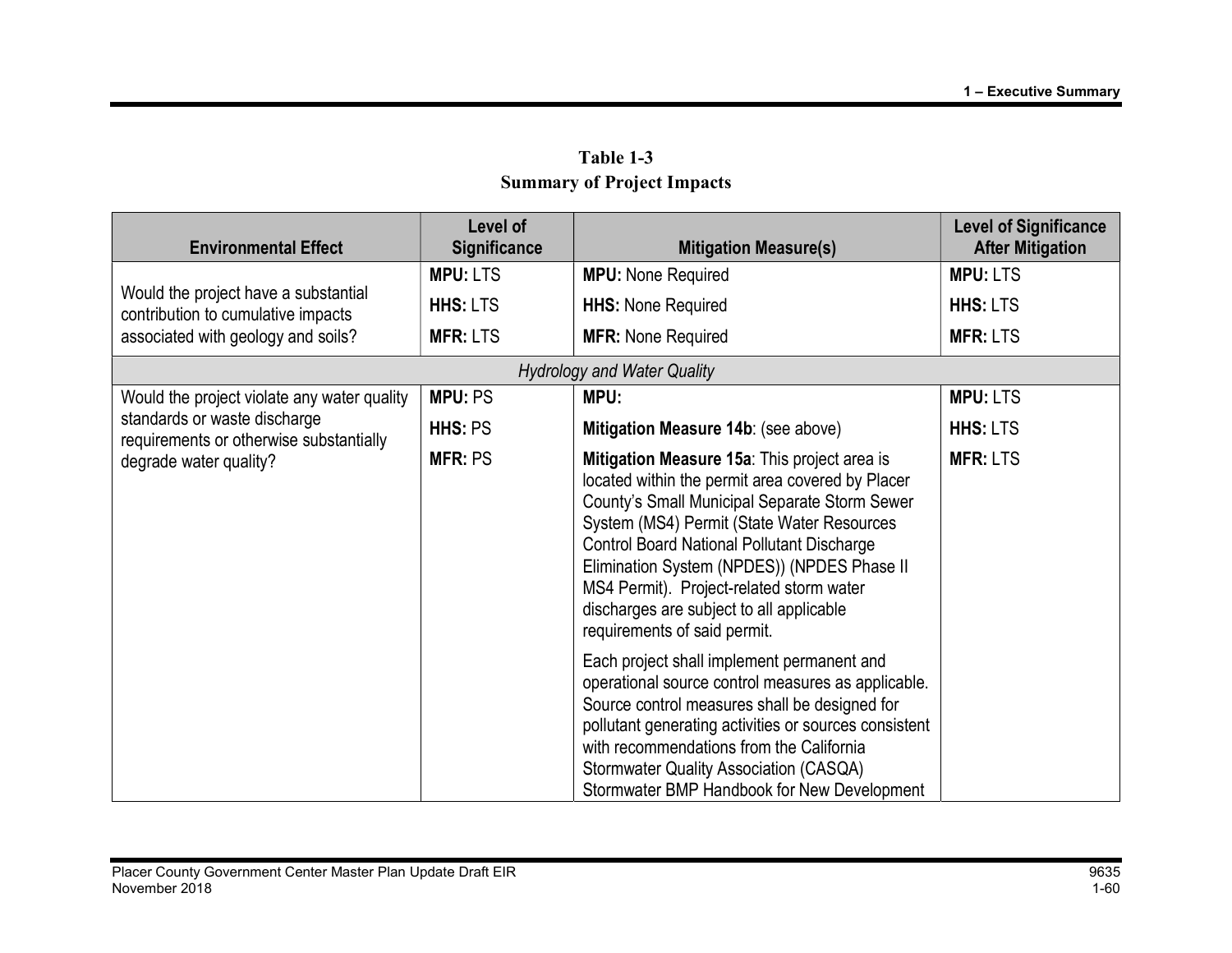**Table 1-3**
**Summary of Project Impacts**

| Environmental Effect | Level of Significance | Mitigation Measure(s) | Level of Significance After Mitigation |
|---|---|---|---|
| Would the project have a substantial contribution to cumulative impacts associated with geology and soils? | **MPU:** LTS<br>**HHS:** LTS<br>**MFR:** LTS | **MPU:** None Required<br>**HHS:** None Required<br>**MFR:** None Required | **MPU:** LTS<br>**HHS:** LTS<br>**MFR:** LTS |
| *Hydrology and Water Quality* | | | |
| Would the project violate any water quality standards or waste discharge requirements or otherwise substantially degrade water quality? | **MPU:** PS<br>**HHS:** PS<br>**MFR:** PS | **MPU:**<br>**Mitigation Measure 14b**: (see above)<br>**Mitigation Measure 15a**: This project area is located within the permit area covered by Placer County's Small Municipal Separate Storm Sewer System (MS4) Permit (State Water Resources Control Board National Pollutant Discharge Elimination System (NPDES)) (NPDES Phase II MS4 Permit). Project-related storm water discharges are subject to all applicable requirements of said permit.<br>Each project shall implement permanent and operational source control measures as applicable. Source control measures shall be designed for pollutant generating activities or sources consistent with recommendations from the California Stormwater Quality Association (CASQA) Stormwater BMP Handbook for New Development | **MPU:** LTS<br>**HHS:** LTS<br>**MFR:** LTS |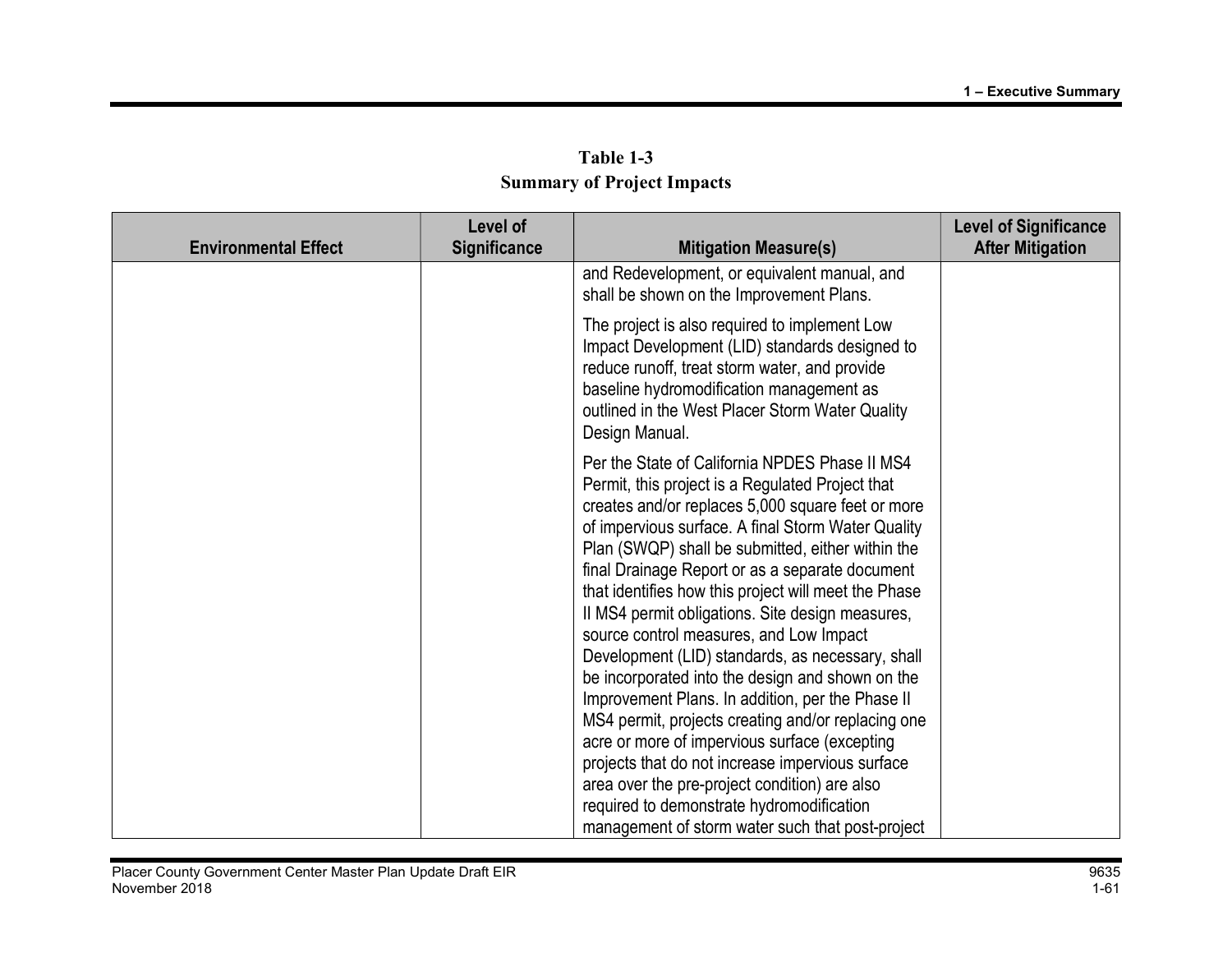**Table 1-3**
**Summary of Project Impacts**

| Environmental Effect | Level of Significance | Mitigation Measure(s) | Level of Significance After Mitigation |
|---|---|---|---|
| | | and Redevelopment, or equivalent manual, and shall be shown on the Improvement Plans.<br><br>The project is also required to implement Low Impact Development (LID) standards designed to reduce runoff, treat storm water, and provide baseline hydromodification management as outlined in the West Placer Storm Water Quality Design Manual.<br><br>Per the State of California NPDES Phase II MS4 Permit, this project is a Regulated Project that creates and/or replaces 5,000 square feet or more of impervious surface. A final Storm Water Quality Plan (SWQP) shall be submitted, either within the final Drainage Report or as a separate document that identifies how this project will meet the Phase II MS4 permit obligations. Site design measures, source control measures, and Low Impact Development (LID) standards, as necessary, shall be incorporated into the design and shown on the Improvement Plans. In addition, per the Phase II MS4 permit, projects creating and/or replacing one acre or more of impervious surface (excepting projects that do not increase impervious surface area over the pre-project condition) are also required to demonstrate hydromodification management of storm water such that post-project | |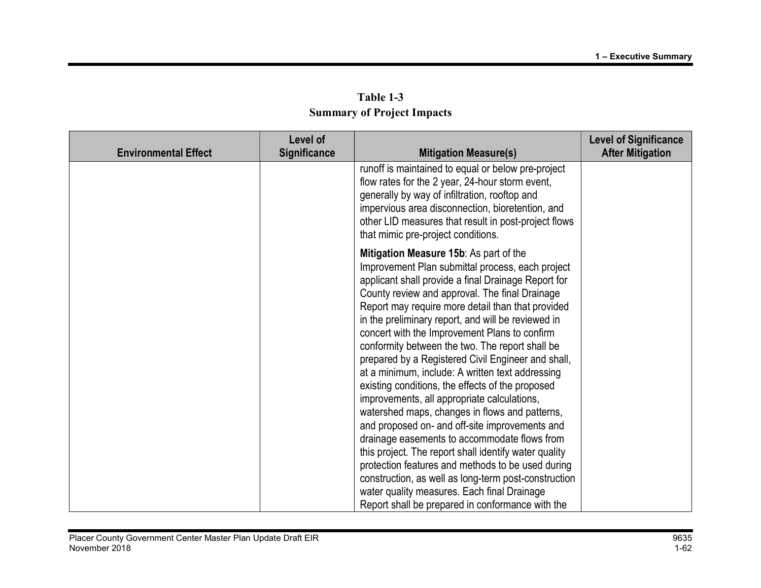**Table 1-3**
**Summary of Project Impacts**

| Environmental Effect | Level of Significance | Mitigation Measure(s) | Level of Significance After Mitigation |
|---|---|---|---|
| | | runoff is maintained to equal or below pre-project flow rates for the 2 year, 24-hour storm event, generally by way of infiltration, rooftop and impervious area disconnection, bioretention, and other LID measures that result in post-project flows that mimic pre-project conditions.<br><br>**Mitigation Measure 15b**: As part of the Improvement Plan submittal process, each project applicant shall provide a final Drainage Report for County review and approval. The final Drainage Report may require more detail than that provided in the preliminary report, and will be reviewed in concert with the Improvement Plans to confirm conformity between the two. The report shall be prepared by a Registered Civil Engineer and shall, at a minimum, include: A written text addressing existing conditions, the effects of the proposed improvements, all appropriate calculations, watershed maps, changes in flows and patterns, and proposed on- and off-site improvements and drainage easements to accommodate flows from this project. The report shall identify water quality protection features and methods to be used during construction, as well as long-term post-construction water quality measures. Each final Drainage Report shall be prepared in conformance with the | |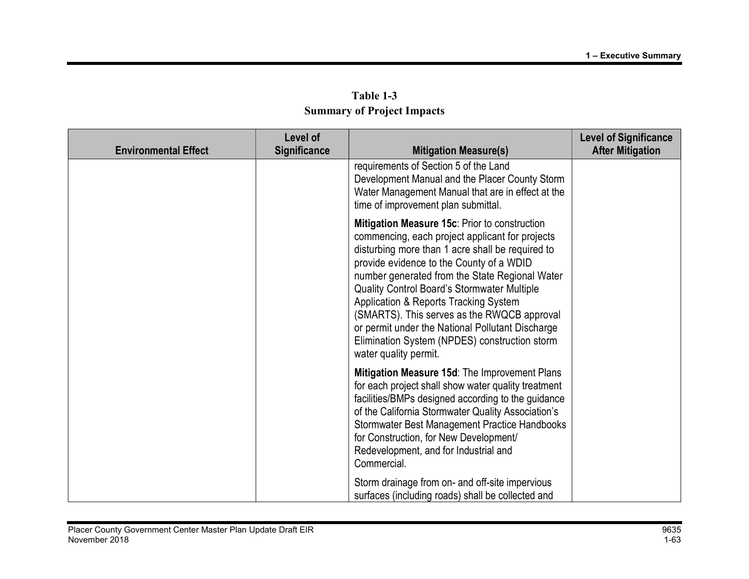**Table 1-3**
**Summary of Project Impacts**

| Environmental Effect | Level of Significance | Mitigation Measure(s) | Level of Significance After Mitigation |
|---|---|---|---|
| | | requirements of Section 5 of the Land Development Manual and the Placer County Storm Water Management Manual that are in effect at the time of improvement plan submittal.<br><br>**Mitigation Measure 15c**: Prior to construction commencing, each project applicant for projects disturbing more than 1 acre shall be required to provide evidence to the County of a WDID number generated from the State Regional Water Quality Control Board's Stormwater Multiple Application & Reports Tracking System (SMARTS). This serves as the RWQCB approval or permit under the National Pollutant Discharge Elimination System (NPDES) construction storm water quality permit.<br><br>**Mitigation Measure 15d**: The Improvement Plans for each project shall show water quality treatment facilities/BMPs designed according to the guidance of the California Stormwater Quality Association's Stormwater Best Management Practice Handbooks for Construction, for New Development/ Redevelopment, and for Industrial and Commercial.<br><br>Storm drainage from on- and off-site impervious surfaces (including roads) shall be collected and | |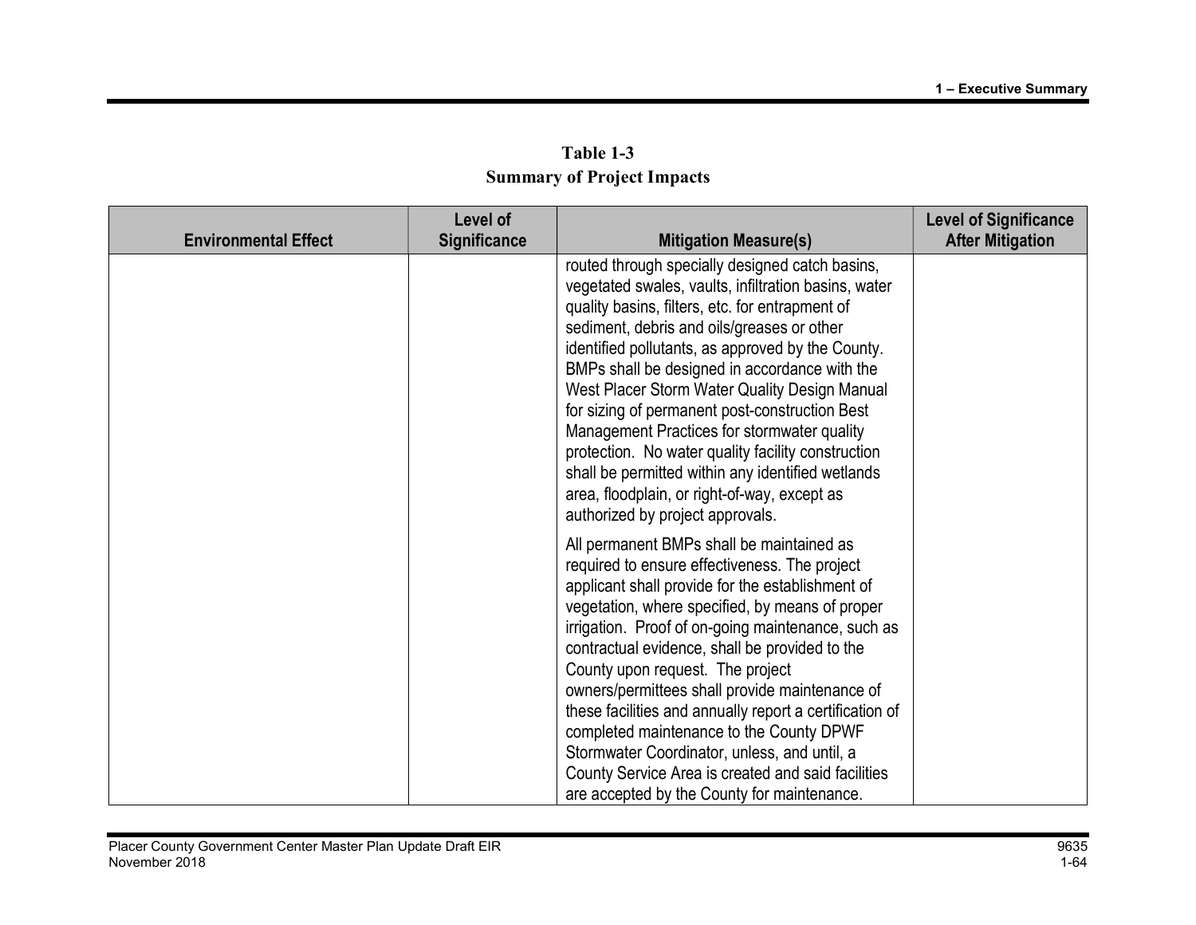**Table 1-3**
**Summary of Project Impacts**

| Environmental Effect | Level of Significance | Mitigation Measure(s) | Level of Significance After Mitigation |
|---|---|---|---|
| | | routed through specially designed catch basins, vegetated swales, vaults, infiltration basins, water quality basins, filters, etc. for entrapment of sediment, debris and oils/greases or other identified pollutants, as approved by the County. BMPs shall be designed in accordance with the West Placer Storm Water Quality Design Manual for sizing of permanent post-construction Best Management Practices for stormwater quality protection. No water quality facility construction shall be permitted within any identified wetlands area, floodplain, or right-of-way, except as authorized by project approvals.<br><br>All permanent BMPs shall be maintained as required to ensure effectiveness. The project applicant shall provide for the establishment of vegetation, where specified, by means of proper irrigation. Proof of on-going maintenance, such as contractual evidence, shall be provided to the County upon request. The project owners/permittees shall provide maintenance of these facilities and annually report a certification of completed maintenance to the County DPWF Stormwater Coordinator, unless, and until, a County Service Area is created and said facilities are accepted by the County for maintenance. | |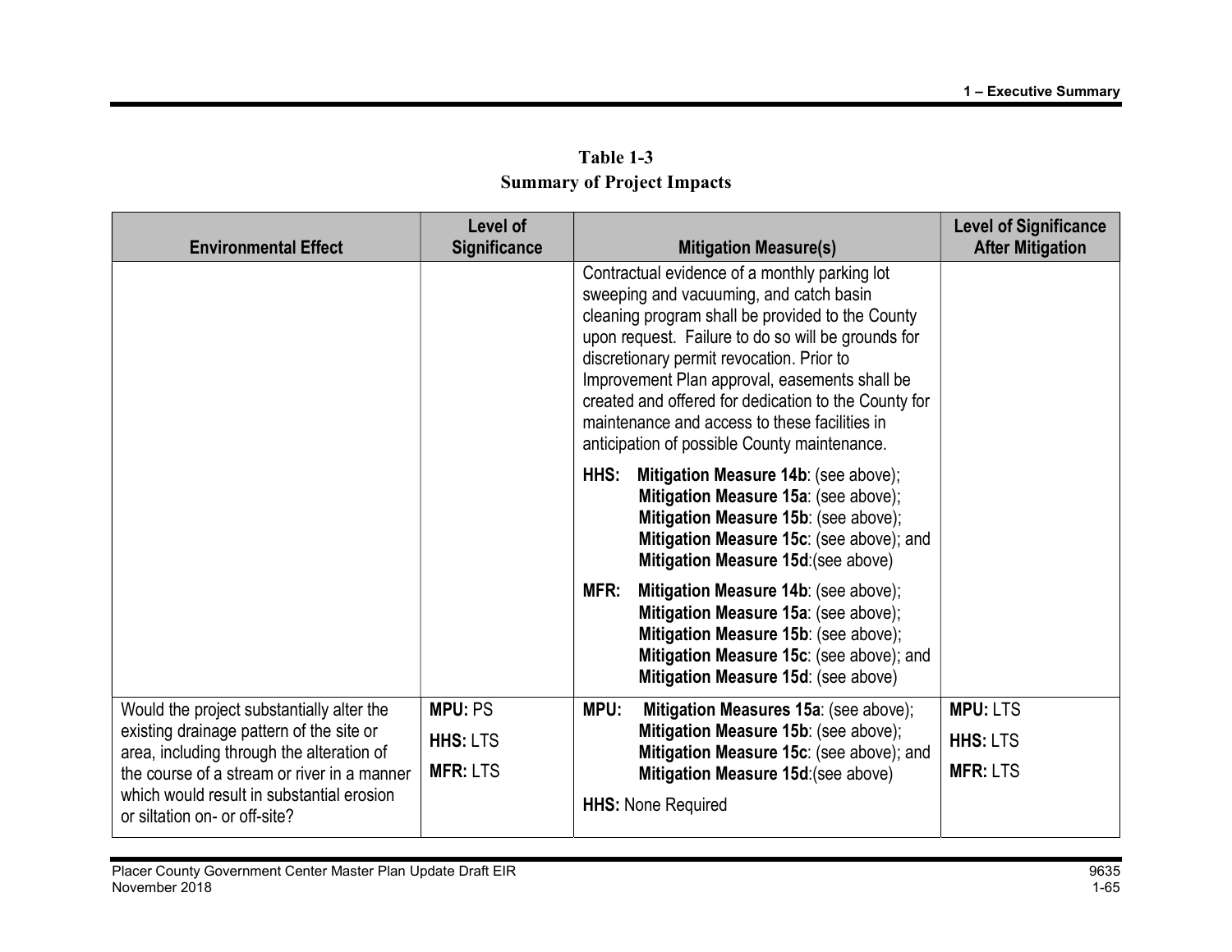**Table 1-3**
**Summary of Project Impacts**

| Environmental Effect | Level of Significance | Mitigation Measure(s) | Level of Significance After Mitigation |
|---|---|---|---|
| | | Contractual evidence of a monthly parking lot sweeping and vacuuming, and catch basin cleaning program shall be provided to the County upon request. Failure to do so will be grounds for discretionary permit revocation. Prior to Improvement Plan approval, easements shall be created and offered for dedication to the County for maintenance and access to these facilities in anticipation of possible County maintenance.<br><br>**HHS:** **Mitigation Measure 14b**: (see above); **Mitigation Measure 15a**: (see above); **Mitigation Measure 15b**: (see above); **Mitigation Measure 15c**: (see above); and **Mitigation Measure 15d**:(see above)<br><br>**MFR:** **Mitigation Measure 14b**: (see above); **Mitigation Measure 15a**: (see above); **Mitigation Measure 15b**: (see above); **Mitigation Measure 15c**: (see above); and **Mitigation Measure 15d**: (see above) | |
| Would the project substantially alter the existing drainage pattern of the site or area, including through the alteration of the course of a stream or river in a manner which would result in substantial erosion or siltation on- or off-site? | **MPU:** PS<br>**HHS:** LTS<br>**MFR:** LTS | **MPU:** **Mitigation Measures 15a**: (see above); **Mitigation Measure 15b**: (see above); **Mitigation Measure 15c**: (see above); and **Mitigation Measure 15d**:(see above)<br><br>**HHS:** None Required | **MPU:** LTS<br>**HHS:** LTS<br>**MFR:** LTS |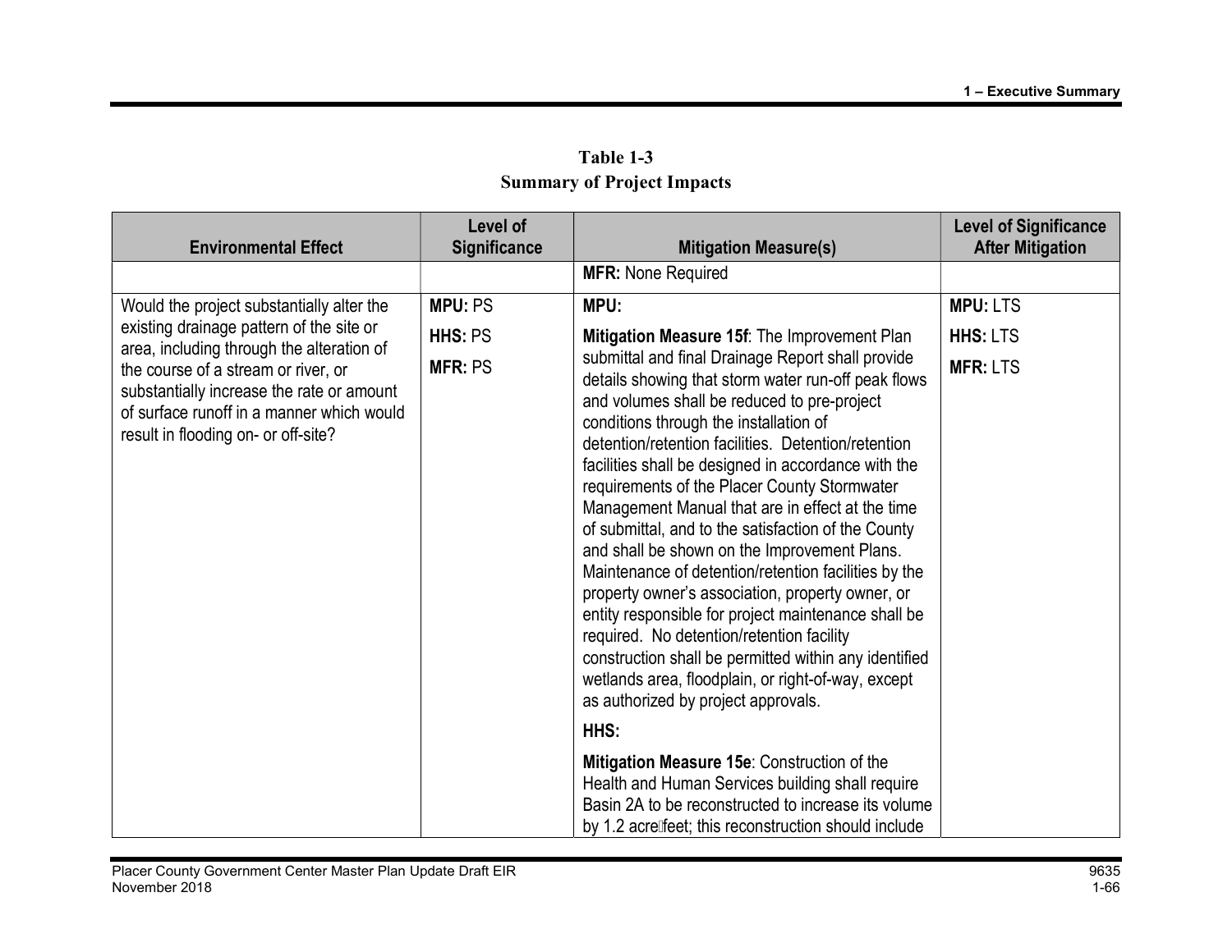**Table 1-3**
**Summary of Project Impacts**

| Environmental Effect | Level of Significance | Mitigation Measure(s) | Level of Significance After Mitigation |
|---|---|---|---|
| | | **MFR:** None Required | |
| Would the project substantially alter the existing drainage pattern of the site or area, including through the alteration of the course of a stream or river, or substantially increase the rate or amount of surface runoff in a manner which would result in flooding on- or off-site? | **MPU:** PS<br>**HHS:** PS<br>**MFR:** PS | **MPU:**<br>**Mitigation Measure 15f**: The Improvement Plan submittal and final Drainage Report shall provide details showing that storm water run-off peak flows and volumes shall be reduced to pre-project conditions through the installation of detention/retention facilities. Detention/retention facilities shall be designed in accordance with the requirements of the Placer County Stormwater Management Manual that are in effect at the time of submittal, and to the satisfaction of the County and shall be shown on the Improvement Plans. Maintenance of detention/retention facilities by the property owner's association, property owner, or entity responsible for project maintenance shall be required. No detention/retention facility construction shall be permitted within any identified wetlands area, floodplain, or right-of-way, except as authorized by project approvals.<br>**HHS:**<br>**Mitigation Measure 15e**: Construction of the Health and Human Services building shall require Basin 2A to be reconstructed to increase its volume by 1.2 acre‐feet; this reconstruction should include | **MPU:** LTS<br>**HHS:** LTS<br>**MFR:** LTS |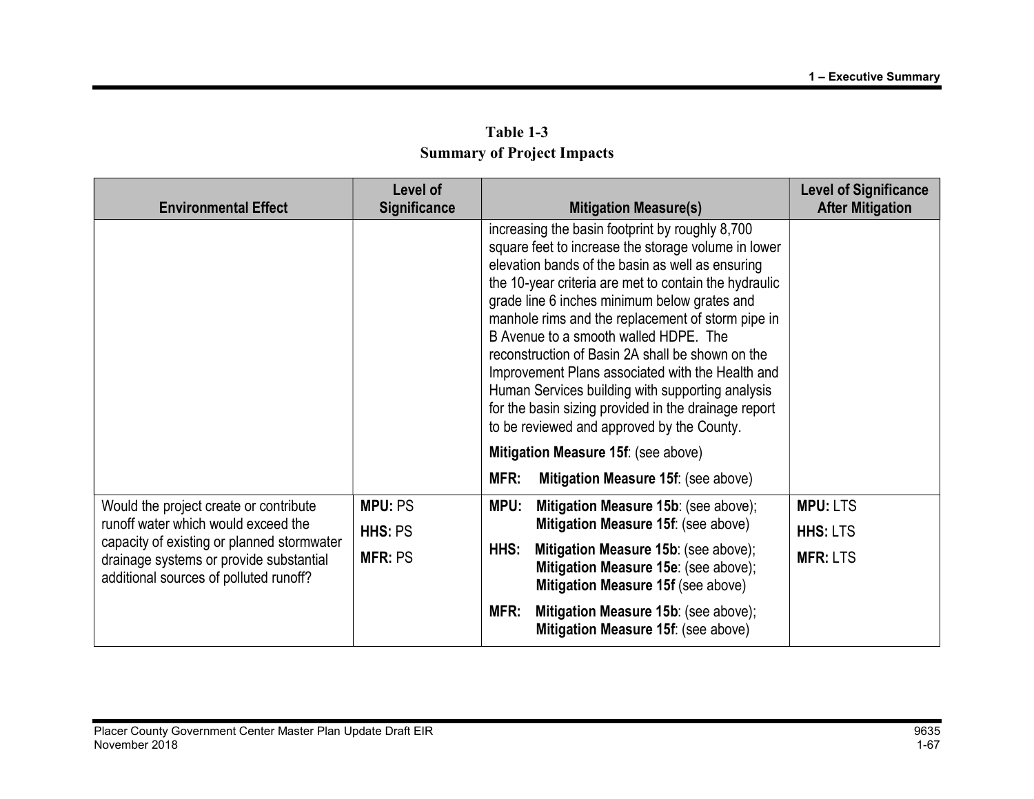**Table 1-3**
**Summary of Project Impacts**

| Environmental Effect | Level of Significance | Mitigation Measure(s) | Level of Significance After Mitigation |
|---|---|---|---|
| | | increasing the basin footprint by roughly 8,700 square feet to increase the storage volume in lower elevation bands of the basin as well as ensuring the 10-year criteria are met to contain the hydraulic grade line 6 inches minimum below grates and manhole rims and the replacement of storm pipe in B Avenue to a smooth walled HDPE. The reconstruction of Basin 2A shall be shown on the Improvement Plans associated with the Health and Human Services building with supporting analysis for the basin sizing provided in the drainage report to be reviewed and approved by the County.<br><br>**Mitigation Measure 15f**: (see above)<br><br>**MFR: Mitigation Measure 15f**: (see above) | |
| Would the project create or contribute runoff water which would exceed the capacity of existing or planned stormwater drainage systems or provide substantial additional sources of polluted runoff? | **MPU:** PS<br>**HHS:** PS<br>**MFR:** PS | **MPU: Mitigation Measure 15b**: (see above); **Mitigation Measure 15f**: (see above)<br><br>**HHS: Mitigation Measure 15b**: (see above); **Mitigation Measure 15e**: (see above); **Mitigation Measure 15f** (see above)<br><br>**MFR: Mitigation Measure 15b**: (see above); **Mitigation Measure 15f**: (see above) | **MPU:** LTS<br>**HHS:** LTS<br>**MFR:** LTS |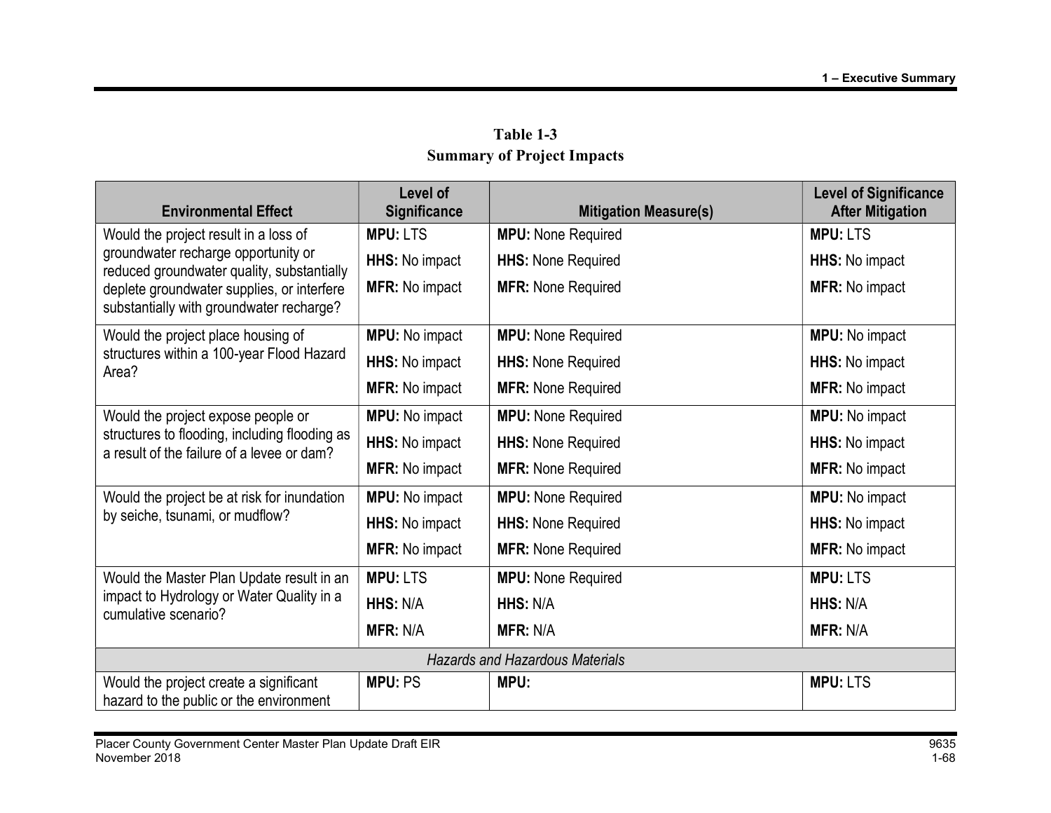**Table 1-3**
**Summary of Project Impacts**

| Environmental Effect | Level of Significance | Mitigation Measure(s) | Level of Significance After Mitigation |
|---|---|---|---|
| Would the project result in a loss of groundwater recharge opportunity or reduced groundwater quality, substantially deplete groundwater supplies, or interfere substantially with groundwater recharge? | **MPU:** LTS<br>**HHS:** No impact<br>**MFR:** No impact | **MPU:** None Required<br>**HHS:** None Required<br>**MFR:** None Required | **MPU:** LTS<br>**HHS:** No impact<br>**MFR:** No impact |
| Would the project place housing of structures within a 100-year Flood Hazard Area? | **MPU:** No impact<br>**HHS:** No impact<br>**MFR:** No impact | **MPU:** None Required<br>**HHS:** None Required<br>**MFR:** None Required | **MPU:** No impact<br>**HHS:** No impact<br>**MFR:** No impact |
| Would the project expose people or structures to flooding, including flooding as a result of the failure of a levee or dam? | **MPU:** No impact<br>**HHS:** No impact<br>**MFR:** No impact | **MPU:** None Required<br>**HHS:** None Required<br>**MFR:** None Required | **MPU:** No impact<br>**HHS:** No impact<br>**MFR:** No impact |
| Would the project be at risk for inundation by seiche, tsunami, or mudflow? | **MPU:** No impact<br>**HHS:** No impact<br>**MFR:** No impact | **MPU:** None Required<br>**HHS:** None Required<br>**MFR:** None Required | **MPU:** No impact<br>**HHS:** No impact<br>**MFR:** No impact |
| Would the Master Plan Update result in an impact to Hydrology or Water Quality in a cumulative scenario? | **MPU:** LTS<br>**HHS:** N/A<br>**MFR:** N/A | **MPU:** None Required<br>**HHS:** N/A<br>**MFR:** N/A | **MPU:** LTS<br>**HHS:** N/A<br>**MFR:** N/A |
| *Hazards and Hazardous Materials* | | | |
| Would the project create a significant hazard to the public or the environment | **MPU:** PS | **MPU:** | **MPU:** LTS |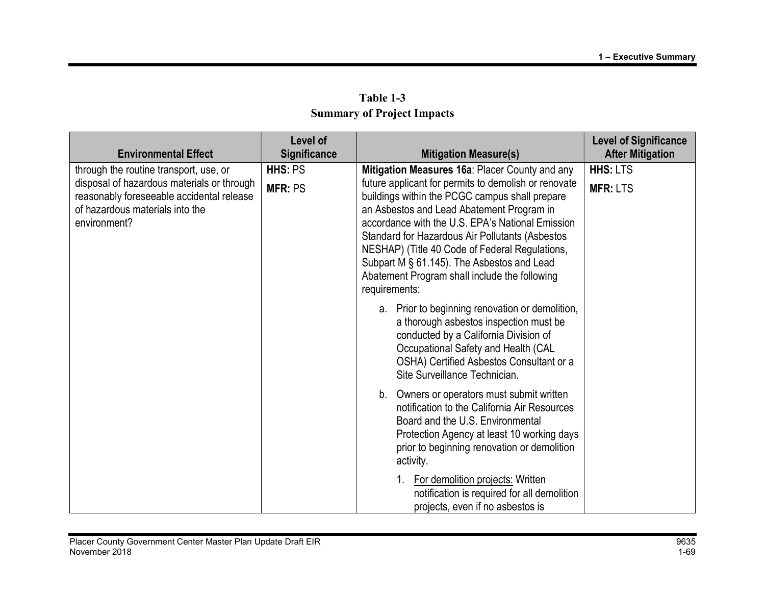**Table 1-3**
**Summary of Project Impacts**

| Environmental Effect | Level of Significance | Mitigation Measure(s) | Level of Significance After Mitigation |
|---|---|---|---|
| through the routine transport, use, or disposal of hazardous materials or through reasonably foreseeable accidental release of hazardous materials into the environment? | **HHS:** PS<br>**MFR:** PS | **Mitigation Measures 16a**: Placer County and any future applicant for permits to demolish or renovate buildings within the PCGC campus shall prepare an Asbestos and Lead Abatement Program in accordance with the U.S. EPA's National Emission Standard for Hazardous Air Pollutants (Asbestos NESHAP) (Title 40 Code of Federal Regulations, Subpart M § 61.145). The Asbestos and Lead Abatement Program shall include the following requirements:<br>a. Prior to beginning renovation or demolition, a thorough asbestos inspection must be conducted by a California Division of Occupational Safety and Health (CAL OSHA) Certified Asbestos Consultant or a Site Surveillance Technician.<br>b. Owners or operators must submit written notification to the California Air Resources Board and the U.S. Environmental Protection Agency at least 10 working days prior to beginning renovation or demolition activity.<br>1. <u>For demolition projects:</u> Written notification is required for all demolition projects, even if no asbestos is | **HHS:** LTS<br>**MFR:** LTS |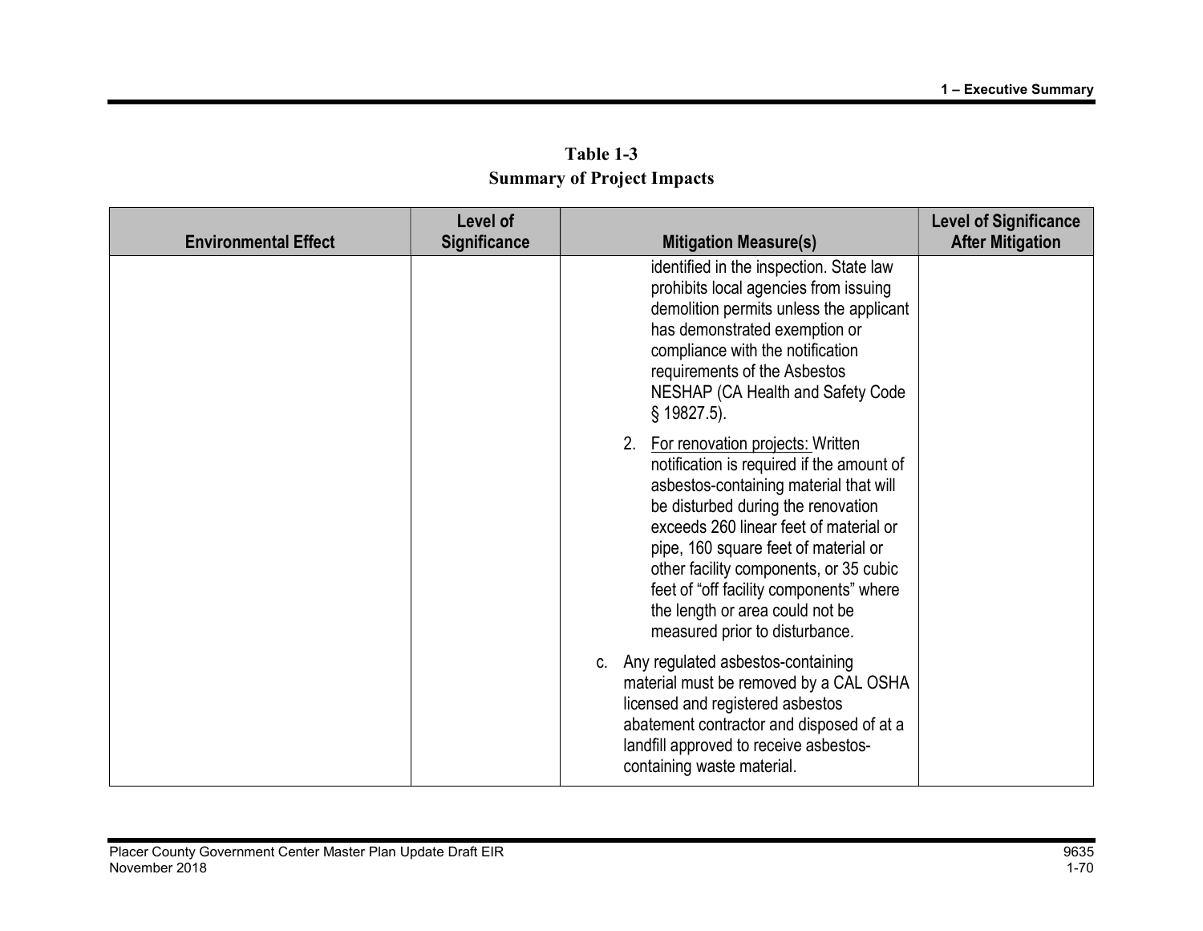**Table 1-3**
**Summary of Project Impacts**

| Environmental Effect | Level of Significance | Mitigation Measure(s) | Level of Significance After Mitigation |
|---|---|---|---|
| | | identified in the inspection. State law prohibits local agencies from issuing demolition permits unless the applicant has demonstrated exemption or compliance with the notification requirements of the Asbestos NESHAP (CA Health and Safety Code § 19827.5).<br><br>2. For renovation projects: Written notification is required if the amount of asbestos-containing material that will be disturbed during the renovation exceeds 260 linear feet of material or pipe, 160 square feet of material or other facility components, or 35 cubic feet of "off facility components" where the length or area could not be measured prior to disturbance.<br><br>c. Any regulated asbestos-containing material must be removed by a CAL OSHA licensed and registered asbestos abatement contractor and disposed of at a landfill approved to receive asbestos-containing waste material. | |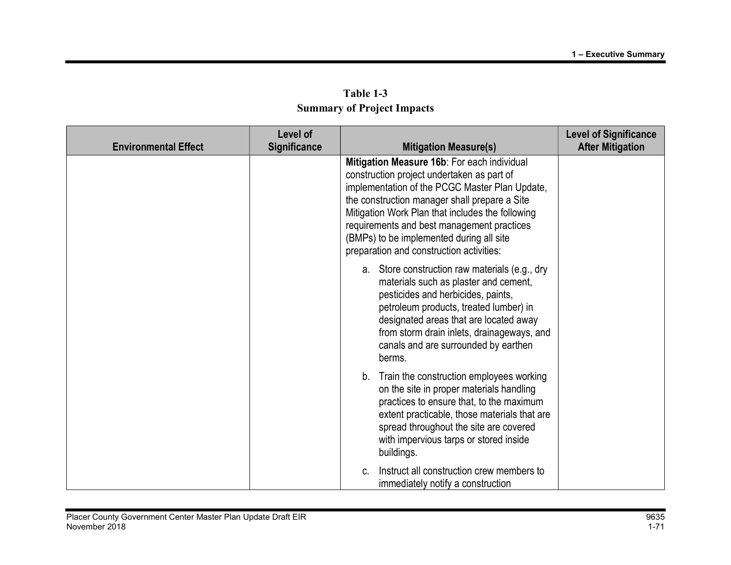**Table 1-3**
**Summary of Project Impacts**

| Environmental Effect | Level of Significance | Mitigation Measure(s) | Level of Significance After Mitigation |
|---|---|---|---|
| | | **Mitigation Measure 16b**: For each individual construction project undertaken as part of implementation of the PCGC Master Plan Update, the construction manager shall prepare a Site Mitigation Work Plan that includes the following requirements and best management practices (BMPs) to be implemented during all site preparation and construction activities:<br><br>a. Store construction raw materials (e.g., dry materials such as plaster and cement, pesticides and herbicides, paints, petroleum products, treated lumber) in designated areas that are located away from storm drain inlets, drainageways, and canals and are surrounded by earthen berms.<br><br>b. Train the construction employees working on the site in proper materials handling practices to ensure that, to the maximum extent practicable, those materials that are spread throughout the site are covered with impervious tarps or stored inside buildings.<br><br>c. Instruct all construction crew members to immediately notify a construction | |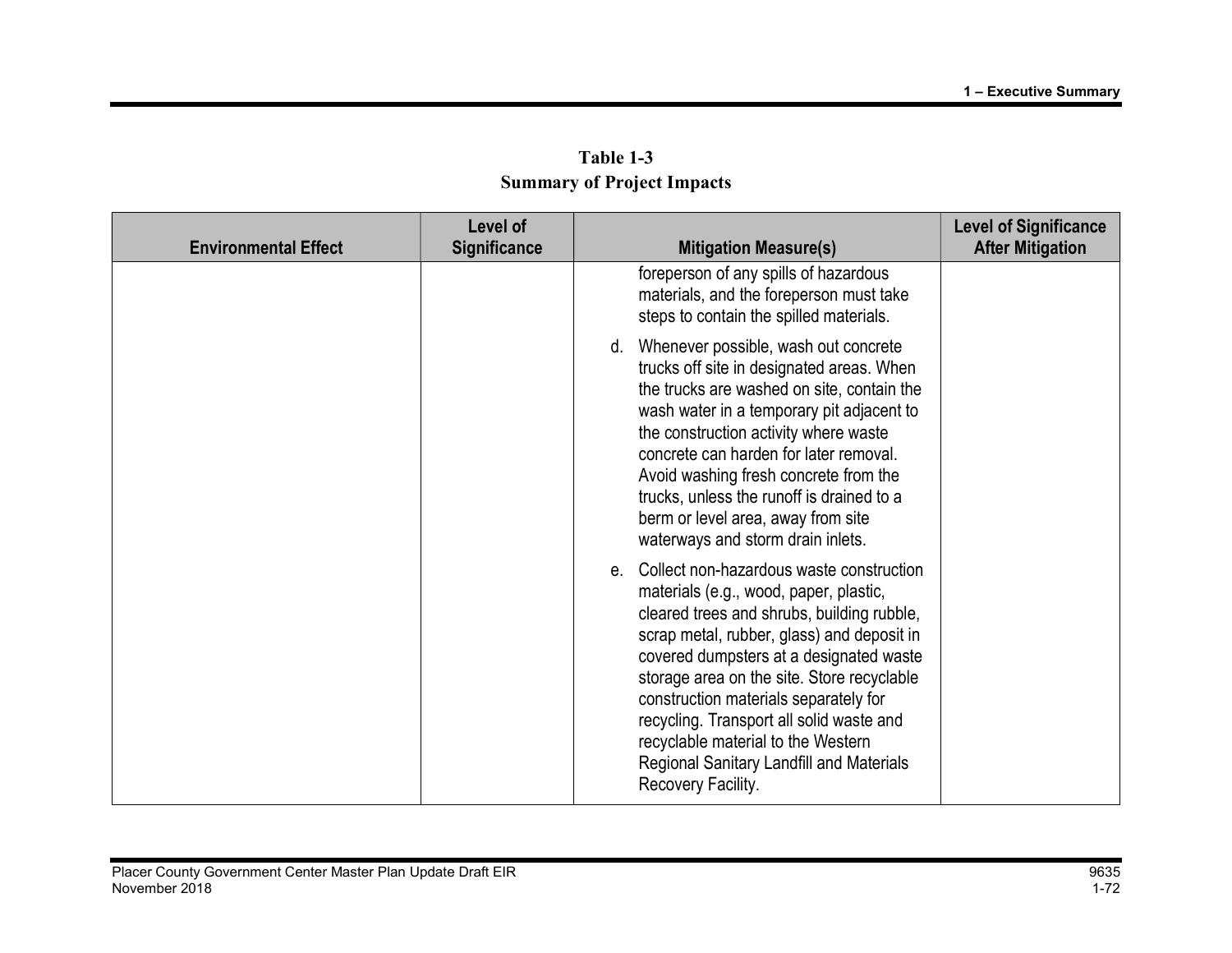**Table 1-3**
**Summary of Project Impacts**

| Environmental Effect | Level of Significance | Mitigation Measure(s) | Level of Significance After Mitigation |
|---|---|---|---|
| | | foreperson of any spills of hazardous materials, and the foreperson must take steps to contain the spilled materials.<br><br>d. Whenever possible, wash out concrete trucks off site in designated areas. When the trucks are washed on site, contain the wash water in a temporary pit adjacent to the construction activity where waste concrete can harden for later removal. Avoid washing fresh concrete from the trucks, unless the runoff is drained to a berm or level area, away from site waterways and storm drain inlets.<br><br>e. Collect non-hazardous waste construction materials (e.g., wood, paper, plastic, cleared trees and shrubs, building rubble, scrap metal, rubber, glass) and deposit in covered dumpsters at a designated waste storage area on the site. Store recyclable construction materials separately for recycling. Transport all solid waste and recyclable material to the Western Regional Sanitary Landfill and Materials Recovery Facility. | |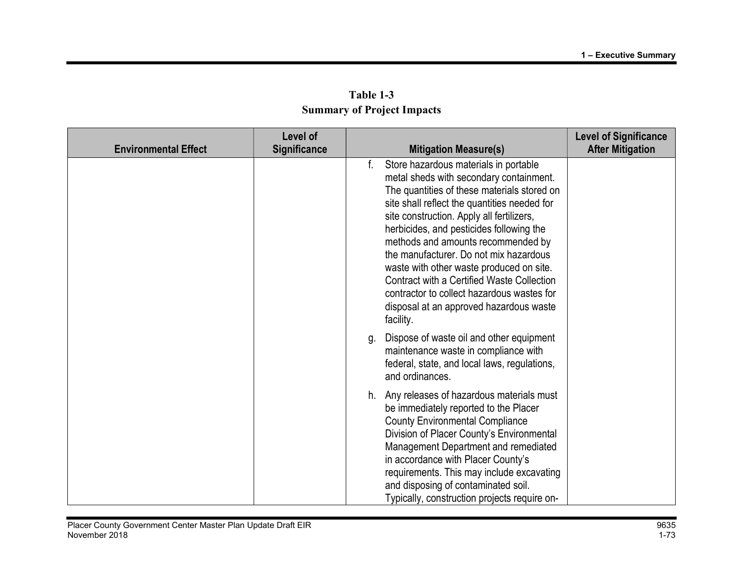**Table 1-3**
**Summary of Project Impacts**

| Environmental Effect | Level of Significance | Mitigation Measure(s) | Level of Significance After Mitigation |
|---|---|---|---|
| | | f. Store hazardous materials in portable metal sheds with secondary containment. The quantities of these materials stored on site shall reflect the quantities needed for site construction. Apply all fertilizers, herbicides, and pesticides following the methods and amounts recommended by the manufacturer. Do not mix hazardous waste with other waste produced on site. Contract with a Certified Waste Collection contractor to collect hazardous wastes for disposal at an approved hazardous waste facility.<br><br>g. Dispose of waste oil and other equipment maintenance waste in compliance with federal, state, and local laws, regulations, and ordinances.<br><br>h. Any releases of hazardous materials must be immediately reported to the Placer County Environmental Compliance Division of Placer County's Environmental Management Department and remediated in accordance with Placer County's requirements. This may include excavating and disposing of contaminated soil. Typically, construction projects require on- | |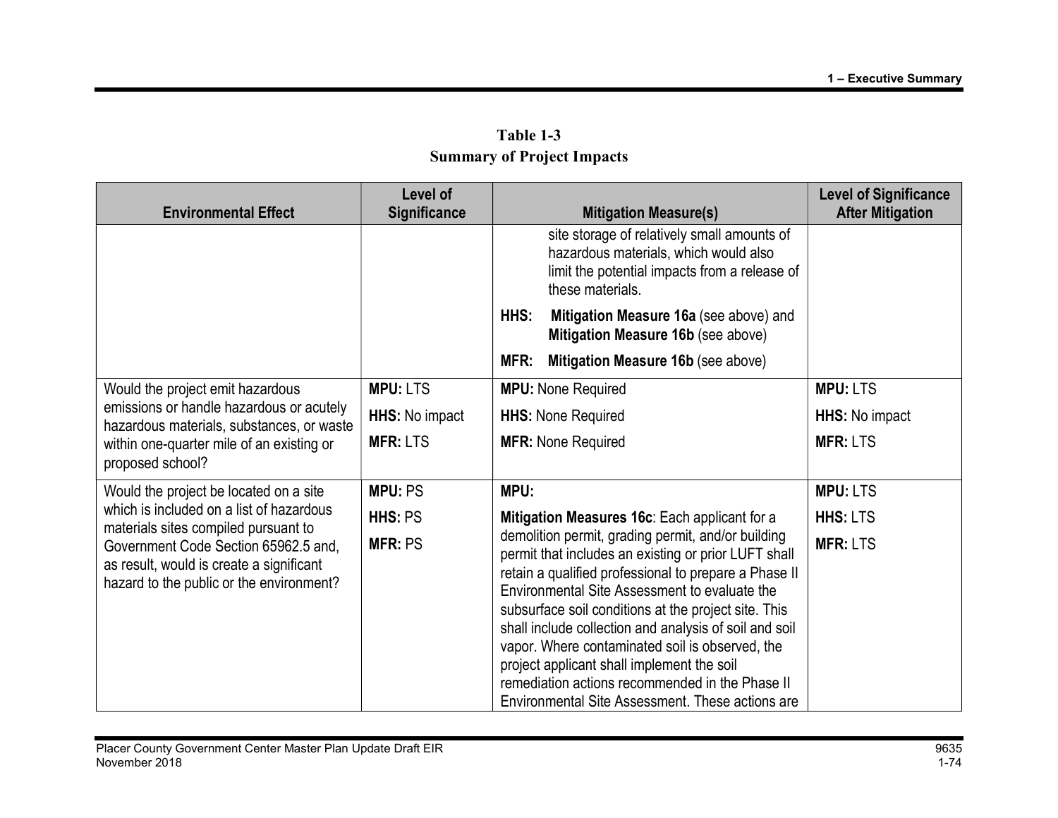**Table 1-3**
**Summary of Project Impacts**

| Environmental Effect | Level of Significance | Mitigation Measure(s) | Level of Significance After Mitigation |
|---|---|---|---|
| | | site storage of relatively small amounts of hazardous materials, which would also limit the potential impacts from a release of these materials.<br>**HHS:** **Mitigation Measure 16a** (see above) and **Mitigation Measure 16b** (see above)<br>**MFR:** **Mitigation Measure 16b** (see above) | |
| Would the project emit hazardous emissions or handle hazardous or acutely hazardous materials, substances, or waste within one-quarter mile of an existing or proposed school? | **MPU:** LTS<br>**HHS:** No impact<br>**MFR:** LTS | **MPU:** None Required<br>**HHS:** None Required<br>**MFR:** None Required | **MPU:** LTS<br>**HHS:** No impact<br>**MFR:** LTS |
| Would the project be located on a site which is included on a list of hazardous materials sites compiled pursuant to Government Code Section 65962.5 and, as result, would is create a significant hazard to the public or the environment? | **MPU:** PS<br>**HHS:** PS<br>**MFR:** PS | **MPU:**<br>**Mitigation Measures 16c**: Each applicant for a demolition permit, grading permit, and/or building permit that includes an existing or prior LUFT shall retain a qualified professional to prepare a Phase II Environmental Site Assessment to evaluate the subsurface soil conditions at the project site. This shall include collection and analysis of soil and soil vapor. Where contaminated soil is observed, the project applicant shall implement the soil remediation actions recommended in the Phase II Environmental Site Assessment. These actions are | **MPU:** LTS<br>**HHS:** LTS<br>**MFR:** LTS |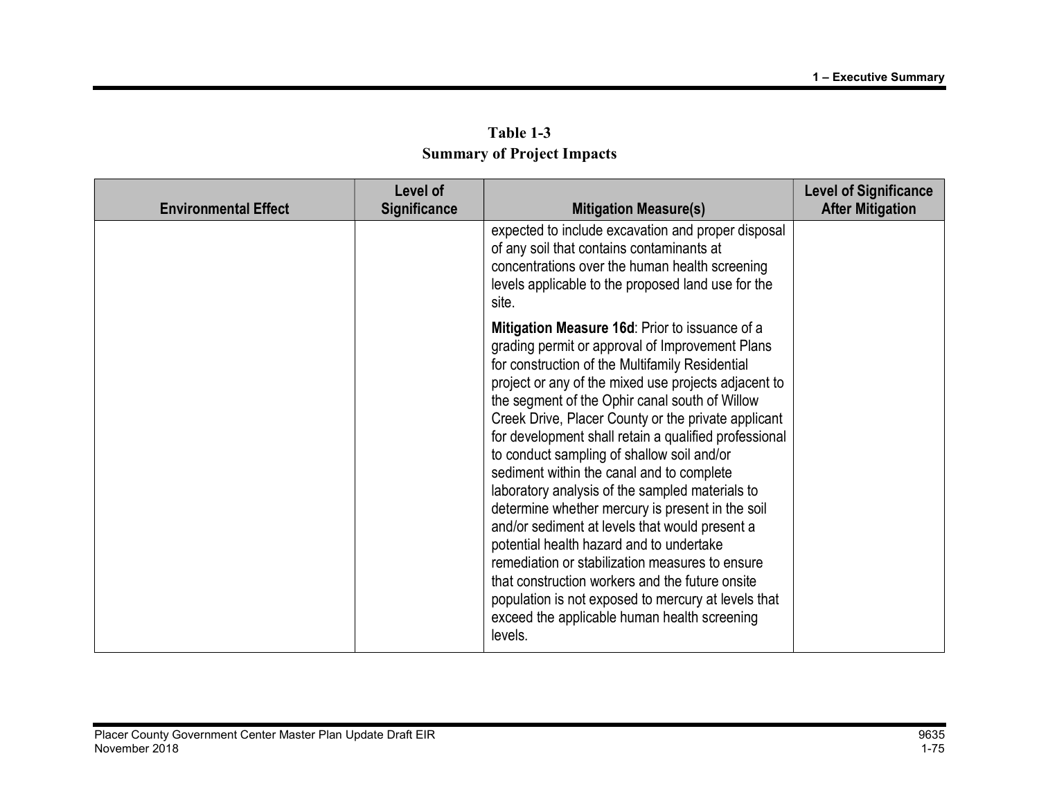**Table 1-3**
**Summary of Project Impacts**

| Environmental Effect | Level of Significance | Mitigation Measure(s) | Level of Significance After Mitigation |
|---|---|---|---|
| | | expected to include excavation and proper disposal of any soil that contains contaminants at concentrations over the human health screening levels applicable to the proposed land use for the site.<br><br>**Mitigation Measure 16d**: Prior to issuance of a grading permit or approval of Improvement Plans for construction of the Multifamily Residential project or any of the mixed use projects adjacent to the segment of the Ophir canal south of Willow Creek Drive, Placer County or the private applicant for development shall retain a qualified professional to conduct sampling of shallow soil and/or sediment within the canal and to complete laboratory analysis of the sampled materials to determine whether mercury is present in the soil and/or sediment at levels that would present a potential health hazard and to undertake remediation or stabilization measures to ensure that construction workers and the future onsite population is not exposed to mercury at levels that exceed the applicable human health screening levels. | |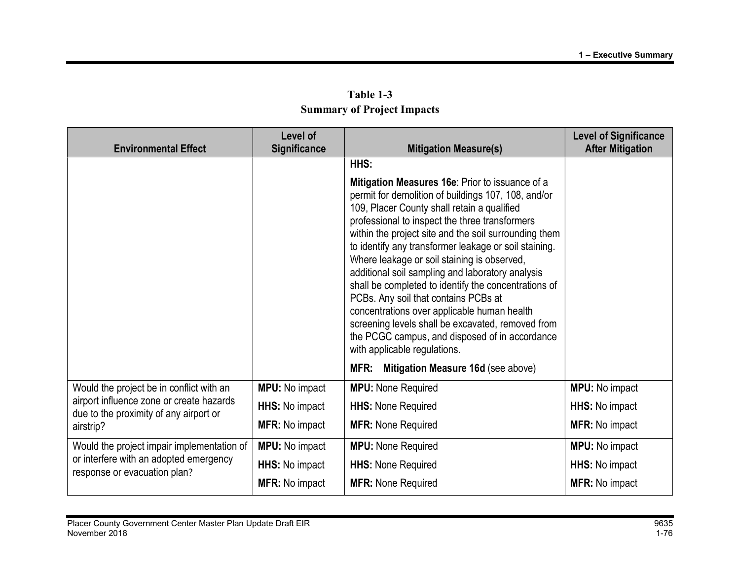**Table 1-3**
**Summary of Project Impacts**

| Environmental Effect | Level of Significance | Mitigation Measure(s) | Level of Significance After Mitigation |
|---|---|---|---|
| | | **HHS:**<br><br>**Mitigation Measures 16e**: Prior to issuance of a permit for demolition of buildings 107, 108, and/or 109, Placer County shall retain a qualified professional to inspect the three transformers within the project site and the soil surrounding them to identify any transformer leakage or soil staining. Where leakage or soil staining is observed, additional soil sampling and laboratory analysis shall be completed to identify the concentrations of PCBs. Any soil that contains PCBs at concentrations over applicable human health screening levels shall be excavated, removed from the PCGC campus, and disposed of in accordance with applicable regulations.<br><br>**MFR: Mitigation Measure 16d** (see above) | |
| Would the project be in conflict with an airport influence zone or create hazards due to the proximity of any airport or airstrip? | **MPU:** No impact<br>**HHS:** No impact<br>**MFR:** No impact | **MPU:** None Required<br>**HHS:** None Required<br>**MFR:** None Required | **MPU:** No impact<br>**HHS:** No impact<br>**MFR:** No impact |
| Would the project impair implementation of or interfere with an adopted emergency response or evacuation plan? | **MPU:** No impact<br>**HHS:** No impact<br>**MFR:** No impact | **MPU:** None Required<br>**HHS:** None Required<br>**MFR:** None Required | **MPU:** No impact<br>**HHS:** No impact<br>**MFR:** No impact |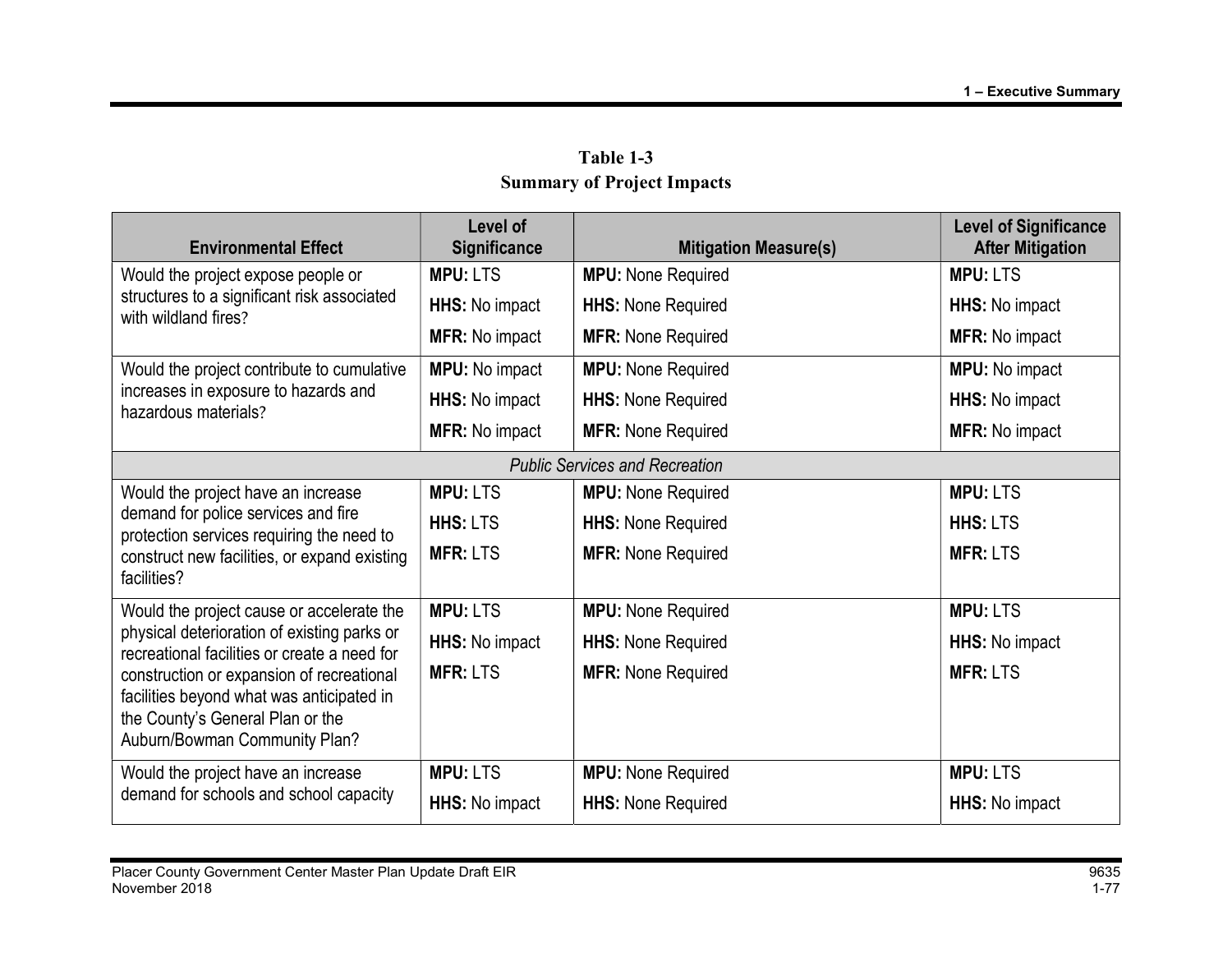**Table 1-3**
**Summary of Project Impacts**

| Environmental Effect | Level of Significance | Mitigation Measure(s) | Level of Significance After Mitigation |
|---|---|---|---|
| Would the project expose people or structures to a significant risk associated with wildland fires? | **MPU:** LTS<br>**HHS:** No impact<br>**MFR:** No impact | **MPU:** None Required<br>**HHS:** None Required<br>**MFR:** None Required | **MPU:** LTS<br>**HHS:** No impact<br>**MFR:** No impact |
| Would the project contribute to cumulative increases in exposure to hazards and hazardous materials? | **MPU:** No impact<br>**HHS:** No impact<br>**MFR:** No impact | **MPU:** None Required<br>**HHS:** None Required<br>**MFR:** None Required | **MPU:** No impact<br>**HHS:** No impact<br>**MFR:** No impact |
| *Public Services and Recreation* | | | |
| Would the project have an increase demand for police services and fire protection services requiring the need to construct new facilities, or expand existing facilities? | **MPU:** LTS<br>**HHS:** LTS<br>**MFR:** LTS | **MPU:** None Required<br>**HHS:** None Required<br>**MFR:** None Required | **MPU:** LTS<br>**HHS:** LTS<br>**MFR:** LTS |
| Would the project cause or accelerate the physical deterioration of existing parks or recreational facilities or create a need for construction or expansion of recreational facilities beyond what was anticipated in the County's General Plan or the Auburn/Bowman Community Plan? | **MPU:** LTS<br>**HHS:** No impact<br>**MFR:** LTS | **MPU:** None Required<br>**HHS:** None Required<br>**MFR:** None Required | **MPU:** LTS<br>**HHS:** No impact<br>**MFR:** LTS |
| Would the project have an increase demand for schools and school capacity | **MPU:** LTS<br>**HHS:** No impact | **MPU:** None Required<br>**HHS:** None Required | **MPU:** LTS<br>**HHS:** No impact |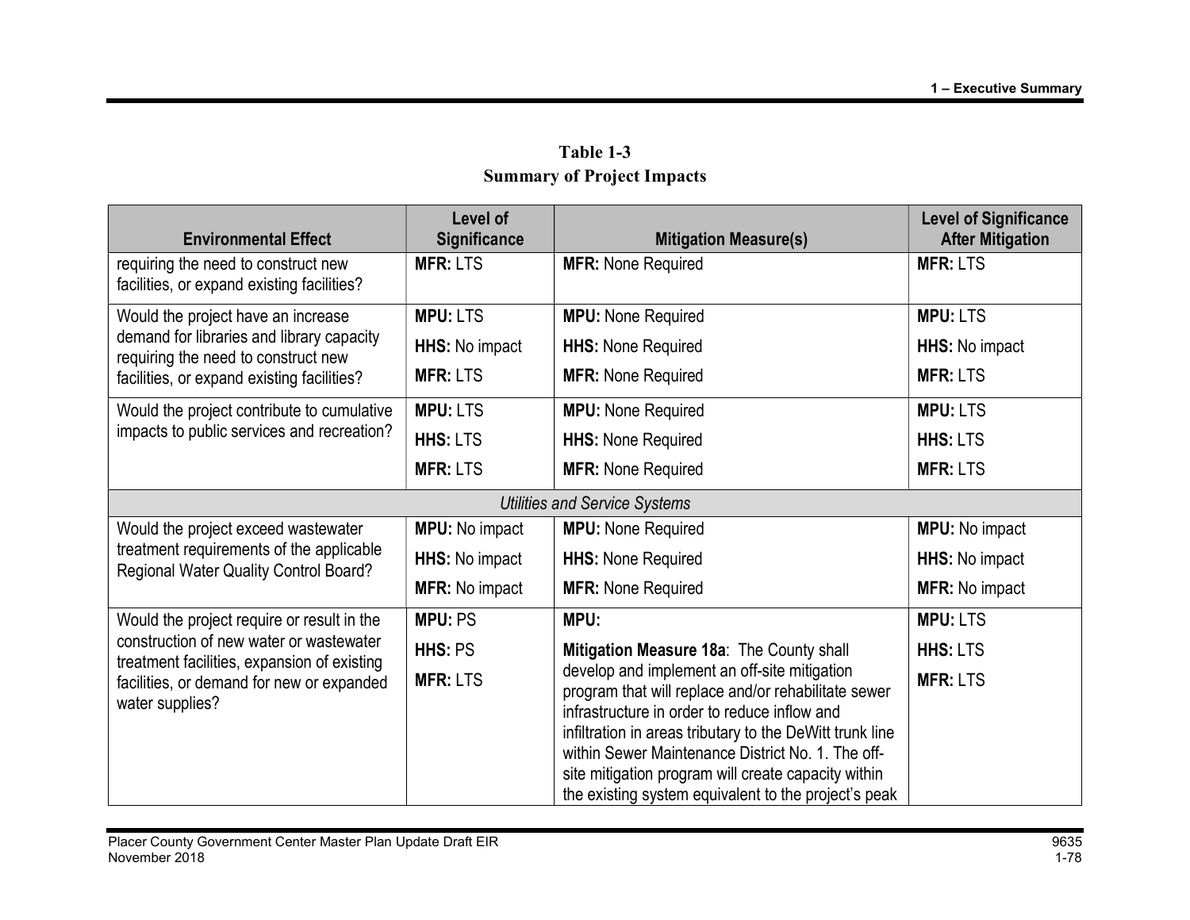**Table 1-3**
**Summary of Project Impacts**

| Environmental Effect | Level of Significance | Mitigation Measure(s) | Level of Significance After Mitigation |
|---|---|---|---|
| requiring the need to construct new facilities, or expand existing facilities? | **MFR:** LTS | **MFR:** None Required | **MFR:** LTS |
| Would the project have an increase demand for libraries and library capacity requiring the need to construct new facilities, or expand existing facilities? | **MPU:** LTS<br>**HHS:** No impact<br>**MFR:** LTS | **MPU:** None Required<br>**HHS:** None Required<br>**MFR:** None Required | **MPU:** LTS<br>**HHS:** No impact<br>**MFR:** LTS |
| Would the project contribute to cumulative impacts to public services and recreation? | **MPU:** LTS<br>**HHS:** LTS<br>**MFR:** LTS | **MPU:** None Required<br>**HHS:** None Required<br>**MFR:** None Required | **MPU:** LTS<br>**HHS:** LTS<br>**MFR:** LTS |
| *Utilities and Service Systems* | | | |
| Would the project exceed wastewater treatment requirements of the applicable Regional Water Quality Control Board? | **MPU:** No impact<br>**HHS:** No impact<br>**MFR:** No impact | **MPU:** None Required<br>**HHS:** None Required<br>**MFR:** None Required | **MPU:** No impact<br>**HHS:** No impact<br>**MFR:** No impact |
| Would the project require or result in the construction of new water or wastewater treatment facilities, expansion of existing facilities, or demand for new or expanded water supplies? | **MPU:** PS<br>**HHS:** PS<br>**MFR:** LTS | **MPU:**<br>**Mitigation Measure 18a**: The County shall develop and implement an off-site mitigation program that will replace and/or rehabilitate sewer infrastructure in order to reduce inflow and infiltration in areas tributary to the DeWitt trunk line within Sewer Maintenance District No. 1. The off-site mitigation program will create capacity within the existing system equivalent to the project's peak | **MPU:** LTS<br>**HHS:** LTS<br>**MFR:** LTS |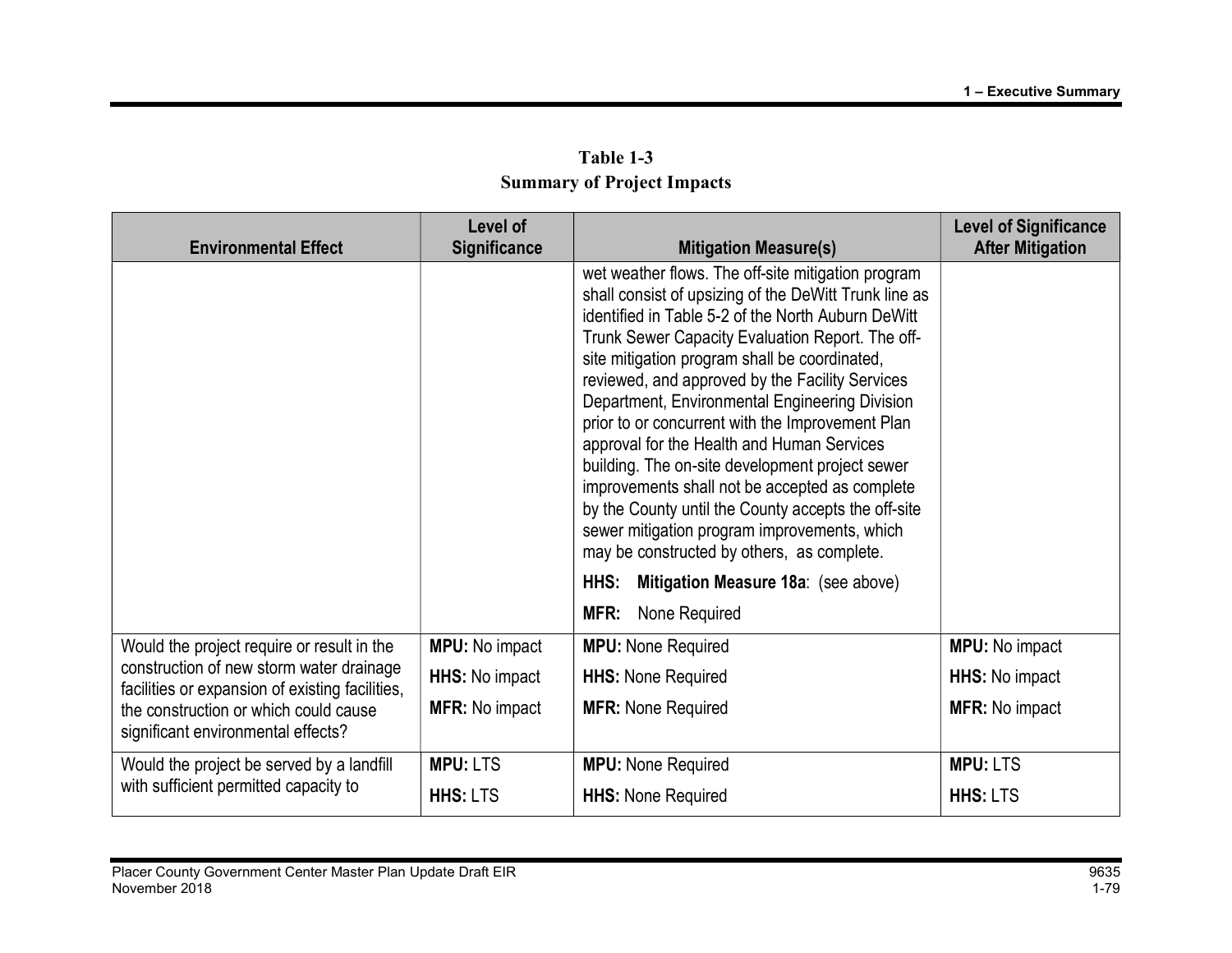**Table 1-3**
**Summary of Project Impacts**

| Environmental Effect | Level of Significance | Mitigation Measure(s) | Level of Significance After Mitigation |
|---|---|---|---|
| | | wet weather flows. The off-site mitigation program shall consist of upsizing of the DeWitt Trunk line as identified in Table 5-2 of the North Auburn DeWitt Trunk Sewer Capacity Evaluation Report. The off-site mitigation program shall be coordinated, reviewed, and approved by the Facility Services Department, Environmental Engineering Division prior to or concurrent with the Improvement Plan approval for the Health and Human Services building. The on-site development project sewer improvements shall not be accepted as complete by the County until the County accepts the off-site sewer mitigation program improvements, which may be constructed by others, as complete.<br>**HHS: Mitigation Measure 18a**: (see above)<br>**MFR:** None Required | |
| Would the project require or result in the construction of new storm water drainage facilities or expansion of existing facilities, the construction or which could cause significant environmental effects? | **MPU:** No impact<br>**HHS:** No impact<br>**MFR:** No impact | **MPU:** None Required<br>**HHS:** None Required<br>**MFR:** None Required | **MPU:** No impact<br>**HHS:** No impact<br>**MFR:** No impact |
| Would the project be served by a landfill with sufficient permitted capacity to | **MPU:** LTS<br>**HHS:** LTS | **MPU:** None Required<br>**HHS:** None Required | **MPU:** LTS<br>**HHS:** LTS |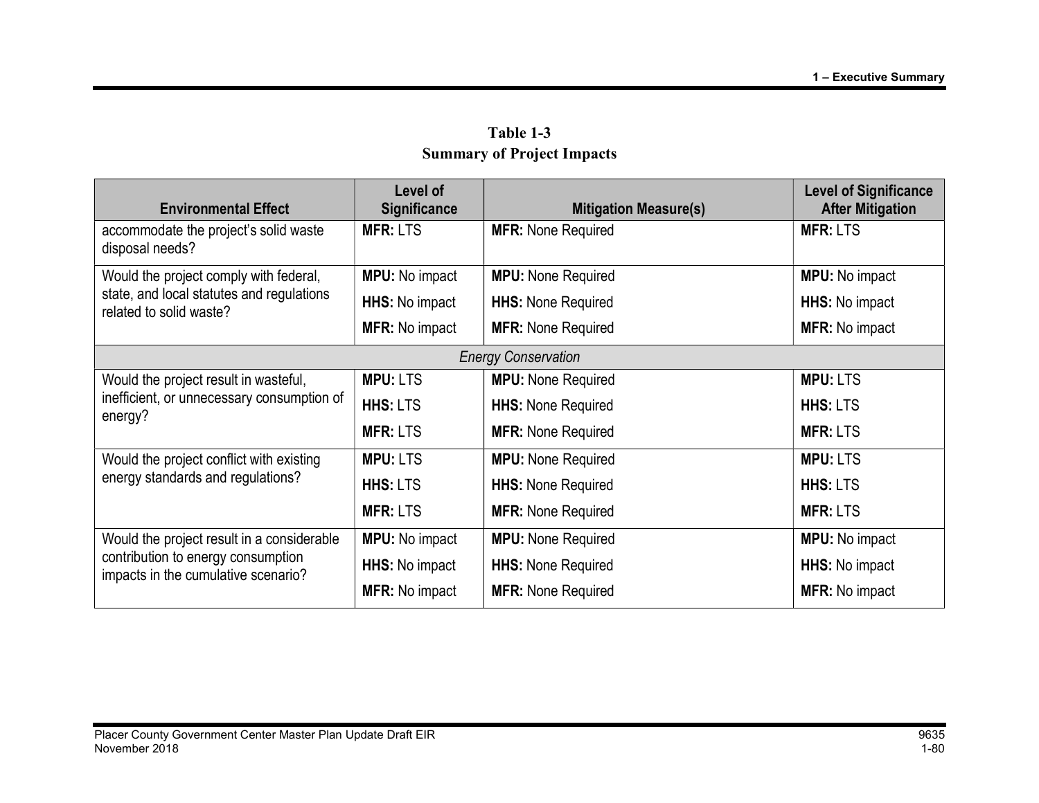**Table 1-3**
**Summary of Project Impacts**

| Environmental Effect | Level of Significance | Mitigation Measure(s) | Level of Significance After Mitigation |
|---|---|---|---|
| accommodate the project's solid waste disposal needs? | **MFR:** LTS | **MFR:** None Required | **MFR:** LTS |
| Would the project comply with federal, state, and local statutes and regulations related to solid waste? | **MPU:** No impact<br>**HHS:** No impact<br>**MFR:** No impact | **MPU:** None Required<br>**HHS:** None Required<br>**MFR:** None Required | **MPU:** No impact<br>**HHS:** No impact<br>**MFR:** No impact |
| *Energy Conservation* | | | |
| Would the project result in wasteful, inefficient, or unnecessary consumption of energy? | **MPU:** LTS<br>**HHS:** LTS<br>**MFR:** LTS | **MPU:** None Required<br>**HHS:** None Required<br>**MFR:** None Required | **MPU:** LTS<br>**HHS:** LTS<br>**MFR:** LTS |
| Would the project conflict with existing energy standards and regulations? | **MPU:** LTS<br>**HHS:** LTS<br>**MFR:** LTS | **MPU:** None Required<br>**HHS:** None Required<br>**MFR:** None Required | **MPU:** LTS<br>**HHS:** LTS<br>**MFR:** LTS |
| Would the project result in a considerable contribution to energy consumption impacts in the cumulative scenario? | **MPU:** No impact<br>**HHS:** No impact<br>**MFR:** No impact | **MPU:** None Required<br>**HHS:** None Required<br>**MFR:** None Required | **MPU:** No impact<br>**HHS:** No impact<br>**MFR:** No impact |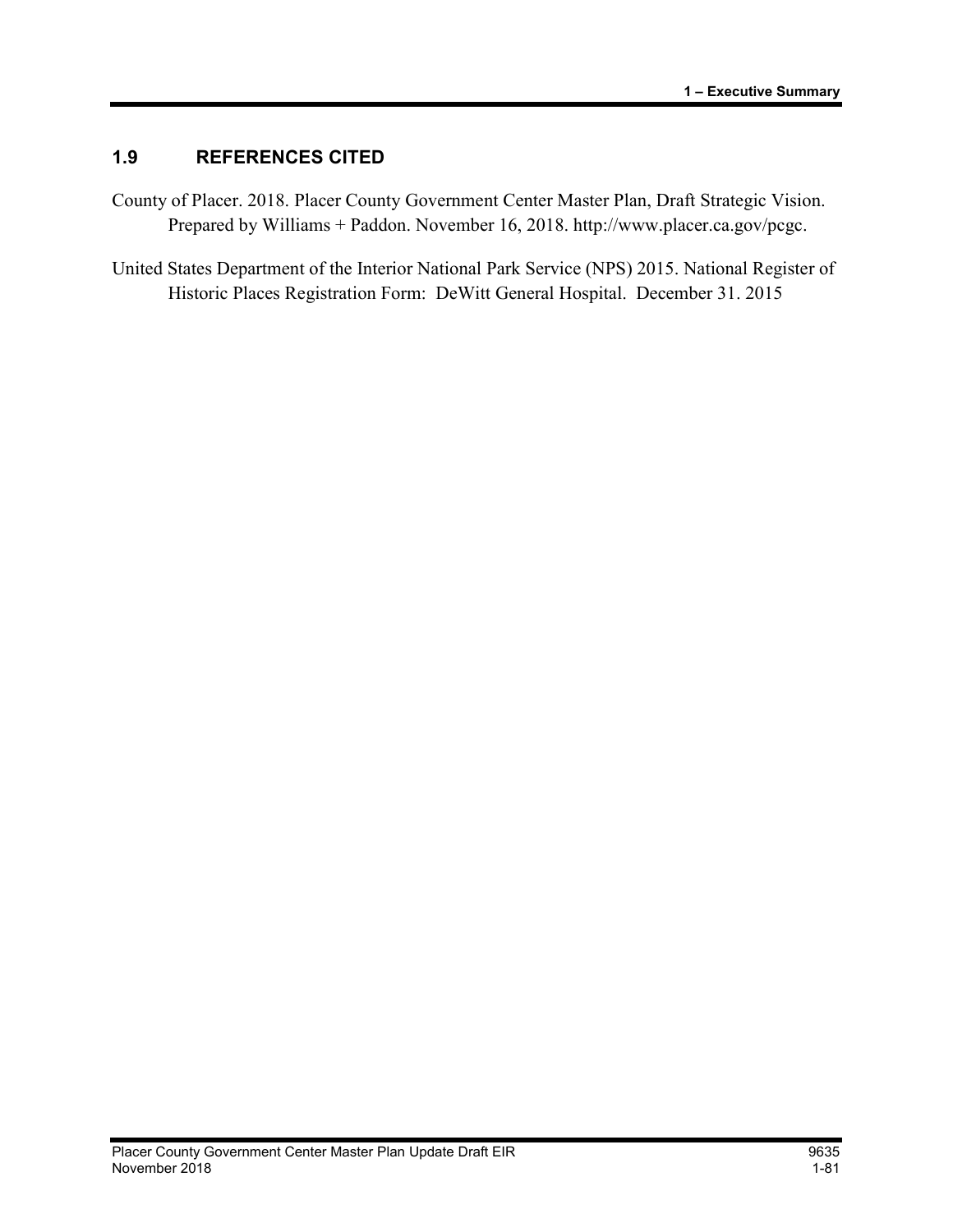## 1.9 REFERENCES CITED

County of Placer. 2018. Placer County Government Center Master Plan, Draft Strategic Vision. Prepared by Williams + Paddon. November 16, 2018. http://www.placer.ca.gov/pcgc.

United States Department of the Interior National Park Service (NPS) 2015. National Register of Historic Places Registration Form: DeWitt General Hospital. December 31. 2015